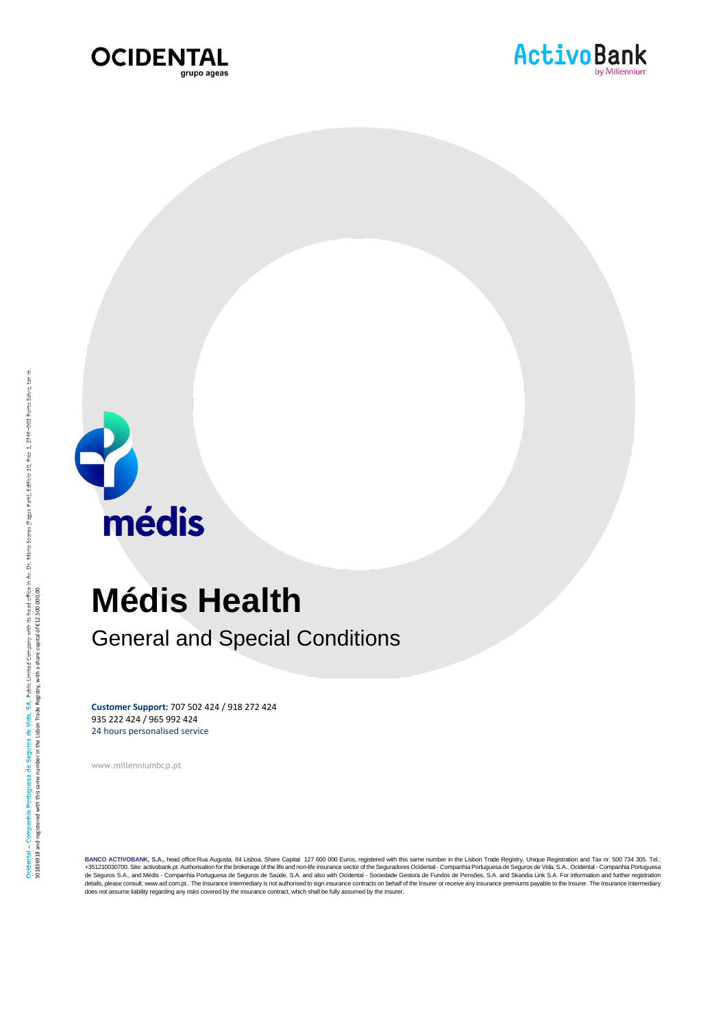OCIDENTAL grupo ageas

ActivoBank by Millennium

médis

# Médis Health

## General and Special Conditions

**Customer Support:** 707 502 424 / 918 272 424
935 222 424 / 965 992 424
24 hours personalised service

www.millenniumbcp.pt

**BANCO ACTIVOBANK, S.A.,** head office:Rua Augusta, 84 Lisboa, Share Capital 127 600 000 Euros, registered with this same number in the Lisbon Trade Registry, Unique Registration and Tax nr. 500 734 305. Tel.: +351210030700. Site: activobank.pt. Authorisation for the brokerage of the life and non-life insurance sector of the Seguradores Ocidental - Companhia Portuguesa de Seguros de Vida, S.A., Ocidental - Companhia Portuguesa de Seguros S.A., and Médis - Companhia Portuguesa de Seguros de Saúde, S.A. and also with Ocidental - Sociedade Gestora de Fundos de Pensões, S.A. and Skandia Link S.A. For information and further registration details, please consult: www.asf.com.pt.. The Insurance Intermediary is not authorised to sign insurance contracts on behalf of the Insurer or receive any insurance premiums payable to the Insurer. The Insurance Intermediary does not assume liability regarding any risks covered by the insurance contract, which shall be fully assumed by the Insurer.

Ocidental – Companhia Portuguesa de Seguros de Vida, SA, Public Limited Company with its head office in Av. Dr. Mário Soares (Tagus Park), Edifício 10, Piso 1, 2744-002 Porto Salvo, tax nr. 501836918 and registered with this same number in the Lisbon Trade Registry, with a share capital of €12.500.000,00.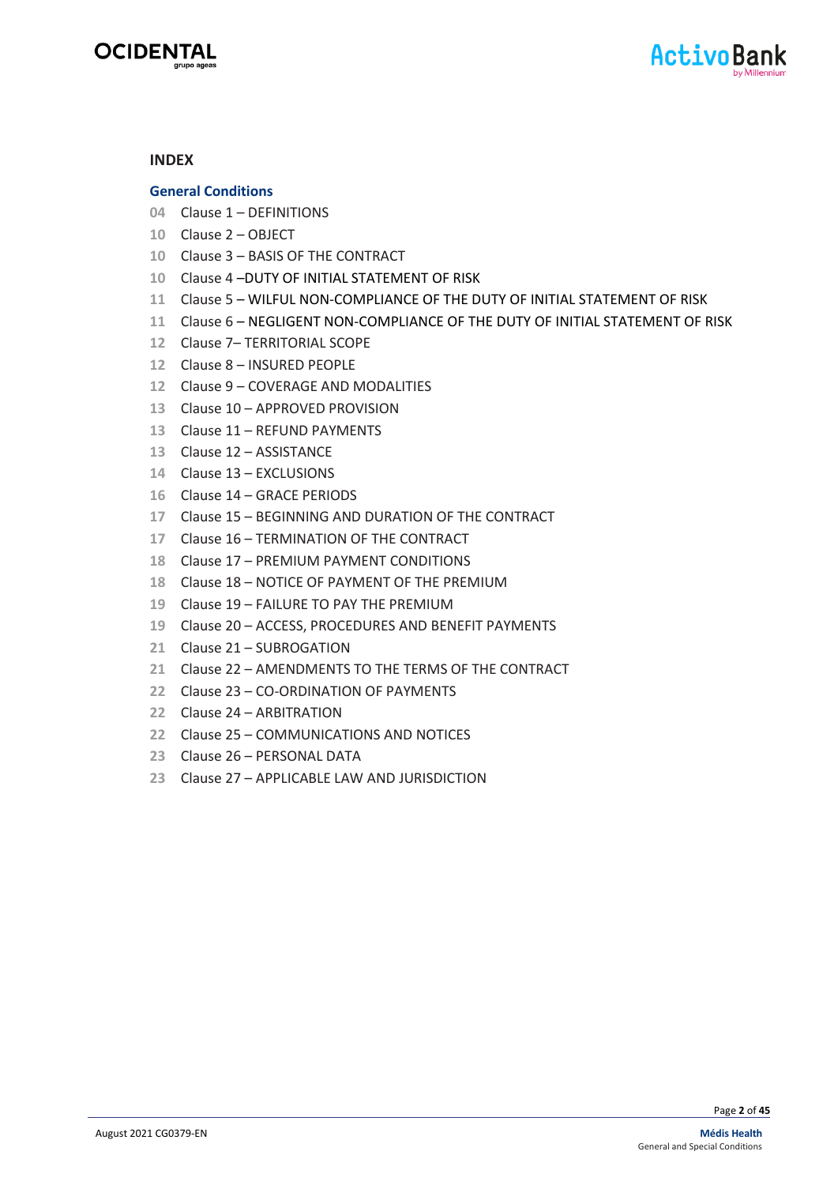## INDEX

### General Conditions

- 04 Clause 1 – DEFINITIONS
- 10 Clause 2 – OBJECT
- 10 Clause 3 – BASIS OF THE CONTRACT
- 10 Clause 4 –DUTY OF INITIAL STATEMENT OF RISK
- 11 Clause 5 – WILFUL NON-COMPLIANCE OF THE DUTY OF INITIAL STATEMENT OF RISK
- 11 Clause 6 – NEGLIGENT NON-COMPLIANCE OF THE DUTY OF INITIAL STATEMENT OF RISK
- 12 Clause 7– TERRITORIAL SCOPE
- 12 Clause 8 – INSURED PEOPLE
- 12 Clause 9 – COVERAGE AND MODALITIES
- 13 Clause 10 – APPROVED PROVISION
- 13 Clause 11 – REFUND PAYMENTS
- 13 Clause 12 – ASSISTANCE
- 14 Clause 13 – EXCLUSIONS
- 16 Clause 14 – GRACE PERIODS
- 17 Clause 15 – BEGINNING AND DURATION OF THE CONTRACT
- 17 Clause 16 – TERMINATION OF THE CONTRACT
- 18 Clause 17 – PREMIUM PAYMENT CONDITIONS
- 18 Clause 18 – NOTICE OF PAYMENT OF THE PREMIUM
- 19 Clause 19 – FAILURE TO PAY THE PREMIUM
- 19 Clause 20 – ACCESS, PROCEDURES AND BENEFIT PAYMENTS
- 21 Clause 21 – SUBROGATION
- 21 Clause 22 – AMENDMENTS TO THE TERMS OF THE CONTRACT
- 22 Clause 23 – CO-ORDINATION OF PAYMENTS
- 22 Clause 24 – ARBITRATION
- 22 Clause 25 – COMMUNICATIONS AND NOTICES
- 23 Clause 26 – PERSONAL DATA
- 23 Clause 27 – APPLICABLE LAW AND JURISDICTION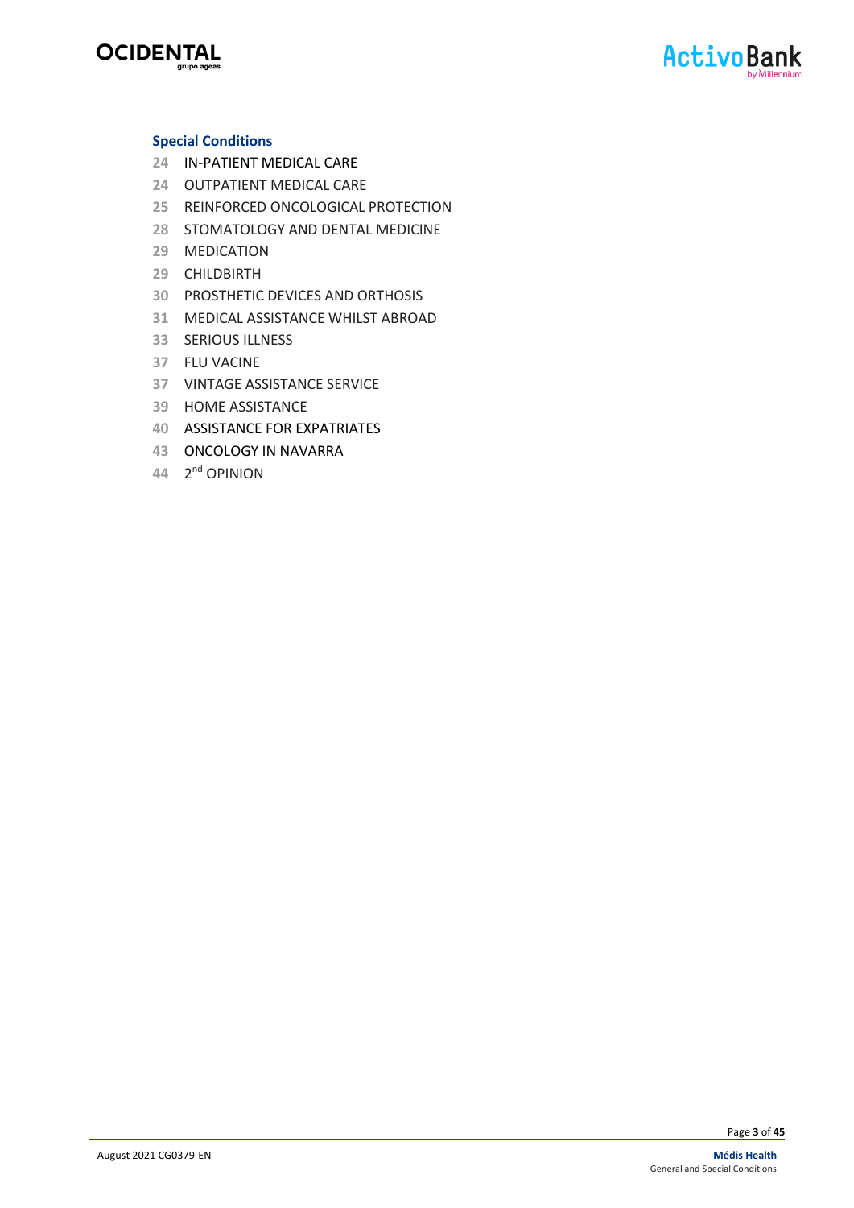**Special Conditions**

24 IN-PATIENT MEDICAL CARE
24 OUTPATIENT MEDICAL CARE
25 REINFORCED ONCOLOGICAL PROTECTION
28 STOMATOLOGY AND DENTAL MEDICINE
29 MEDICATION
29 CHILDBIRTH
30 PROSTHETIC DEVICES AND ORTHOSIS
31 MEDICAL ASSISTANCE WHILST ABROAD
33 SERIOUS ILLNESS
37 FLU VACINE
37 VINTAGE ASSISTANCE SERVICE
39 HOME ASSISTANCE
40 ASSISTANCE FOR EXPATRIATES
43 ONCOLOGY IN NAVARRA
44 2nd OPINION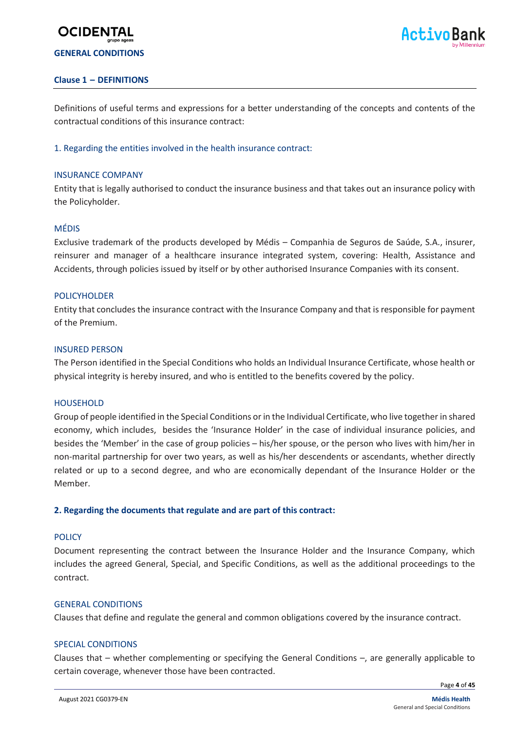## GENERAL CONDITIONS

### Clause 1 – DEFINITIONS

Definitions of useful terms and expressions for a better understanding of the concepts and contents of the contractual conditions of this insurance contract:

#### 1. Regarding the entities involved in the health insurance contract:

INSURANCE COMPANY

Entity that is legally authorised to conduct the insurance business and that takes out an insurance policy with the Policyholder.

MÉDIS

Exclusive trademark of the products developed by Médis – Companhia de Seguros de Saúde, S.A., insurer, reinsurer and manager of a healthcare insurance integrated system, covering: Health, Assistance and Accidents, through policies issued by itself or by other authorised Insurance Companies with its consent.

POLICYHOLDER

Entity that concludes the insurance contract with the Insurance Company and that is responsible for payment of the Premium.

INSURED PERSON

The Person identified in the Special Conditions who holds an Individual Insurance Certificate, whose health or physical integrity is hereby insured, and who is entitled to the benefits covered by the policy.

HOUSEHOLD

Group of people identified in the Special Conditions or in the Individual Certificate, who live together in shared economy, which includes, besides the 'Insurance Holder' in the case of individual insurance policies, and besides the 'Member' in the case of group policies – his/her spouse, or the person who lives with him/her in non-marital partnership for over two years, as well as his/her descendents or ascendants, whether directly related or up to a second degree, and who are economically dependant of the Insurance Holder or the Member.

#### 2. Regarding the documents that regulate and are part of this contract:

POLICY

Document representing the contract between the Insurance Holder and the Insurance Company, which includes the agreed General, Special, and Specific Conditions, as well as the additional proceedings to the contract.

GENERAL CONDITIONS

Clauses that define and regulate the general and common obligations covered by the insurance contract.

SPECIAL CONDITIONS

Clauses that – whether complementing or specifying the General Conditions –, are generally applicable to certain coverage, whenever those have been contracted.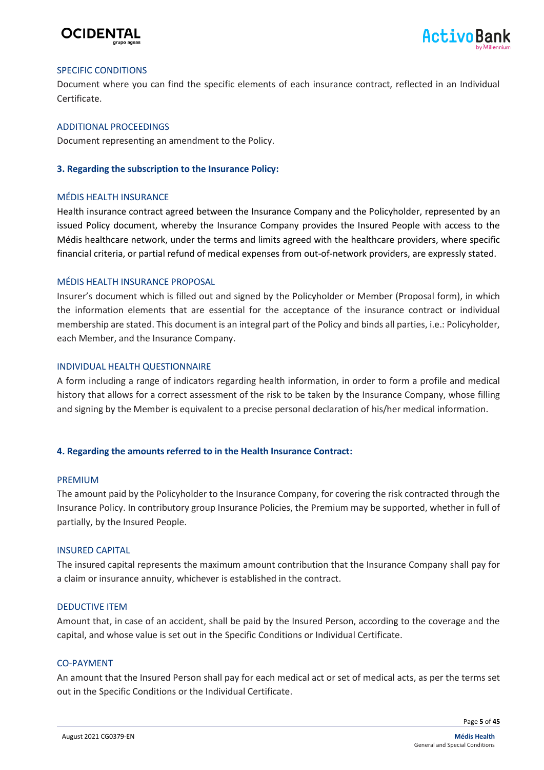#### SPECIFIC CONDITIONS

Document where you can find the specific elements of each insurance contract, reflected in an Individual Certificate.

#### ADDITIONAL PROCEEDINGS

Document representing an amendment to the Policy.

### 3. Regarding the subscription to the Insurance Policy:

#### MÉDIS HEALTH INSURANCE

Health insurance contract agreed between the Insurance Company and the Policyholder, represented by an issued Policy document, whereby the Insurance Company provides the Insured People with access to the Médis healthcare network, under the terms and limits agreed with the healthcare providers, where specific financial criteria, or partial refund of medical expenses from out-of-network providers, are expressly stated.

#### MÉDIS HEALTH INSURANCE PROPOSAL

Insurer's document which is filled out and signed by the Policyholder or Member (Proposal form), in which the information elements that are essential for the acceptance of the insurance contract or individual membership are stated. This document is an integral part of the Policy and binds all parties, i.e.: Policyholder, each Member, and the Insurance Company.

#### INDIVIDUAL HEALTH QUESTIONNAIRE

A form including a range of indicators regarding health information, in order to form a profile and medical history that allows for a correct assessment of the risk to be taken by the Insurance Company, whose filling and signing by the Member is equivalent to a precise personal declaration of his/her medical information.

### 4. Regarding the amounts referred to in the Health Insurance Contract:

#### PREMIUM

The amount paid by the Policyholder to the Insurance Company, for covering the risk contracted through the Insurance Policy. In contributory group Insurance Policies, the Premium may be supported, whether in full of partially, by the Insured People.

#### INSURED CAPITAL

The insured capital represents the maximum amount contribution that the Insurance Company shall pay for a claim or insurance annuity, whichever is established in the contract.

#### DEDUCTIVE ITEM

Amount that, in case of an accident, shall be paid by the Insured Person, according to the coverage and the capital, and whose value is set out in the Specific Conditions or Individual Certificate.

#### CO-PAYMENT

An amount that the Insured Person shall pay for each medical act or set of medical acts, as per the terms set out in the Specific Conditions or the Individual Certificate.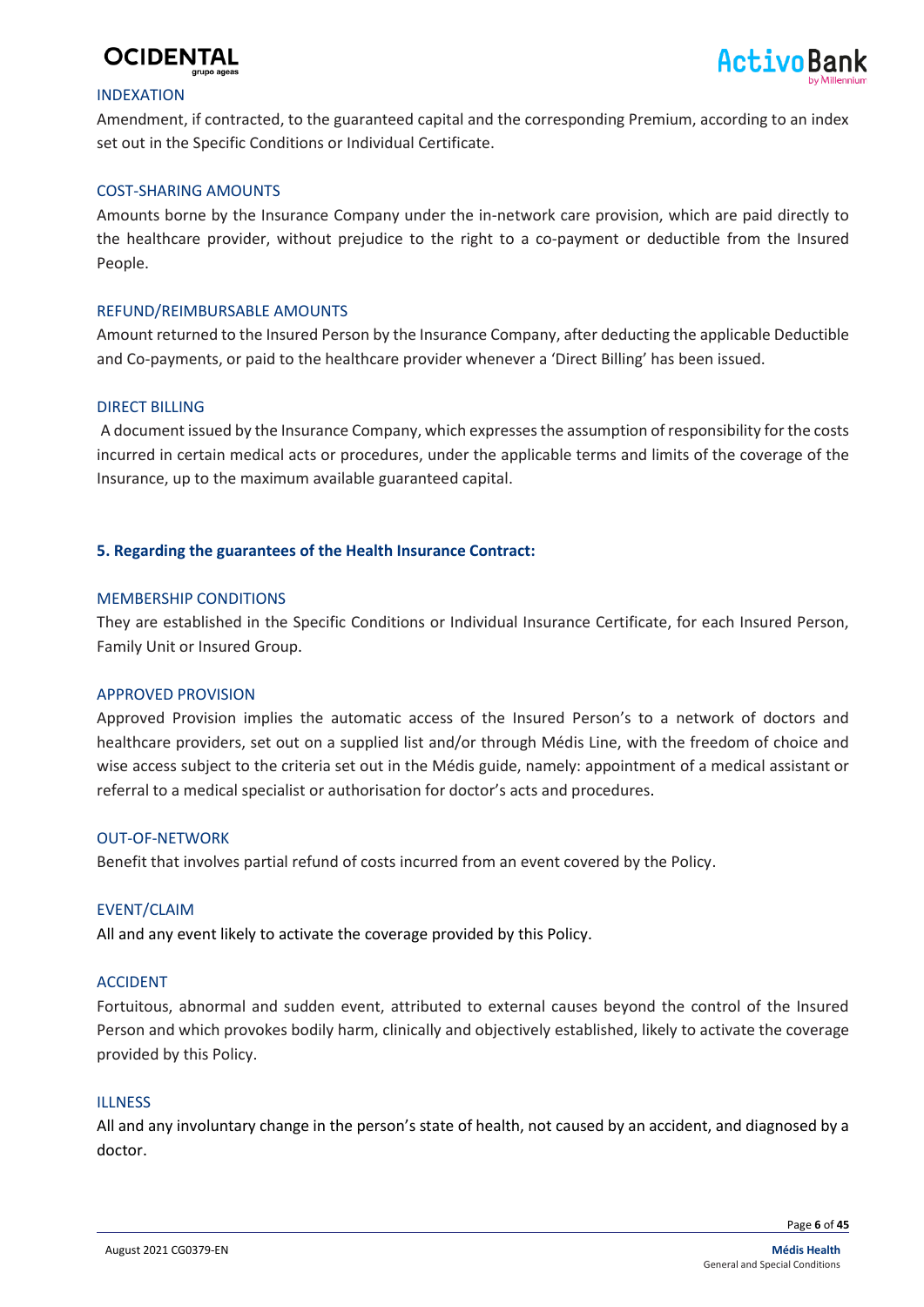#### INDEXATION

Amendment, if contracted, to the guaranteed capital and the corresponding Premium, according to an index set out in the Specific Conditions or Individual Certificate.

#### COST-SHARING AMOUNTS

Amounts borne by the Insurance Company under the in-network care provision, which are paid directly to the healthcare provider, without prejudice to the right to a co-payment or deductible from the Insured People.

#### REFUND/REIMBURSABLE AMOUNTS

Amount returned to the Insured Person by the Insurance Company, after deducting the applicable Deductible and Co-payments, or paid to the healthcare provider whenever a 'Direct Billing' has been issued.

#### DIRECT BILLING

A document issued by the Insurance Company, which expresses the assumption of responsibility for the costs incurred in certain medical acts or procedures, under the applicable terms and limits of the coverage of the Insurance, up to the maximum available guaranteed capital.

### 5. Regarding the guarantees of the Health Insurance Contract:

#### MEMBERSHIP CONDITIONS

They are established in the Specific Conditions or Individual Insurance Certificate, for each Insured Person, Family Unit or Insured Group.

#### APPROVED PROVISION

Approved Provision implies the automatic access of the Insured Person's to a network of doctors and healthcare providers, set out on a supplied list and/or through Médis Line, with the freedom of choice and wise access subject to the criteria set out in the Médis guide, namely: appointment of a medical assistant or referral to a medical specialist or authorisation for doctor's acts and procedures.

#### OUT-OF-NETWORK

Benefit that involves partial refund of costs incurred from an event covered by the Policy.

#### EVENT/CLAIM

All and any event likely to activate the coverage provided by this Policy.

#### ACCIDENT

Fortuitous, abnormal and sudden event, attributed to external causes beyond the control of the Insured Person and which provokes bodily harm, clinically and objectively established, likely to activate the coverage provided by this Policy.

#### ILLNESS

All and any involuntary change in the person's state of health, not caused by an accident, and diagnosed by a doctor.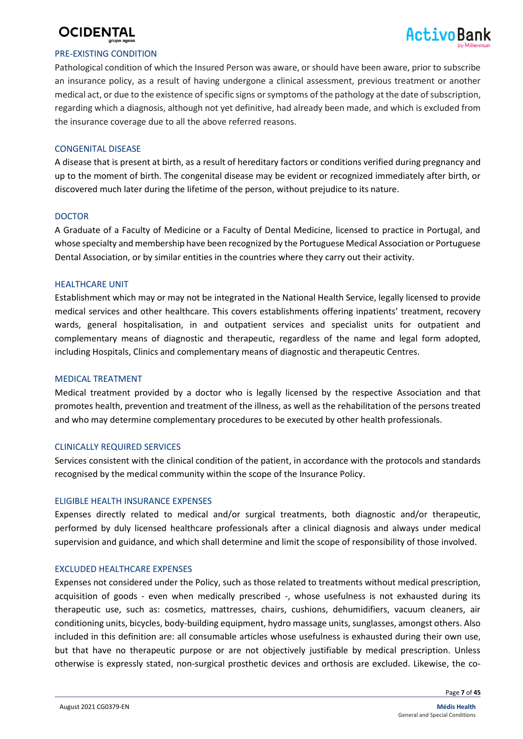### PRE-EXISTING CONDITION

Pathological condition of which the Insured Person was aware, or should have been aware, prior to subscribe an insurance policy, as a result of having undergone a clinical assessment, previous treatment or another medical act, or due to the existence of specific signs or symptoms of the pathology at the date of subscription, regarding which a diagnosis, although not yet definitive, had already been made, and which is excluded from the insurance coverage due to all the above referred reasons.

### CONGENITAL DISEASE

A disease that is present at birth, as a result of hereditary factors or conditions verified during pregnancy and up to the moment of birth. The congenital disease may be evident or recognized immediately after birth, or discovered much later during the lifetime of the person, without prejudice to its nature.

### DOCTOR

A Graduate of a Faculty of Medicine or a Faculty of Dental Medicine, licensed to practice in Portugal, and whose specialty and membership have been recognized by the Portuguese Medical Association or Portuguese Dental Association, or by similar entities in the countries where they carry out their activity.

### HEALTHCARE UNIT

Establishment which may or may not be integrated in the National Health Service, legally licensed to provide medical services and other healthcare. This covers establishments offering inpatients' treatment, recovery wards, general hospitalisation, in and outpatient services and specialist units for outpatient and complementary means of diagnostic and therapeutic, regardless of the name and legal form adopted, including Hospitals, Clinics and complementary means of diagnostic and therapeutic Centres.

### MEDICAL TREATMENT

Medical treatment provided by a doctor who is legally licensed by the respective Association and that promotes health, prevention and treatment of the illness, as well as the rehabilitation of the persons treated and who may determine complementary procedures to be executed by other health professionals.

### CLINICALLY REQUIRED SERVICES

Services consistent with the clinical condition of the patient, in accordance with the protocols and standards recognised by the medical community within the scope of the Insurance Policy.

### ELIGIBLE HEALTH INSURANCE EXPENSES

Expenses directly related to medical and/or surgical treatments, both diagnostic and/or therapeutic, performed by duly licensed healthcare professionals after a clinical diagnosis and always under medical supervision and guidance, and which shall determine and limit the scope of responsibility of those involved.

### EXCLUDED HEALTHCARE EXPENSES

Expenses not considered under the Policy, such as those related to treatments without medical prescription, acquisition of goods - even when medically prescribed -, whose usefulness is not exhausted during its therapeutic use, such as: cosmetics, mattresses, chairs, cushions, dehumidifiers, vacuum cleaners, air conditioning units, bicycles, body-building equipment, hydro massage units, sunglasses, amongst others. Also included in this definition are: all consumable articles whose usefulness is exhausted during their own use, but that have no therapeutic purpose or are not objectively justifiable by medical prescription. Unless otherwise is expressly stated, non-surgical prosthetic devices and orthosis are excluded. Likewise, the co-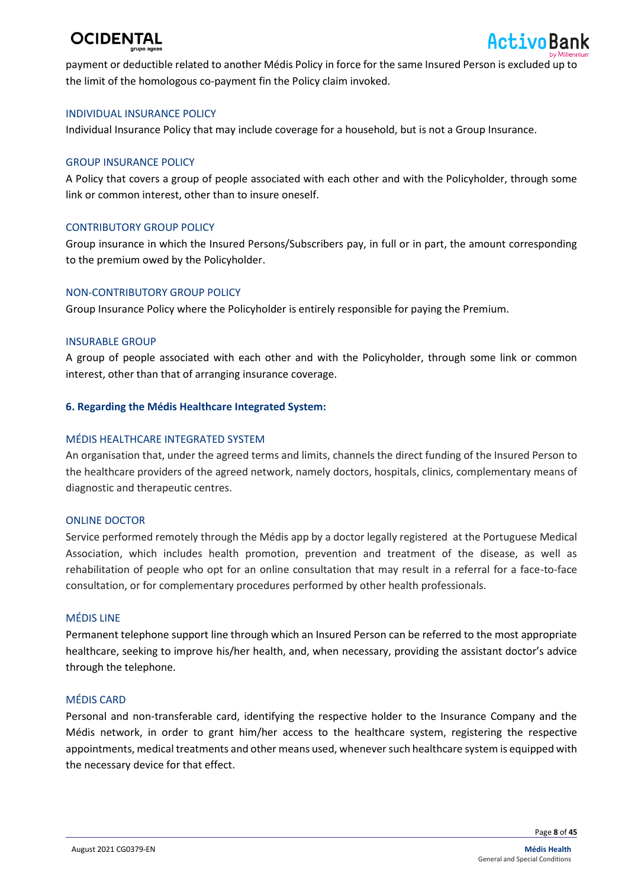payment or deductible related to another Médis Policy in force for the same Insured Person is excluded up to the limit of the homologous co-payment fin the Policy claim invoked.

#### INDIVIDUAL INSURANCE POLICY

Individual Insurance Policy that may include coverage for a household, but is not a Group Insurance.

#### GROUP INSURANCE POLICY

A Policy that covers a group of people associated with each other and with the Policyholder, through some link or common interest, other than to insure oneself.

#### CONTRIBUTORY GROUP POLICY

Group insurance in which the Insured Persons/Subscribers pay, in full or in part, the amount corresponding to the premium owed by the Policyholder.

#### NON-CONTRIBUTORY GROUP POLICY

Group Insurance Policy where the Policyholder is entirely responsible for paying the Premium.

#### INSURABLE GROUP

A group of people associated with each other and with the Policyholder, through some link or common interest, other than that of arranging insurance coverage.

### 6. Regarding the Médis Healthcare Integrated System:

#### MÉDIS HEALTHCARE INTEGRATED SYSTEM

An organisation that, under the agreed terms and limits, channels the direct funding of the Insured Person to the healthcare providers of the agreed network, namely doctors, hospitals, clinics, complementary means of diagnostic and therapeutic centres.

#### ONLINE DOCTOR

Service performed remotely through the Médis app by a doctor legally registered at the Portuguese Medical Association, which includes health promotion, prevention and treatment of the disease, as well as rehabilitation of people who opt for an online consultation that may result in a referral for a face-to-face consultation, or for complementary procedures performed by other health professionals.

#### MÉDIS LINE

Permanent telephone support line through which an Insured Person can be referred to the most appropriate healthcare, seeking to improve his/her health, and, when necessary, providing the assistant doctor's advice through the telephone.

#### MÉDIS CARD

Personal and non-transferable card, identifying the respective holder to the Insurance Company and the Médis network, in order to grant him/her access to the healthcare system, registering the respective appointments, medical treatments and other means used, whenever such healthcare system is equipped with the necessary device for that effect.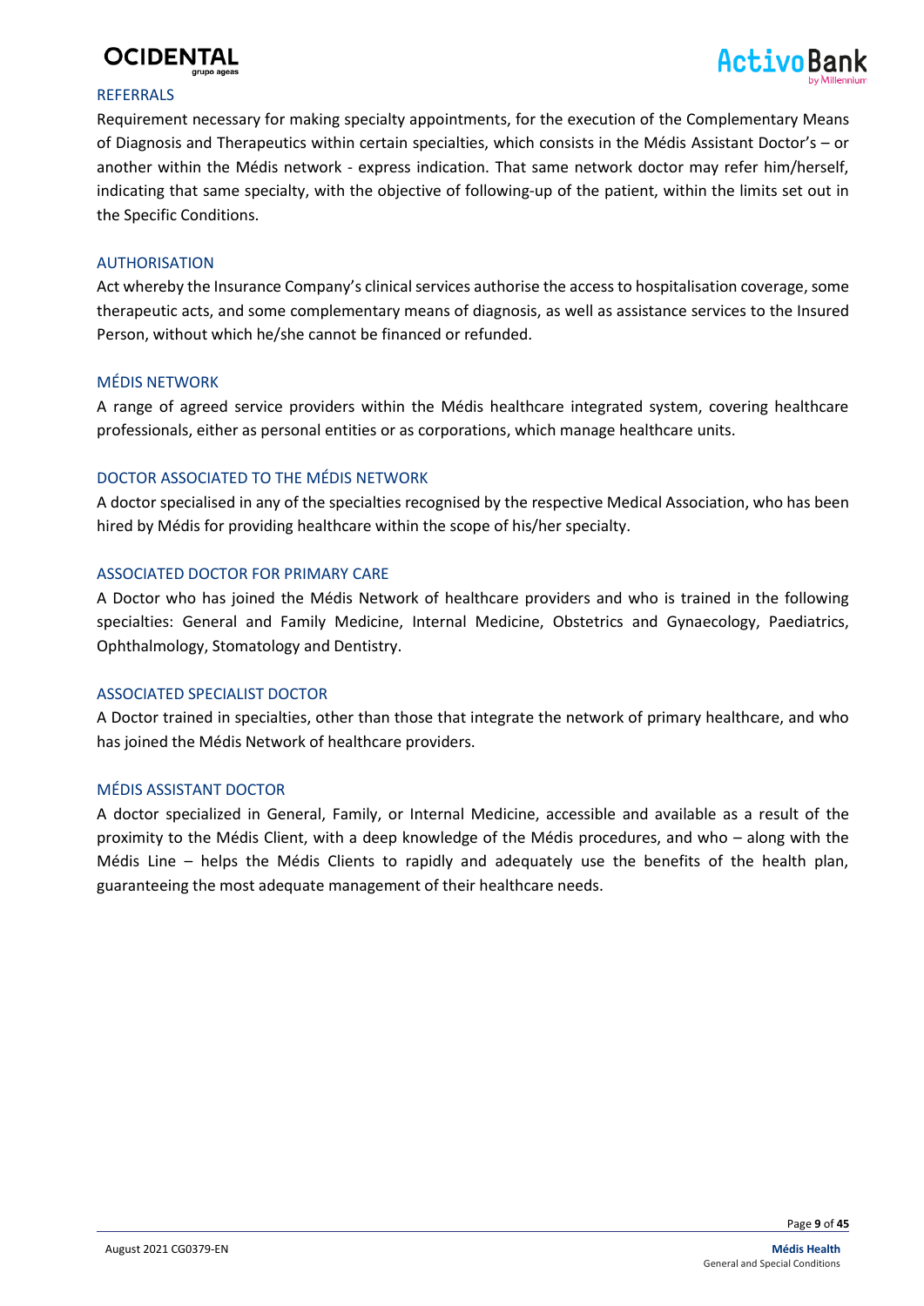## REFERRALS

Requirement necessary for making specialty appointments, for the execution of the Complementary Means of Diagnosis and Therapeutics within certain specialties, which consists in the Médis Assistant Doctor's – or another within the Médis network - express indication. That same network doctor may refer him/herself, indicating that same specialty, with the objective of following-up of the patient, within the limits set out in the Specific Conditions.

## AUTHORISATION

Act whereby the Insurance Company's clinical services authorise the access to hospitalisation coverage, some therapeutic acts, and some complementary means of diagnosis, as well as assistance services to the Insured Person, without which he/she cannot be financed or refunded.

## MÉDIS NETWORK

A range of agreed service providers within the Médis healthcare integrated system, covering healthcare professionals, either as personal entities or as corporations, which manage healthcare units.

## DOCTOR ASSOCIATED TO THE MÉDIS NETWORK

A doctor specialised in any of the specialties recognised by the respective Medical Association, who has been hired by Médis for providing healthcare within the scope of his/her specialty.

## ASSOCIATED DOCTOR FOR PRIMARY CARE

A Doctor who has joined the Médis Network of healthcare providers and who is trained in the following specialties: General and Family Medicine, Internal Medicine, Obstetrics and Gynaecology, Paediatrics, Ophthalmology, Stomatology and Dentistry.

## ASSOCIATED SPECIALIST DOCTOR

A Doctor trained in specialties, other than those that integrate the network of primary healthcare, and who has joined the Médis Network of healthcare providers.

## MÉDIS ASSISTANT DOCTOR

A doctor specialized in General, Family, or Internal Medicine, accessible and available as a result of the proximity to the Médis Client, with a deep knowledge of the Médis procedures, and who – along with the Médis Line – helps the Médis Clients to rapidly and adequately use the benefits of the health plan, guaranteeing the most adequate management of their healthcare needs.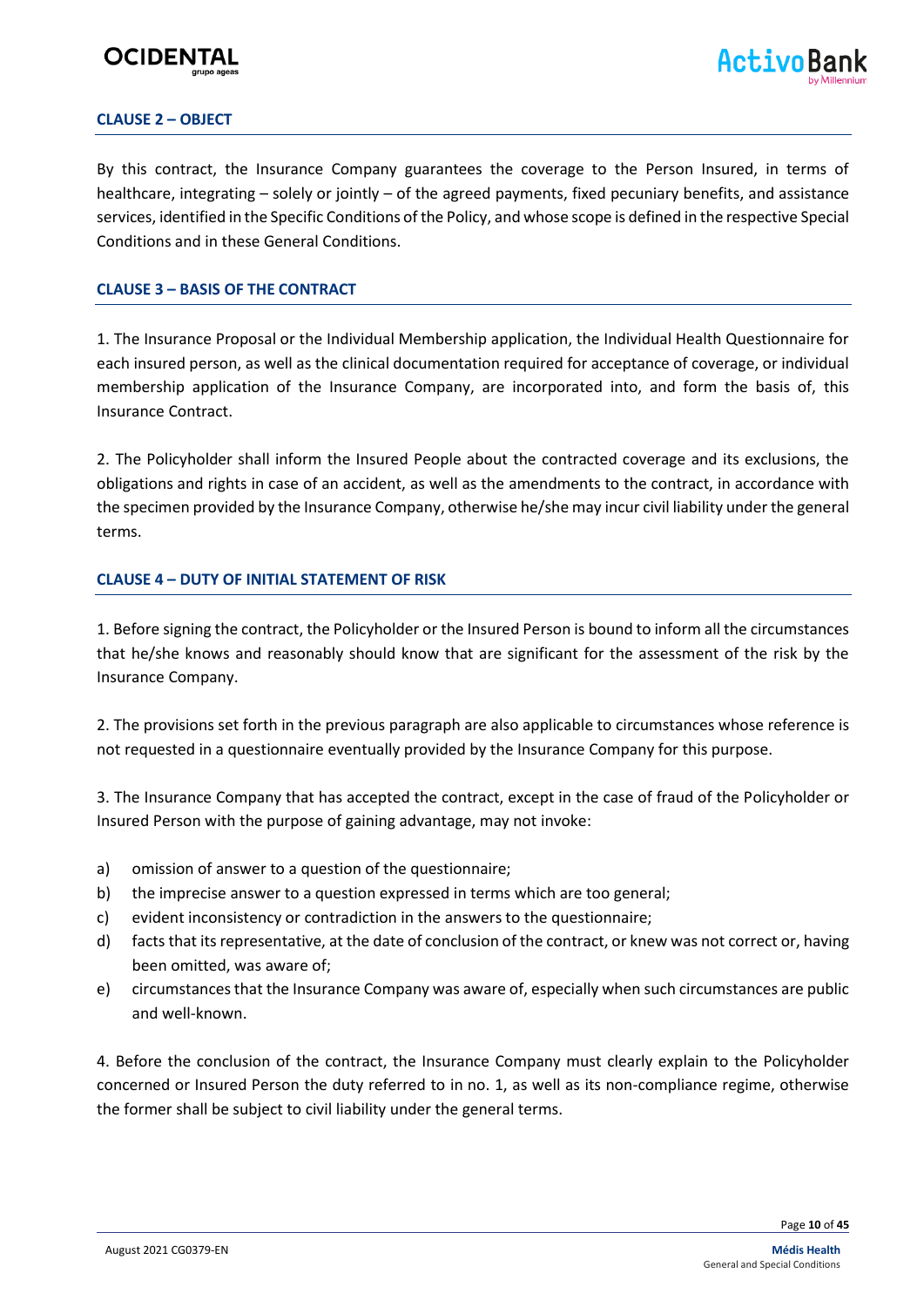## CLAUSE 2 – OBJECT

By this contract, the Insurance Company guarantees the coverage to the Person Insured, in terms of healthcare, integrating – solely or jointly – of the agreed payments, fixed pecuniary benefits, and assistance services, identified in the Specific Conditions of the Policy, and whose scope is defined in the respective Special Conditions and in these General Conditions.

## CLAUSE 3 – BASIS OF THE CONTRACT

1. The Insurance Proposal or the Individual Membership application, the Individual Health Questionnaire for each insured person, as well as the clinical documentation required for acceptance of coverage, or individual membership application of the Insurance Company, are incorporated into, and form the basis of, this Insurance Contract.

2. The Policyholder shall inform the Insured People about the contracted coverage and its exclusions, the obligations and rights in case of an accident, as well as the amendments to the contract, in accordance with the specimen provided by the Insurance Company, otherwise he/she may incur civil liability under the general terms.

## CLAUSE 4 – DUTY OF INITIAL STATEMENT OF RISK

1. Before signing the contract, the Policyholder or the Insured Person is bound to inform all the circumstances that he/she knows and reasonably should know that are significant for the assessment of the risk by the Insurance Company.

2. The provisions set forth in the previous paragraph are also applicable to circumstances whose reference is not requested in a questionnaire eventually provided by the Insurance Company for this purpose.

3. The Insurance Company that has accepted the contract, except in the case of fraud of the Policyholder or Insured Person with the purpose of gaining advantage, may not invoke:

a) omission of answer to a question of the questionnaire;
b) the imprecise answer to a question expressed in terms which are too general;
c) evident inconsistency or contradiction in the answers to the questionnaire;
d) facts that its representative, at the date of conclusion of the contract, or knew was not correct or, having been omitted, was aware of;
e) circumstances that the Insurance Company was aware of, especially when such circumstances are public and well-known.

4. Before the conclusion of the contract, the Insurance Company must clearly explain to the Policyholder concerned or Insured Person the duty referred to in no. 1, as well as its non-compliance regime, otherwise the former shall be subject to civil liability under the general terms.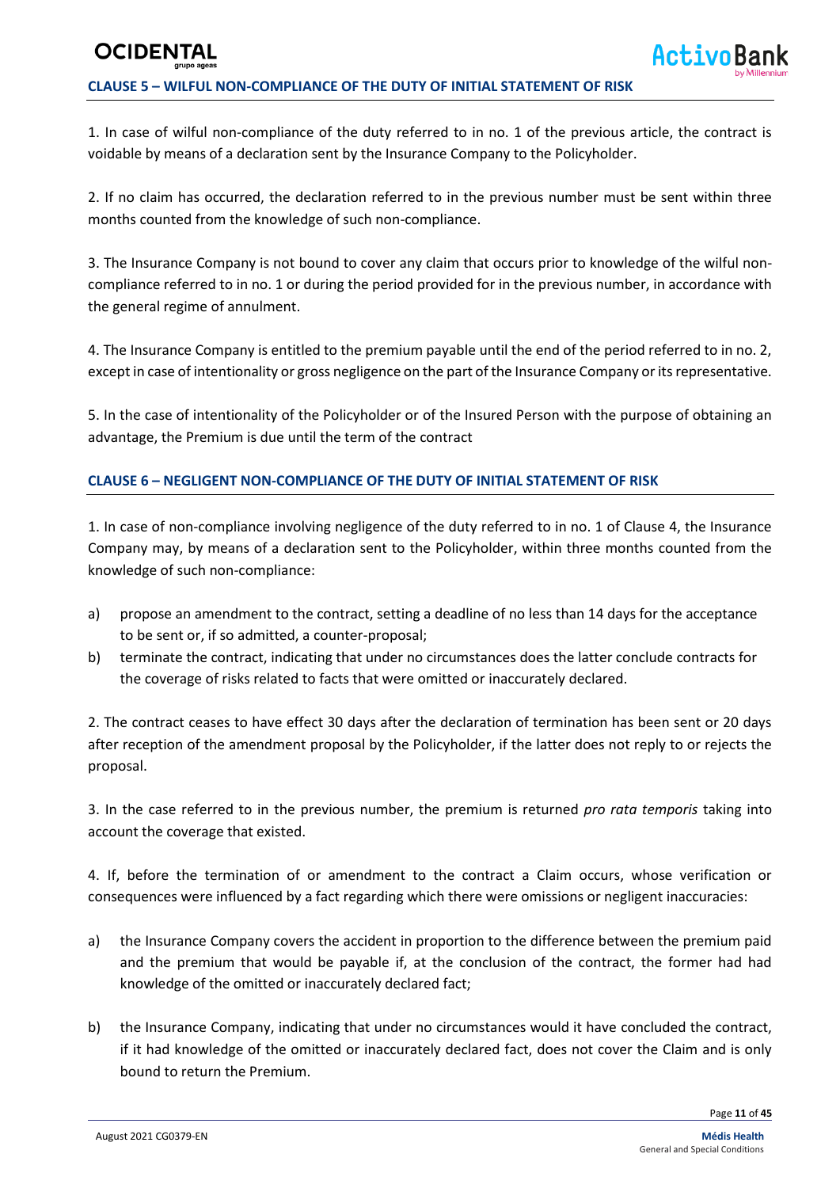### CLAUSE 5 – WILFUL NON-COMPLIANCE OF THE DUTY OF INITIAL STATEMENT OF RISK

1. In case of wilful non-compliance of the duty referred to in no. 1 of the previous article, the contract is voidable by means of a declaration sent by the Insurance Company to the Policyholder.

2. If no claim has occurred, the declaration referred to in the previous number must be sent within three months counted from the knowledge of such non-compliance.

3. The Insurance Company is not bound to cover any claim that occurs prior to knowledge of the wilful non-compliance referred to in no. 1 or during the period provided for in the previous number, in accordance with the general regime of annulment.

4. The Insurance Company is entitled to the premium payable until the end of the period referred to in no. 2, except in case of intentionality or gross negligence on the part of the Insurance Company or its representative.

5. In the case of intentionality of the Policyholder or of the Insured Person with the purpose of obtaining an advantage, the Premium is due until the term of the contract

### CLAUSE 6 – NEGLIGENT NON-COMPLIANCE OF THE DUTY OF INITIAL STATEMENT OF RISK

1. In case of non-compliance involving negligence of the duty referred to in no. 1 of Clause 4, the Insurance Company may, by means of a declaration sent to the Policyholder, within three months counted from the knowledge of such non-compliance:

a) propose an amendment to the contract, setting a deadline of no less than 14 days for the acceptance to be sent or, if so admitted, a counter-proposal;
b) terminate the contract, indicating that under no circumstances does the latter conclude contracts for the coverage of risks related to facts that were omitted or inaccurately declared.

2. The contract ceases to have effect 30 days after the declaration of termination has been sent or 20 days after reception of the amendment proposal by the Policyholder, if the latter does not reply to or rejects the proposal.

3. In the case referred to in the previous number, the premium is returned *pro rata temporis* taking into account the coverage that existed.

4. If, before the termination of or amendment to the contract a Claim occurs, whose verification or consequences were influenced by a fact regarding which there were omissions or negligent inaccuracies:

a) the Insurance Company covers the accident in proportion to the difference between the premium paid and the premium that would be payable if, at the conclusion of the contract, the former had had knowledge of the omitted or inaccurately declared fact;

b) the Insurance Company, indicating that under no circumstances would it have concluded the contract, if it had knowledge of the omitted or inaccurately declared fact, does not cover the Claim and is only bound to return the Premium.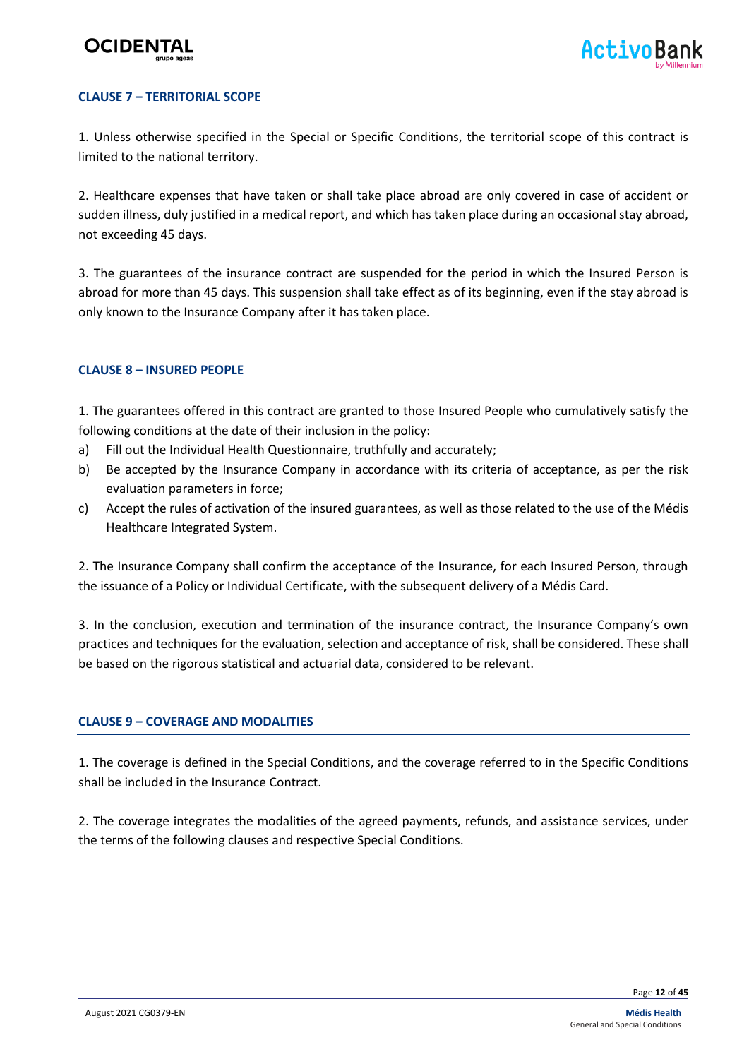## CLAUSE 7 – TERRITORIAL SCOPE

1. Unless otherwise specified in the Special or Specific Conditions, the territorial scope of this contract is limited to the national territory.

2. Healthcare expenses that have taken or shall take place abroad are only covered in case of accident or sudden illness, duly justified in a medical report, and which has taken place during an occasional stay abroad, not exceeding 45 days.

3. The guarantees of the insurance contract are suspended for the period in which the Insured Person is abroad for more than 45 days. This suspension shall take effect as of its beginning, even if the stay abroad is only known to the Insurance Company after it has taken place.

## CLAUSE 8 – INSURED PEOPLE

1. The guarantees offered in this contract are granted to those Insured People who cumulatively satisfy the following conditions at the date of their inclusion in the policy:

a) Fill out the Individual Health Questionnaire, truthfully and accurately;

b) Be accepted by the Insurance Company in accordance with its criteria of acceptance, as per the risk evaluation parameters in force;

c) Accept the rules of activation of the insured guarantees, as well as those related to the use of the Médis Healthcare Integrated System.

2. The Insurance Company shall confirm the acceptance of the Insurance, for each Insured Person, through the issuance of a Policy or Individual Certificate, with the subsequent delivery of a Médis Card.

3. In the conclusion, execution and termination of the insurance contract, the Insurance Company's own practices and techniques for the evaluation, selection and acceptance of risk, shall be considered. These shall be based on the rigorous statistical and actuarial data, considered to be relevant.

## CLAUSE 9 – COVERAGE AND MODALITIES

1. The coverage is defined in the Special Conditions, and the coverage referred to in the Specific Conditions shall be included in the Insurance Contract.

2. The coverage integrates the modalities of the agreed payments, refunds, and assistance services, under the terms of the following clauses and respective Special Conditions.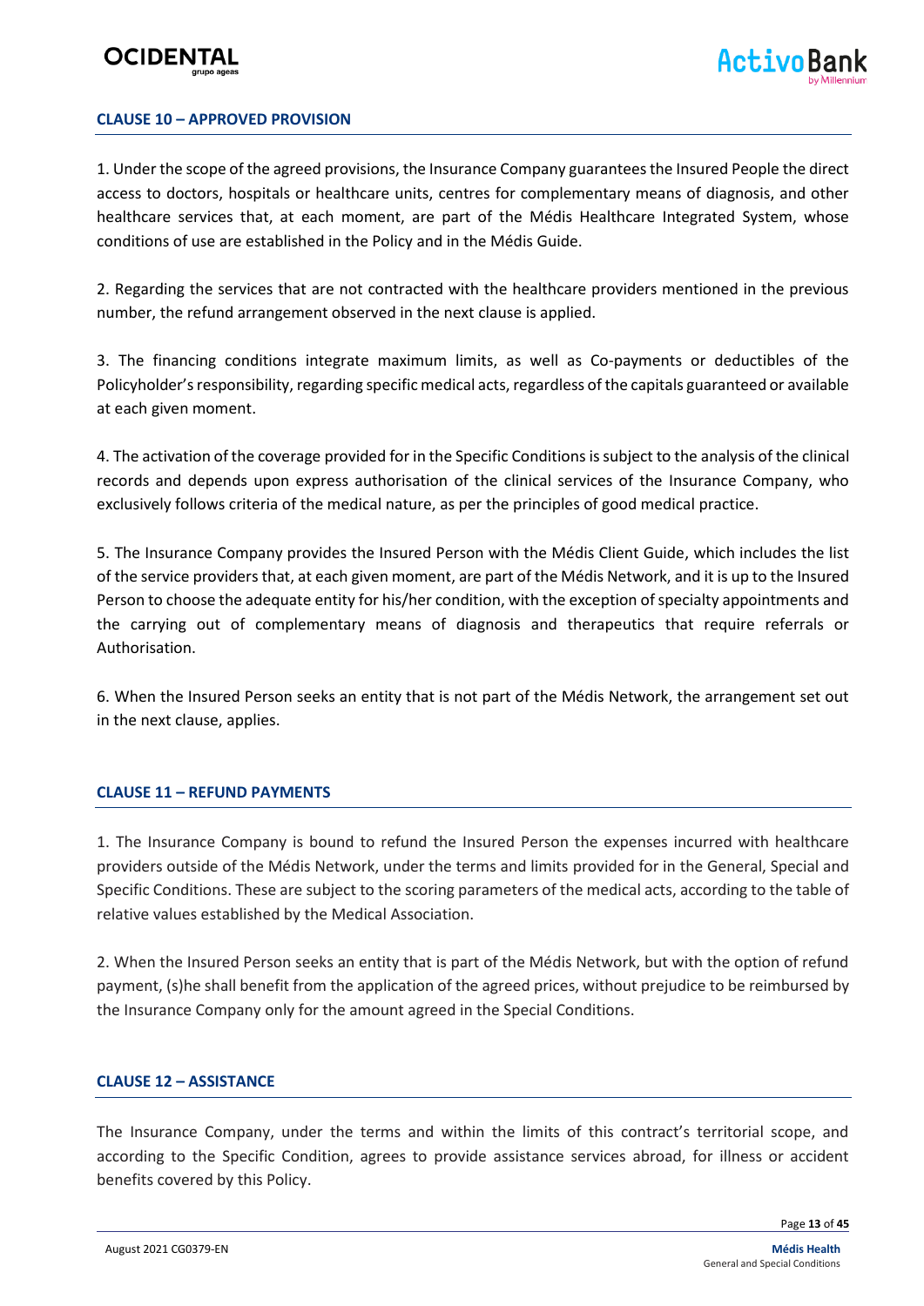## CLAUSE 10 – APPROVED PROVISION

1. Under the scope of the agreed provisions, the Insurance Company guarantees the Insured People the direct access to doctors, hospitals or healthcare units, centres for complementary means of diagnosis, and other healthcare services that, at each moment, are part of the Médis Healthcare Integrated System, whose conditions of use are established in the Policy and in the Médis Guide.

2. Regarding the services that are not contracted with the healthcare providers mentioned in the previous number, the refund arrangement observed in the next clause is applied.

3. The financing conditions integrate maximum limits, as well as Co-payments or deductibles of the Policyholder's responsibility, regarding specific medical acts, regardless of the capitals guaranteed or available at each given moment.

4. The activation of the coverage provided for in the Specific Conditions is subject to the analysis of the clinical records and depends upon express authorisation of the clinical services of the Insurance Company, who exclusively follows criteria of the medical nature, as per the principles of good medical practice.

5. The Insurance Company provides the Insured Person with the Médis Client Guide, which includes the list of the service providers that, at each given moment, are part of the Médis Network, and it is up to the Insured Person to choose the adequate entity for his/her condition, with the exception of specialty appointments and the carrying out of complementary means of diagnosis and therapeutics that require referrals or Authorisation.

6. When the Insured Person seeks an entity that is not part of the Médis Network, the arrangement set out in the next clause, applies.

## CLAUSE 11 – REFUND PAYMENTS

1. The Insurance Company is bound to refund the Insured Person the expenses incurred with healthcare providers outside of the Médis Network, under the terms and limits provided for in the General, Special and Specific Conditions. These are subject to the scoring parameters of the medical acts, according to the table of relative values established by the Medical Association.

2. When the Insured Person seeks an entity that is part of the Médis Network, but with the option of refund payment, (s)he shall benefit from the application of the agreed prices, without prejudice to be reimbursed by the Insurance Company only for the amount agreed in the Special Conditions.

## CLAUSE 12 – ASSISTANCE

The Insurance Company, under the terms and within the limits of this contract's territorial scope, and according to the Specific Condition, agrees to provide assistance services abroad, for illness or accident benefits covered by this Policy.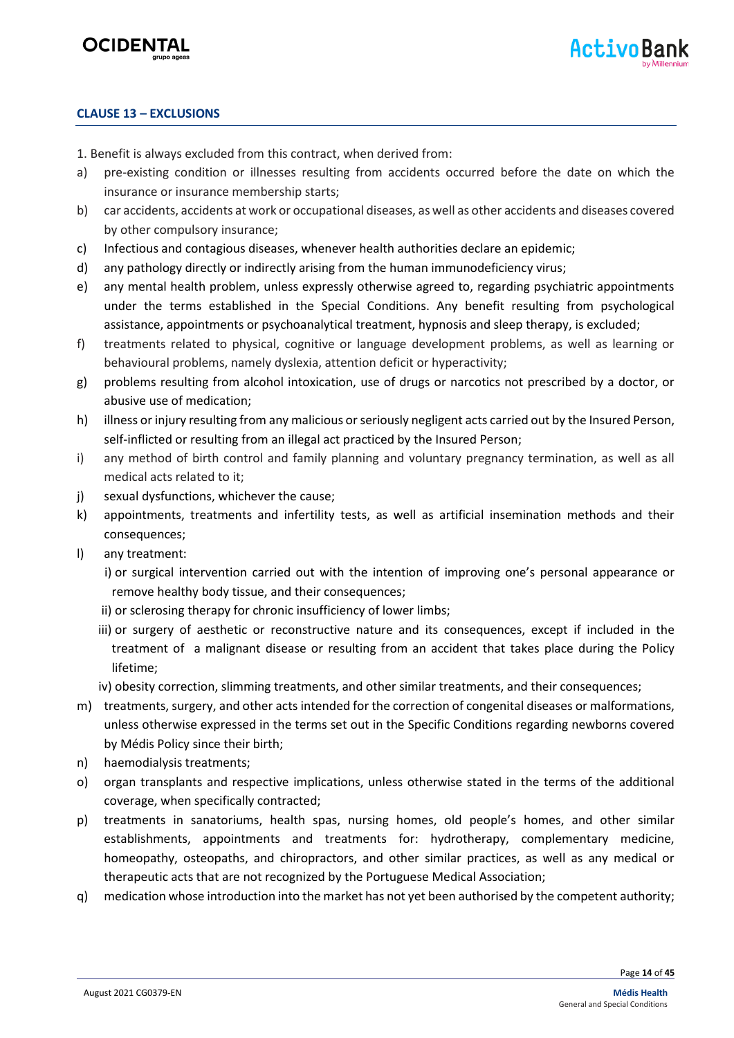## CLAUSE 13 – EXCLUSIONS

1. Benefit is always excluded from this contract, when derived from:

a) pre-existing condition or illnesses resulting from accidents occurred before the date on which the insurance or insurance membership starts;

b) car accidents, accidents at work or occupational diseases, as well as other accidents and diseases covered by other compulsory insurance;

c) Infectious and contagious diseases, whenever health authorities declare an epidemic;

d) any pathology directly or indirectly arising from the human immunodeficiency virus;

e) any mental health problem, unless expressly otherwise agreed to, regarding psychiatric appointments under the terms established in the Special Conditions. Any benefit resulting from psychological assistance, appointments or psychoanalytical treatment, hypnosis and sleep therapy, is excluded;

f) treatments related to physical, cognitive or language development problems, as well as learning or behavioural problems, namely dyslexia, attention deficit or hyperactivity;

g) problems resulting from alcohol intoxication, use of drugs or narcotics not prescribed by a doctor, or abusive use of medication;

h) illness or injury resulting from any malicious or seriously negligent acts carried out by the Insured Person, self-inflicted or resulting from an illegal act practiced by the Insured Person;

i) any method of birth control and family planning and voluntary pregnancy termination, as well as all medical acts related to it;

j) sexual dysfunctions, whichever the cause;

k) appointments, treatments and infertility tests, as well as artificial insemination methods and their consequences;

l) any treatment:

   i) or surgical intervention carried out with the intention of improving one's personal appearance or remove healthy body tissue, and their consequences;

   ii) or sclerosing therapy for chronic insufficiency of lower limbs;

   iii) or surgery of aesthetic or reconstructive nature and its consequences, except if included in the treatment of a malignant disease or resulting from an accident that takes place during the Policy lifetime;

   iv) obesity correction, slimming treatments, and other similar treatments, and their consequences;

m) treatments, surgery, and other acts intended for the correction of congenital diseases or malformations, unless otherwise expressed in the terms set out in the Specific Conditions regarding newborns covered by Médis Policy since their birth;

n) haemodialysis treatments;

o) organ transplants and respective implications, unless otherwise stated in the terms of the additional coverage, when specifically contracted;

p) treatments in sanatoriums, health spas, nursing homes, old people's homes, and other similar establishments, appointments and treatments for: hydrotherapy, complementary medicine, homeopathy, osteopaths, and chiropractors, and other similar practices, as well as any medical or therapeutic acts that are not recognized by the Portuguese Medical Association;

q) medication whose introduction into the market has not yet been authorised by the competent authority;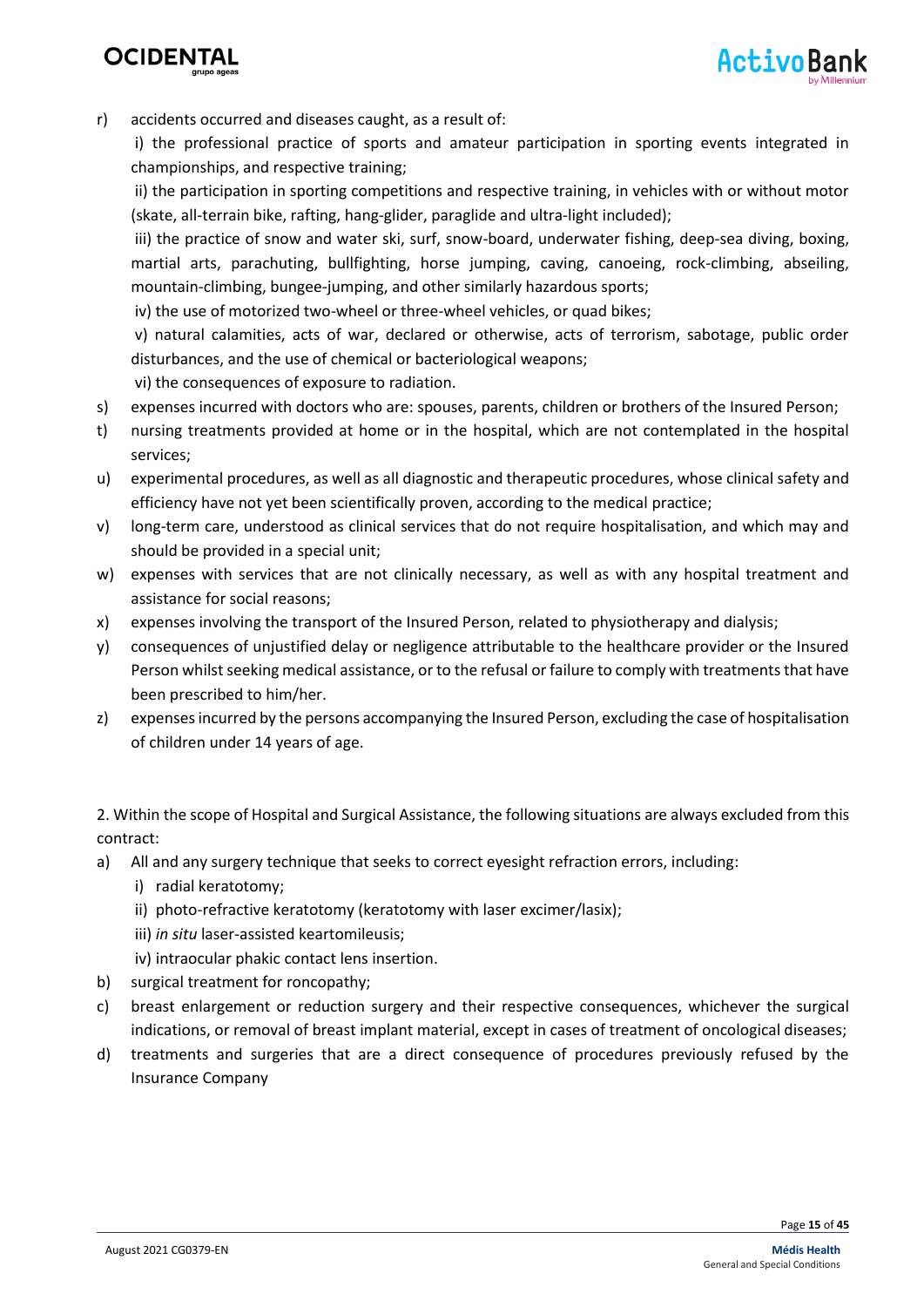r) accidents occurred and diseases caught, as a result of:

   i) the professional practice of sports and amateur participation in sporting events integrated in championships, and respective training;

   ii) the participation in sporting competitions and respective training, in vehicles with or without motor (skate, all-terrain bike, rafting, hang-glider, paraglide and ultra-light included);

   iii) the practice of snow and water ski, surf, snow-board, underwater fishing, deep-sea diving, boxing, martial arts, parachuting, bullfighting, horse jumping, caving, canoeing, rock-climbing, abseiling, mountain-climbing, bungee-jumping, and other similarly hazardous sports;

   iv) the use of motorized two-wheel or three-wheel vehicles, or quad bikes;

   v) natural calamities, acts of war, declared or otherwise, acts of terrorism, sabotage, public order disturbances, and the use of chemical or bacteriological weapons;

   vi) the consequences of exposure to radiation.

s) expenses incurred with doctors who are: spouses, parents, children or brothers of the Insured Person;

t) nursing treatments provided at home or in the hospital, which are not contemplated in the hospital services;

u) experimental procedures, as well as all diagnostic and therapeutic procedures, whose clinical safety and efficiency have not yet been scientifically proven, according to the medical practice;

v) long-term care, understood as clinical services that do not require hospitalisation, and which may and should be provided in a special unit;

w) expenses with services that are not clinically necessary, as well as with any hospital treatment and assistance for social reasons;

x) expenses involving the transport of the Insured Person, related to physiotherapy and dialysis;

y) consequences of unjustified delay or negligence attributable to the healthcare provider or the Insured Person whilst seeking medical assistance, or to the refusal or failure to comply with treatments that have been prescribed to him/her.

z) expenses incurred by the persons accompanying the Insured Person, excluding the case of hospitalisation of children under 14 years of age.

2. Within the scope of Hospital and Surgical Assistance, the following situations are always excluded from this contract:

a) All and any surgery technique that seeks to correct eyesight refraction errors, including:

   i) radial keratotomy;

   ii) photo-refractive keratotomy (keratotomy with laser excimer/lasix);

   iii) *in situ* laser-assisted keartomileusis;

   iv) intraocular phakic contact lens insertion.

b) surgical treatment for roncopathy;

c) breast enlargement or reduction surgery and their respective consequences, whichever the surgical indications, or removal of breast implant material, except in cases of treatment of oncological diseases;

d) treatments and surgeries that are a direct consequence of procedures previously refused by the Insurance Company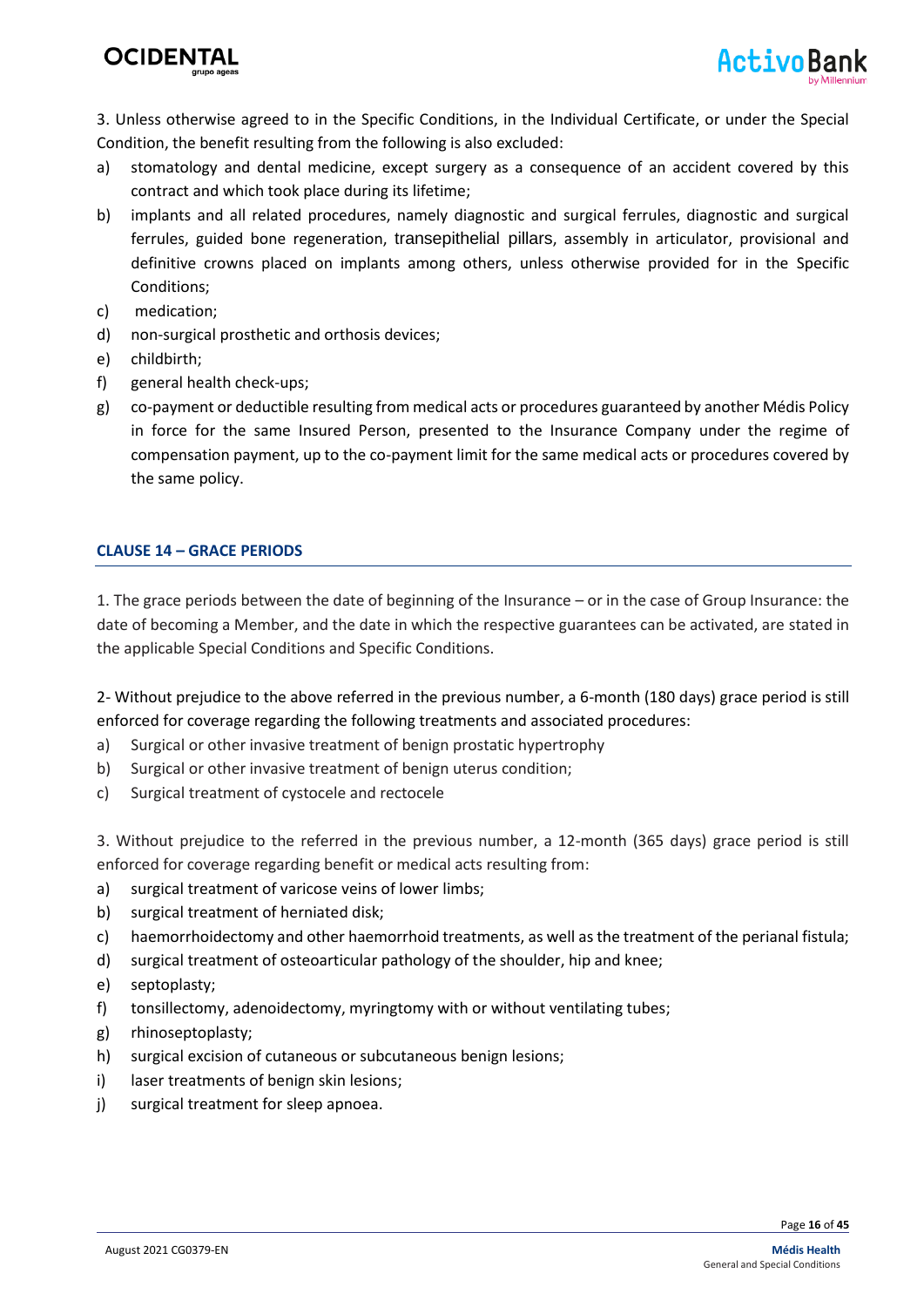3. Unless otherwise agreed to in the Specific Conditions, in the Individual Certificate, or under the Special Condition, the benefit resulting from the following is also excluded:

a) stomatology and dental medicine, except surgery as a consequence of an accident covered by this contract and which took place during its lifetime;
b) implants and all related procedures, namely diagnostic and surgical ferrules, diagnostic and surgical ferrules, guided bone regeneration, transepithelial pillars, assembly in articulator, provisional and definitive crowns placed on implants among others, unless otherwise provided for in the Specific Conditions;
c) medication;
d) non-surgical prosthetic and orthosis devices;
e) childbirth;
f) general health check-ups;
g) co-payment or deductible resulting from medical acts or procedures guaranteed by another Médis Policy in force for the same Insured Person, presented to the Insurance Company under the regime of compensation payment, up to the co-payment limit for the same medical acts or procedures covered by the same policy.

## CLAUSE 14 – GRACE PERIODS

1. The grace periods between the date of beginning of the Insurance – or in the case of Group Insurance: the date of becoming a Member, and the date in which the respective guarantees can be activated, are stated in the applicable Special Conditions and Specific Conditions.

2- Without prejudice to the above referred in the previous number, a 6-month (180 days) grace period is still enforced for coverage regarding the following treatments and associated procedures:

a) Surgical or other invasive treatment of benign prostatic hypertrophy
b) Surgical or other invasive treatment of benign uterus condition;
c) Surgical treatment of cystocele and rectocele

3. Without prejudice to the referred in the previous number, a 12-month (365 days) grace period is still enforced for coverage regarding benefit or medical acts resulting from:

a) surgical treatment of varicose veins of lower limbs;
b) surgical treatment of herniated disk;
c) haemorrhoidectomy and other haemorrhoid treatments, as well as the treatment of the perianal fistula;
d) surgical treatment of osteoarticular pathology of the shoulder, hip and knee;
e) septoplasty;
f) tonsillectomy, adenoidectomy, myringtomy with or without ventilating tubes;
g) rhinoseptoplasty;
h) surgical excision of cutaneous or subcutaneous benign lesions;
i) laser treatments of benign skin lesions;
j) surgical treatment for sleep apnoea.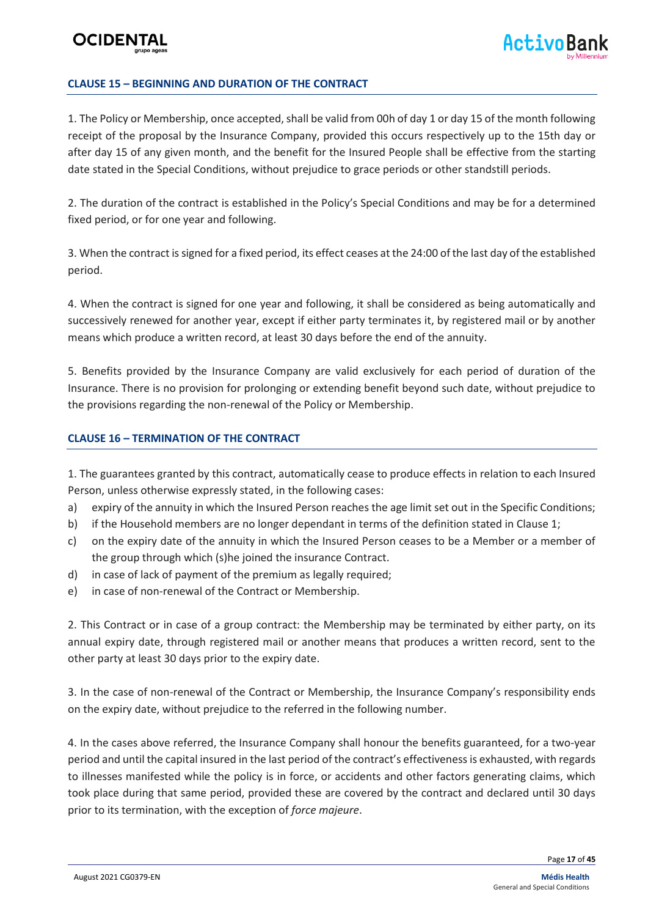## CLAUSE 15 – BEGINNING AND DURATION OF THE CONTRACT

1. The Policy or Membership, once accepted, shall be valid from 00h of day 1 or day 15 of the month following receipt of the proposal by the Insurance Company, provided this occurs respectively up to the 15th day or after day 15 of any given month, and the benefit for the Insured People shall be effective from the starting date stated in the Special Conditions, without prejudice to grace periods or other standstill periods.

2. The duration of the contract is established in the Policy's Special Conditions and may be for a determined fixed period, or for one year and following.

3. When the contract is signed for a fixed period, its effect ceases at the 24:00 of the last day of the established period.

4. When the contract is signed for one year and following, it shall be considered as being automatically and successively renewed for another year, except if either party terminates it, by registered mail or by another means which produce a written record, at least 30 days before the end of the annuity.

5. Benefits provided by the Insurance Company are valid exclusively for each period of duration of the Insurance. There is no provision for prolonging or extending benefit beyond such date, without prejudice to the provisions regarding the non-renewal of the Policy or Membership.

## CLAUSE 16 – TERMINATION OF THE CONTRACT

1. The guarantees granted by this contract, automatically cease to produce effects in relation to each Insured Person, unless otherwise expressly stated, in the following cases:

a) expiry of the annuity in which the Insured Person reaches the age limit set out in the Specific Conditions;
b) if the Household members are no longer dependant in terms of the definition stated in Clause 1;
c) on the expiry date of the annuity in which the Insured Person ceases to be a Member or a member of the group through which (s)he joined the insurance Contract.
d) in case of lack of payment of the premium as legally required;
e) in case of non-renewal of the Contract or Membership.

2. This Contract or in case of a group contract: the Membership may be terminated by either party, on its annual expiry date, through registered mail or another means that produces a written record, sent to the other party at least 30 days prior to the expiry date.

3. In the case of non-renewal of the Contract or Membership, the Insurance Company's responsibility ends on the expiry date, without prejudice to the referred in the following number.

4. In the cases above referred, the Insurance Company shall honour the benefits guaranteed, for a two-year period and until the capital insured in the last period of the contract's effectiveness is exhausted, with regards to illnesses manifested while the policy is in force, or accidents and other factors generating claims, which took place during that same period, provided these are covered by the contract and declared until 30 days prior to its termination, with the exception of *force majeure*.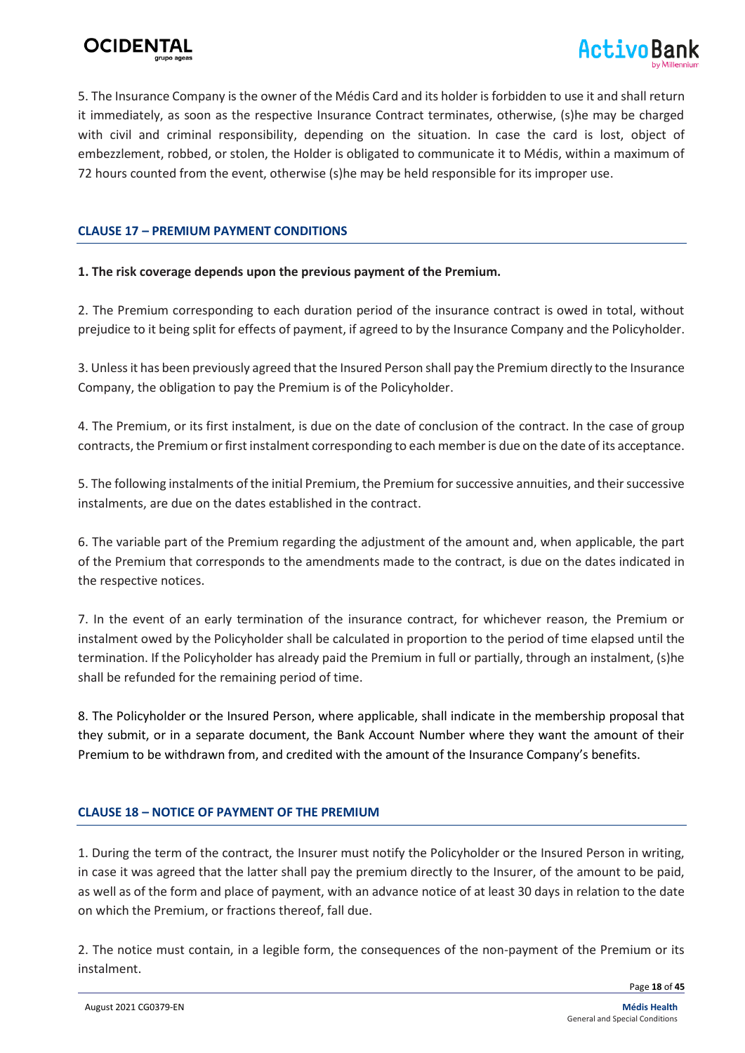5. The Insurance Company is the owner of the Médis Card and its holder is forbidden to use it and shall return it immediately, as soon as the respective Insurance Contract terminates, otherwise, (s)he may be charged with civil and criminal responsibility, depending on the situation. In case the card is lost, object of embezzlement, robbed, or stolen, the Holder is obligated to communicate it to Médis, within a maximum of 72 hours counted from the event, otherwise (s)he may be held responsible for its improper use.

## CLAUSE 17 – PREMIUM PAYMENT CONDITIONS

**1. The risk coverage depends upon the previous payment of the Premium.**

2. The Premium corresponding to each duration period of the insurance contract is owed in total, without prejudice to it being split for effects of payment, if agreed to by the Insurance Company and the Policyholder.

3. Unless it has been previously agreed that the Insured Person shall pay the Premium directly to the Insurance Company, the obligation to pay the Premium is of the Policyholder.

4. The Premium, or its first instalment, is due on the date of conclusion of the contract. In the case of group contracts, the Premium or first instalment corresponding to each member is due on the date of its acceptance.

5. The following instalments of the initial Premium, the Premium for successive annuities, and their successive instalments, are due on the dates established in the contract.

6. The variable part of the Premium regarding the adjustment of the amount and, when applicable, the part of the Premium that corresponds to the amendments made to the contract, is due on the dates indicated in the respective notices.

7. In the event of an early termination of the insurance contract, for whichever reason, the Premium or instalment owed by the Policyholder shall be calculated in proportion to the period of time elapsed until the termination. If the Policyholder has already paid the Premium in full or partially, through an instalment, (s)he shall be refunded for the remaining period of time.

8. The Policyholder or the Insured Person, where applicable, shall indicate in the membership proposal that they submit, or in a separate document, the Bank Account Number where they want the amount of their Premium to be withdrawn from, and credited with the amount of the Insurance Company's benefits.

## CLAUSE 18 – NOTICE OF PAYMENT OF THE PREMIUM

1. During the term of the contract, the Insurer must notify the Policyholder or the Insured Person in writing, in case it was agreed that the latter shall pay the premium directly to the Insurer, of the amount to be paid, as well as of the form and place of payment, with an advance notice of at least 30 days in relation to the date on which the Premium, or fractions thereof, fall due.

2. The notice must contain, in a legible form, the consequences of the non-payment of the Premium or its instalment.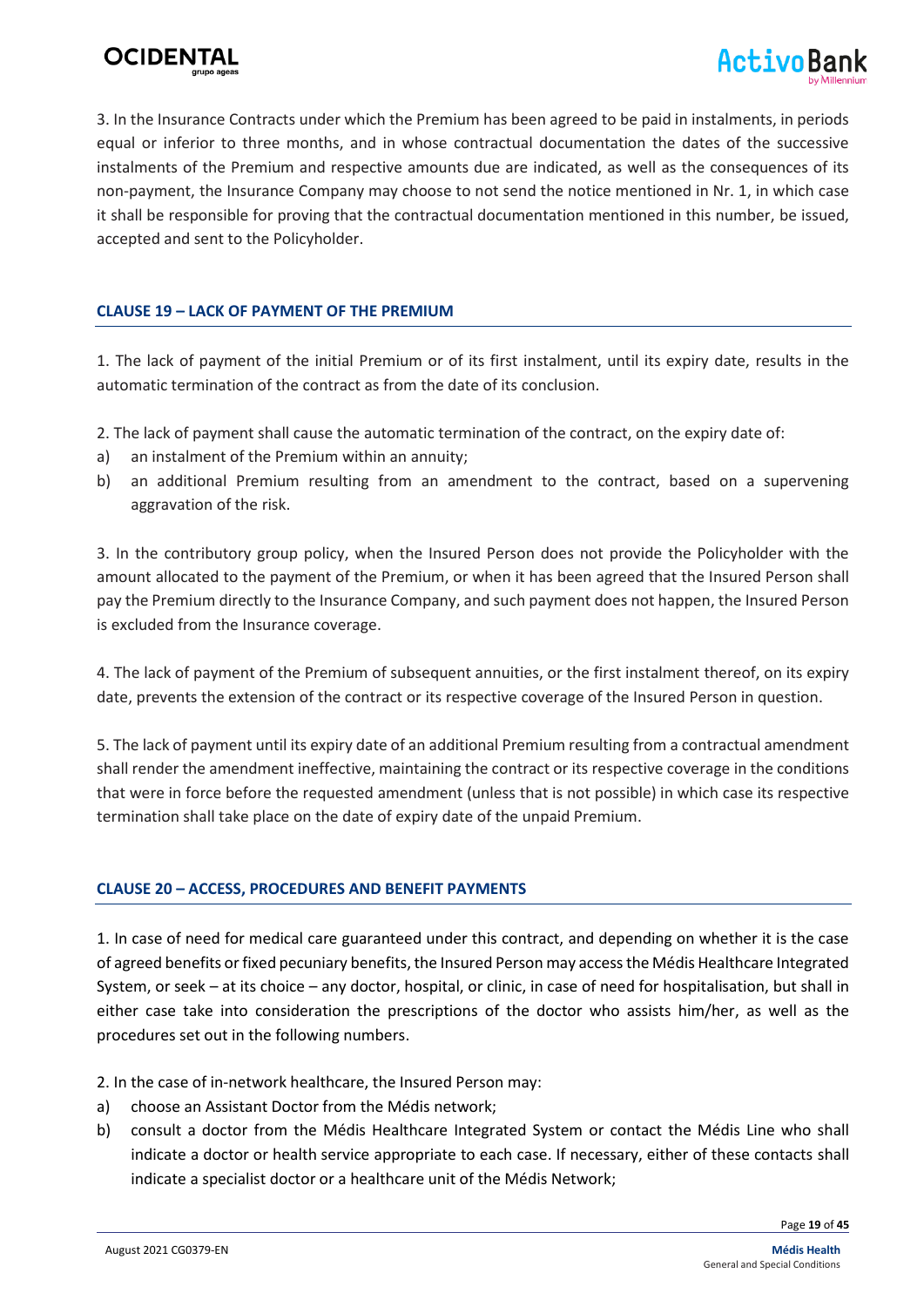3. In the Insurance Contracts under which the Premium has been agreed to be paid in instalments, in periods equal or inferior to three months, and in whose contractual documentation the dates of the successive instalments of the Premium and respective amounts due are indicated, as well as the consequences of its non-payment, the Insurance Company may choose to not send the notice mentioned in Nr. 1, in which case it shall be responsible for proving that the contractual documentation mentioned in this number, be issued, accepted and sent to the Policyholder.

## CLAUSE 19 – LACK OF PAYMENT OF THE PREMIUM

1. The lack of payment of the initial Premium or of its first instalment, until its expiry date, results in the automatic termination of the contract as from the date of its conclusion.

2. The lack of payment shall cause the automatic termination of the contract, on the expiry date of:
a) an instalment of the Premium within an annuity;
b) an additional Premium resulting from an amendment to the contract, based on a supervening aggravation of the risk.

3. In the contributory group policy, when the Insured Person does not provide the Policyholder with the amount allocated to the payment of the Premium, or when it has been agreed that the Insured Person shall pay the Premium directly to the Insurance Company, and such payment does not happen, the Insured Person is excluded from the Insurance coverage.

4. The lack of payment of the Premium of subsequent annuities, or the first instalment thereof, on its expiry date, prevents the extension of the contract or its respective coverage of the Insured Person in question.

5. The lack of payment until its expiry date of an additional Premium resulting from a contractual amendment shall render the amendment ineffective, maintaining the contract or its respective coverage in the conditions that were in force before the requested amendment (unless that is not possible) in which case its respective termination shall take place on the date of expiry date of the unpaid Premium.

## CLAUSE 20 – ACCESS, PROCEDURES AND BENEFIT PAYMENTS

1. In case of need for medical care guaranteed under this contract, and depending on whether it is the case of agreed benefits or fixed pecuniary benefits, the Insured Person may access the Médis Healthcare Integrated System, or seek – at its choice – any doctor, hospital, or clinic, in case of need for hospitalisation, but shall in either case take into consideration the prescriptions of the doctor who assists him/her, as well as the procedures set out in the following numbers.

2. In the case of in-network healthcare, the Insured Person may:
a) choose an Assistant Doctor from the Médis network;
b) consult a doctor from the Médis Healthcare Integrated System or contact the Médis Line who shall indicate a doctor or health service appropriate to each case. If necessary, either of these contacts shall indicate a specialist doctor or a healthcare unit of the Médis Network;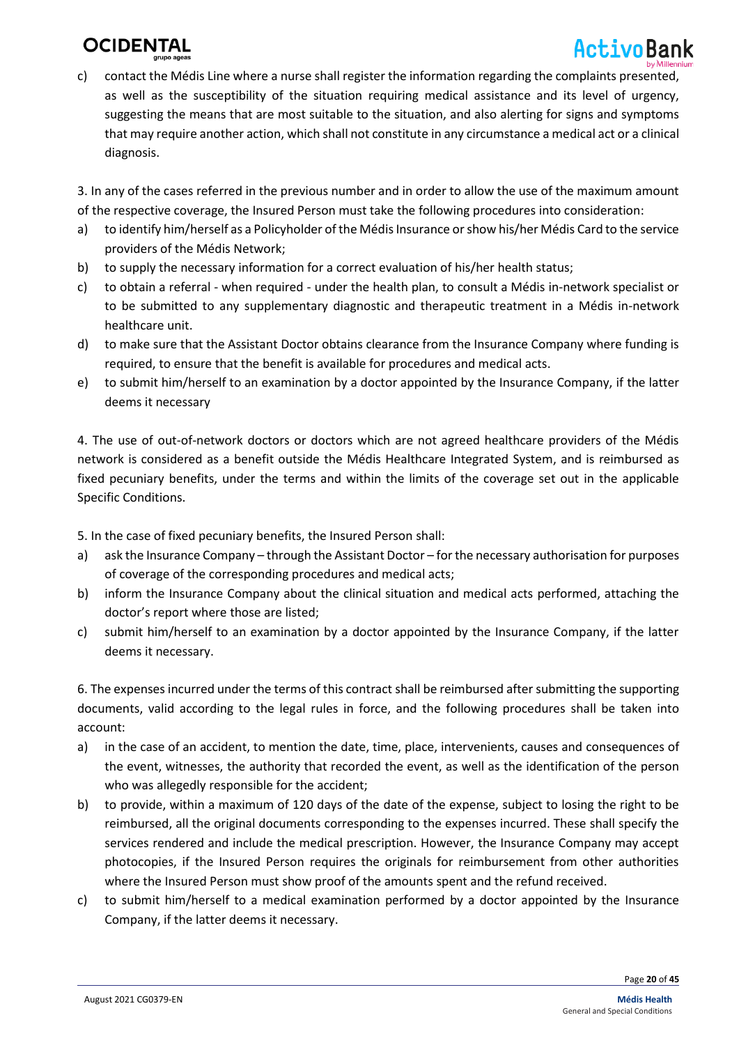c) contact the Médis Line where a nurse shall register the information regarding the complaints presented, as well as the susceptibility of the situation requiring medical assistance and its level of urgency, suggesting the means that are most suitable to the situation, and also alerting for signs and symptoms that may require another action, which shall not constitute in any circumstance a medical act or a clinical diagnosis.

3. In any of the cases referred in the previous number and in order to allow the use of the maximum amount of the respective coverage, the Insured Person must take the following procedures into consideration:

a) to identify him/herself as a Policyholder of the Médis Insurance or show his/her Médis Card to the service providers of the Médis Network;
b) to supply the necessary information for a correct evaluation of his/her health status;
c) to obtain a referral - when required - under the health plan, to consult a Médis in-network specialist or to be submitted to any supplementary diagnostic and therapeutic treatment in a Médis in-network healthcare unit.
d) to make sure that the Assistant Doctor obtains clearance from the Insurance Company where funding is required, to ensure that the benefit is available for procedures and medical acts.
e) to submit him/herself to an examination by a doctor appointed by the Insurance Company, if the latter deems it necessary

4. The use of out-of-network doctors or doctors which are not agreed healthcare providers of the Médis network is considered as a benefit outside the Médis Healthcare Integrated System, and is reimbursed as fixed pecuniary benefits, under the terms and within the limits of the coverage set out in the applicable Specific Conditions.

5. In the case of fixed pecuniary benefits, the Insured Person shall:

a) ask the Insurance Company – through the Assistant Doctor – for the necessary authorisation for purposes of coverage of the corresponding procedures and medical acts;
b) inform the Insurance Company about the clinical situation and medical acts performed, attaching the doctor's report where those are listed;
c) submit him/herself to an examination by a doctor appointed by the Insurance Company, if the latter deems it necessary.

6. The expenses incurred under the terms of this contract shall be reimbursed after submitting the supporting documents, valid according to the legal rules in force, and the following procedures shall be taken into account:

a) in the case of an accident, to mention the date, time, place, intervenients, causes and consequences of the event, witnesses, the authority that recorded the event, as well as the identification of the person who was allegedly responsible for the accident;
b) to provide, within a maximum of 120 days of the date of the expense, subject to losing the right to be reimbursed, all the original documents corresponding to the expenses incurred. These shall specify the services rendered and include the medical prescription. However, the Insurance Company may accept photocopies, if the Insured Person requires the originals for reimbursement from other authorities where the Insured Person must show proof of the amounts spent and the refund received.
c) to submit him/herself to a medical examination performed by a doctor appointed by the Insurance Company, if the latter deems it necessary.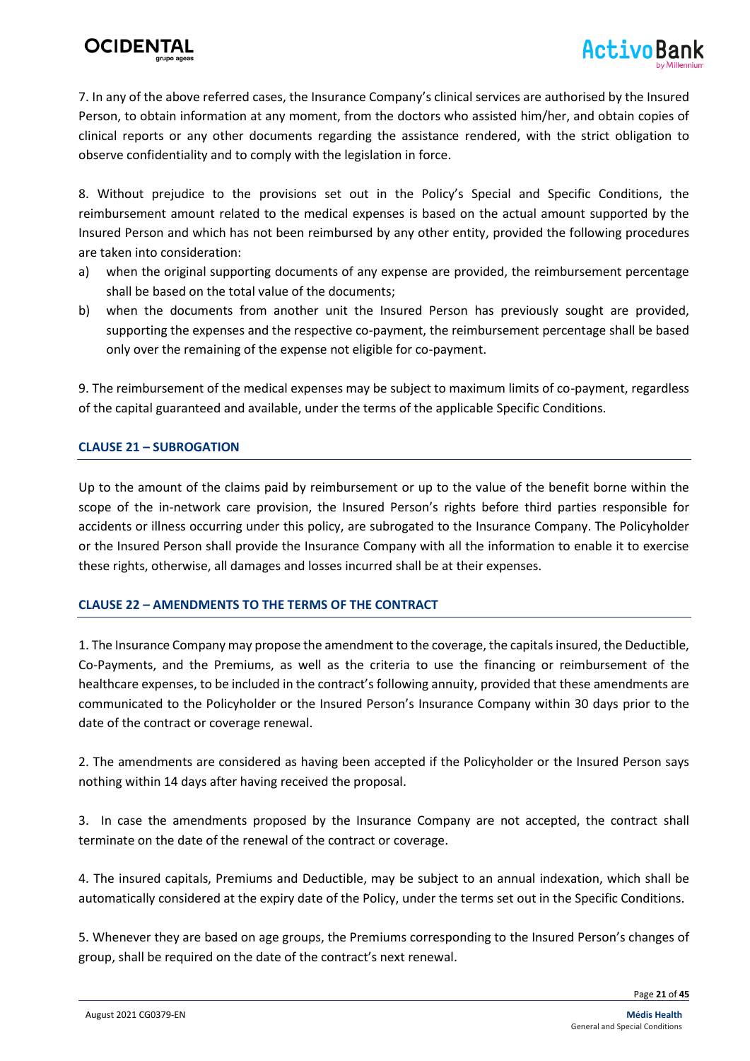7. In any of the above referred cases, the Insurance Company's clinical services are authorised by the Insured Person, to obtain information at any moment, from the doctors who assisted him/her, and obtain copies of clinical reports or any other documents regarding the assistance rendered, with the strict obligation to observe confidentiality and to comply with the legislation in force.

8. Without prejudice to the provisions set out in the Policy's Special and Specific Conditions, the reimbursement amount related to the medical expenses is based on the actual amount supported by the Insured Person and which has not been reimbursed by any other entity, provided the following procedures are taken into consideration:

a) when the original supporting documents of any expense are provided, the reimbursement percentage shall be based on the total value of the documents;
b) when the documents from another unit the Insured Person has previously sought are provided, supporting the expenses and the respective co-payment, the reimbursement percentage shall be based only over the remaining of the expense not eligible for co-payment.

9. The reimbursement of the medical expenses may be subject to maximum limits of co-payment, regardless of the capital guaranteed and available, under the terms of the applicable Specific Conditions.

## CLAUSE 21 – SUBROGATION

Up to the amount of the claims paid by reimbursement or up to the value of the benefit borne within the scope of the in-network care provision, the Insured Person's rights before third parties responsible for accidents or illness occurring under this policy, are subrogated to the Insurance Company. The Policyholder or the Insured Person shall provide the Insurance Company with all the information to enable it to exercise these rights, otherwise, all damages and losses incurred shall be at their expenses.

## CLAUSE 22 – AMENDMENTS TO THE TERMS OF THE CONTRACT

1. The Insurance Company may propose the amendment to the coverage, the capitals insured, the Deductible, Co-Payments, and the Premiums, as well as the criteria to use the financing or reimbursement of the healthcare expenses, to be included in the contract's following annuity, provided that these amendments are communicated to the Policyholder or the Insured Person's Insurance Company within 30 days prior to the date of the contract or coverage renewal.

2. The amendments are considered as having been accepted if the Policyholder or the Insured Person says nothing within 14 days after having received the proposal.

3. In case the amendments proposed by the Insurance Company are not accepted, the contract shall terminate on the date of the renewal of the contract or coverage.

4. The insured capitals, Premiums and Deductible, may be subject to an annual indexation, which shall be automatically considered at the expiry date of the Policy, under the terms set out in the Specific Conditions.

5. Whenever they are based on age groups, the Premiums corresponding to the Insured Person's changes of group, shall be required on the date of the contract's next renewal.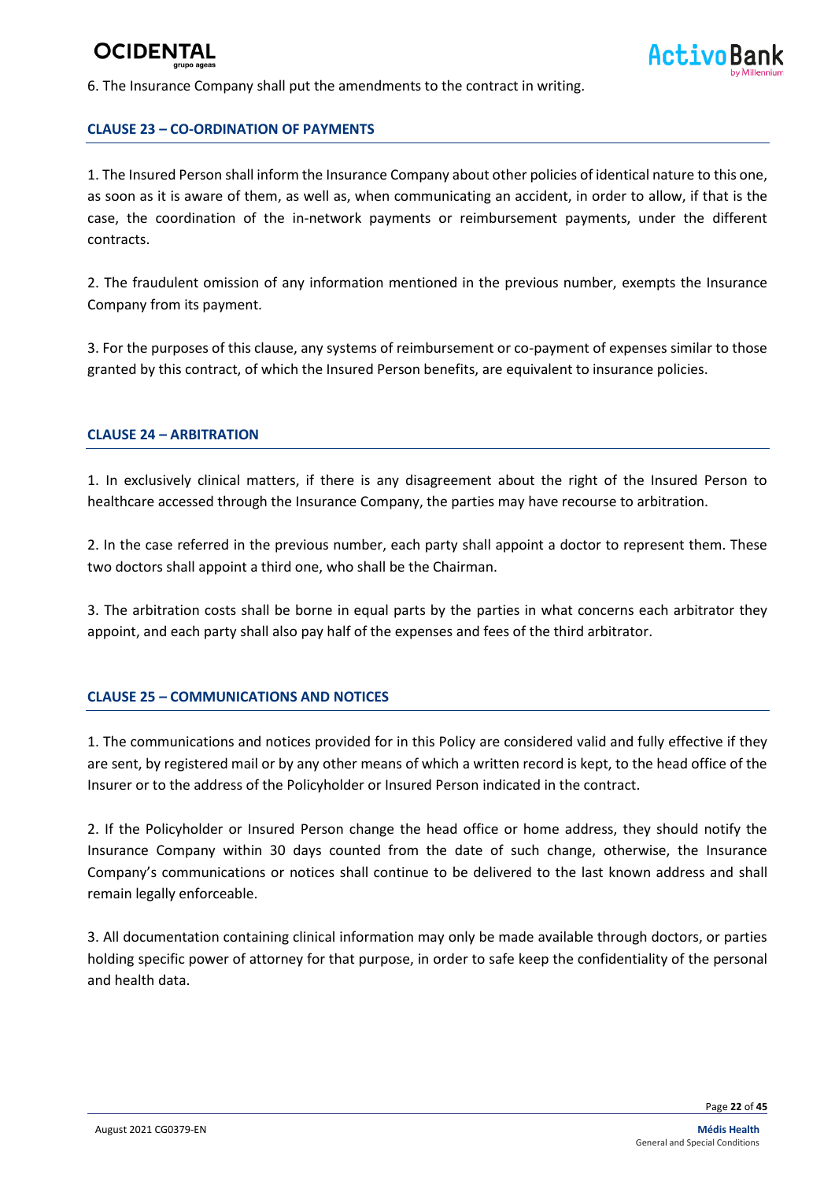6. The Insurance Company shall put the amendments to the contract in writing.

## CLAUSE 23 – CO-ORDINATION OF PAYMENTS

1. The Insured Person shall inform the Insurance Company about other policies of identical nature to this one, as soon as it is aware of them, as well as, when communicating an accident, in order to allow, if that is the case, the coordination of the in-network payments or reimbursement payments, under the different contracts.

2. The fraudulent omission of any information mentioned in the previous number, exempts the Insurance Company from its payment.

3. For the purposes of this clause, any systems of reimbursement or co-payment of expenses similar to those granted by this contract, of which the Insured Person benefits, are equivalent to insurance policies.

## CLAUSE 24 – ARBITRATION

1. In exclusively clinical matters, if there is any disagreement about the right of the Insured Person to healthcare accessed through the Insurance Company, the parties may have recourse to arbitration.

2. In the case referred in the previous number, each party shall appoint a doctor to represent them. These two doctors shall appoint a third one, who shall be the Chairman.

3. The arbitration costs shall be borne in equal parts by the parties in what concerns each arbitrator they appoint, and each party shall also pay half of the expenses and fees of the third arbitrator.

## CLAUSE 25 – COMMUNICATIONS AND NOTICES

1. The communications and notices provided for in this Policy are considered valid and fully effective if they are sent, by registered mail or by any other means of which a written record is kept, to the head office of the Insurer or to the address of the Policyholder or Insured Person indicated in the contract.

2. If the Policyholder or Insured Person change the head office or home address, they should notify the Insurance Company within 30 days counted from the date of such change, otherwise, the Insurance Company's communications or notices shall continue to be delivered to the last known address and shall remain legally enforceable.

3. All documentation containing clinical information may only be made available through doctors, or parties holding specific power of attorney for that purpose, in order to safe keep the confidentiality of the personal and health data.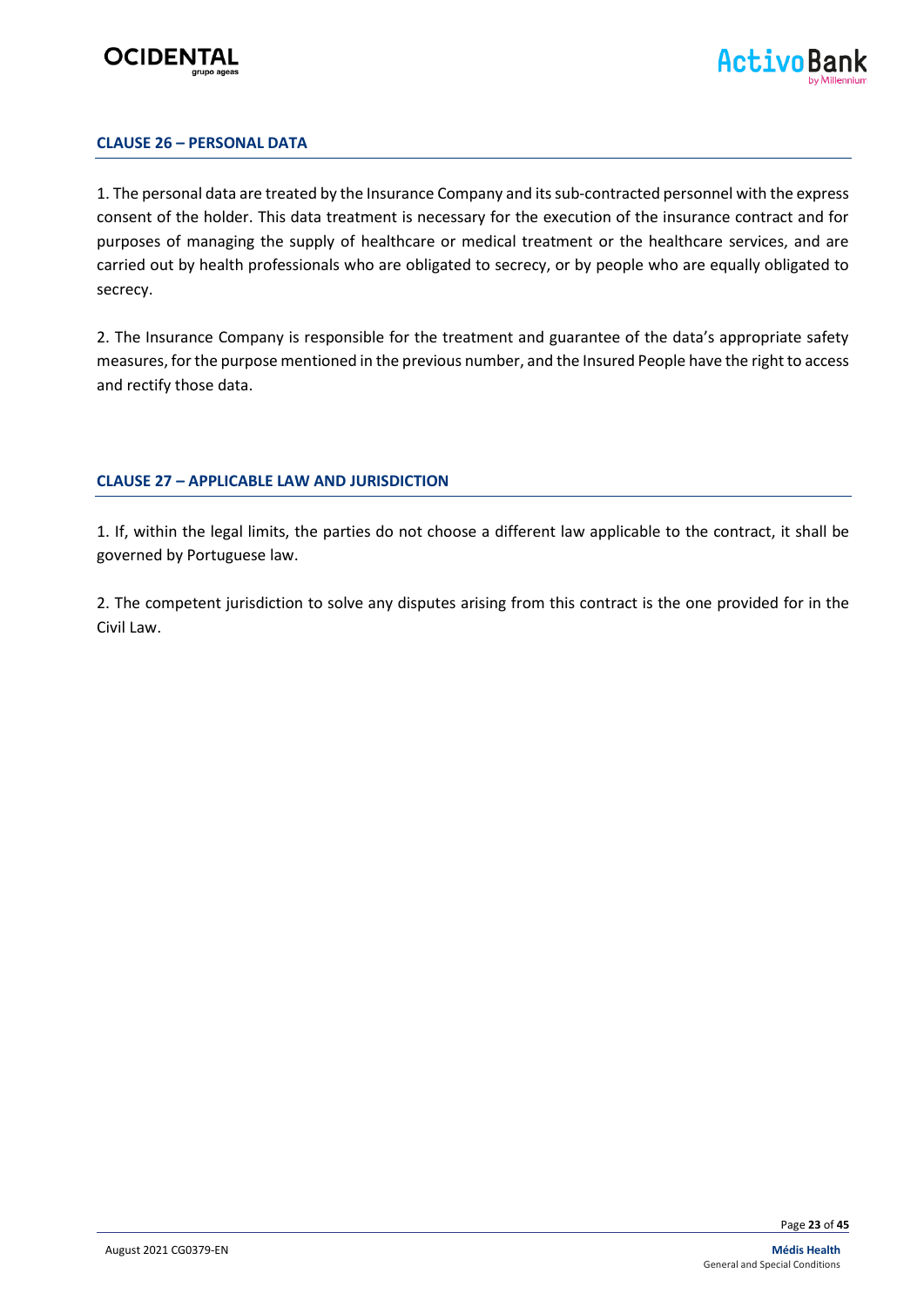## CLAUSE 26 – PERSONAL DATA

1. The personal data are treated by the Insurance Company and its sub-contracted personnel with the express consent of the holder. This data treatment is necessary for the execution of the insurance contract and for purposes of managing the supply of healthcare or medical treatment or the healthcare services, and are carried out by health professionals who are obligated to secrecy, or by people who are equally obligated to secrecy.

2. The Insurance Company is responsible for the treatment and guarantee of the data's appropriate safety measures, for the purpose mentioned in the previous number, and the Insured People have the right to access and rectify those data.

## CLAUSE 27 – APPLICABLE LAW AND JURISDICTION

1. If, within the legal limits, the parties do not choose a different law applicable to the contract, it shall be governed by Portuguese law.

2. The competent jurisdiction to solve any disputes arising from this contract is the one provided for in the Civil Law.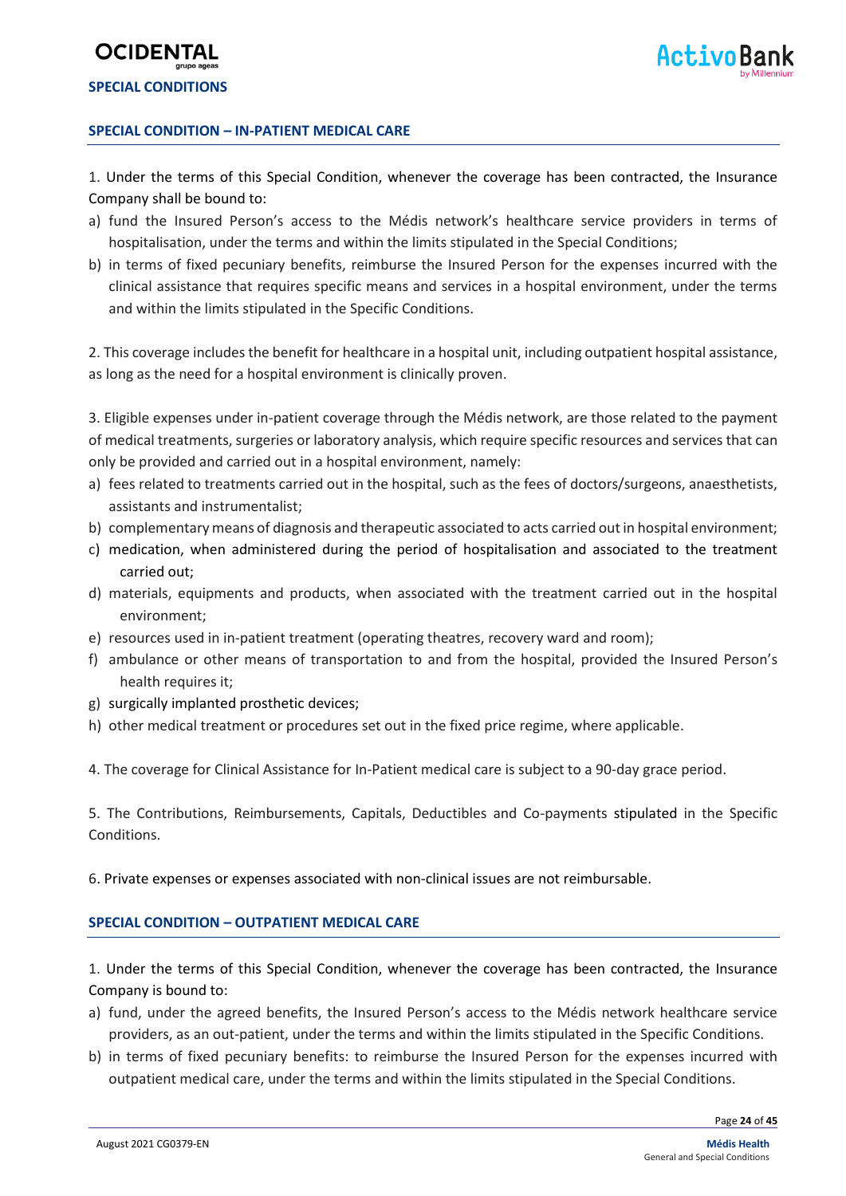## SPECIAL CONDITION – IN-PATIENT MEDICAL CARE

1. Under the terms of this Special Condition, whenever the coverage has been contracted, the Insurance Company shall be bound to:

a) fund the Insured Person's access to the Médis network's healthcare service providers in terms of hospitalisation, under the terms and within the limits stipulated in the Special Conditions;
b) in terms of fixed pecuniary benefits, reimburse the Insured Person for the expenses incurred with the clinical assistance that requires specific means and services in a hospital environment, under the terms and within the limits stipulated in the Specific Conditions.

2. This coverage includes the benefit for healthcare in a hospital unit, including outpatient hospital assistance, as long as the need for a hospital environment is clinically proven.

3. Eligible expenses under in-patient coverage through the Médis network, are those related to the payment of medical treatments, surgeries or laboratory analysis, which require specific resources and services that can only be provided and carried out in a hospital environment, namely:

a) fees related to treatments carried out in the hospital, such as the fees of doctors/surgeons, anaesthetists, assistants and instrumentalist;
b) complementary means of diagnosis and therapeutic associated to acts carried out in hospital environment;
c) medication, when administered during the period of hospitalisation and associated to the treatment carried out;
d) materials, equipments and products, when associated with the treatment carried out in the hospital environment;
e) resources used in in-patient treatment (operating theatres, recovery ward and room);
f) ambulance or other means of transportation to and from the hospital, provided the Insured Person's health requires it;
g) surgically implanted prosthetic devices;
h) other medical treatment or procedures set out in the fixed price regime, where applicable.

4. The coverage for Clinical Assistance for In-Patient medical care is subject to a 90-day grace period.

5. The Contributions, Reimbursements, Capitals, Deductibles and Co-payments stipulated in the Specific Conditions.

6. Private expenses or expenses associated with non-clinical issues are not reimbursable.

## SPECIAL CONDITION – OUTPATIENT MEDICAL CARE

1. Under the terms of this Special Condition, whenever the coverage has been contracted, the Insurance Company is bound to:

a) fund, under the agreed benefits, the Insured Person's access to the Médis network healthcare service providers, as an out-patient, under the terms and within the limits stipulated in the Specific Conditions.
b) in terms of fixed pecuniary benefits: to reimburse the Insured Person for the expenses incurred with outpatient medical care, under the terms and within the limits stipulated in the Special Conditions.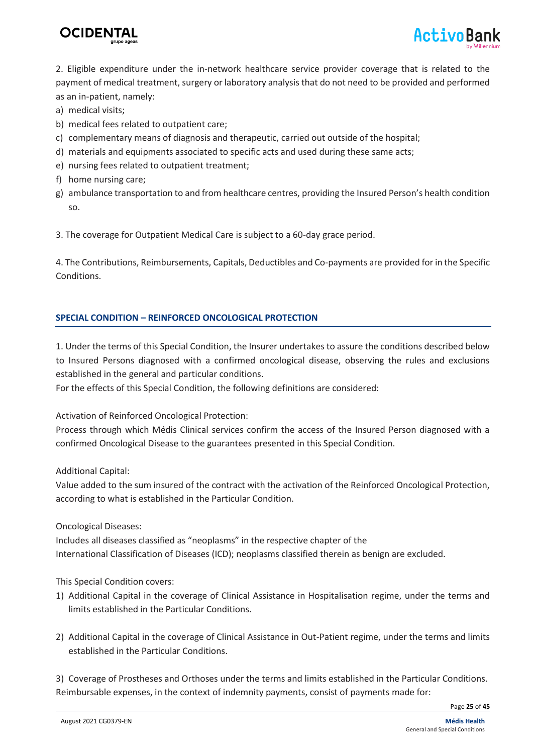2. Eligible expenditure under the in-network healthcare service provider coverage that is related to the payment of medical treatment, surgery or laboratory analysis that do not need to be provided and performed as an in-patient, namely:

a) medical visits;
b) medical fees related to outpatient care;
c) complementary means of diagnosis and therapeutic, carried out outside of the hospital;
d) materials and equipments associated to specific acts and used during these same acts;
e) nursing fees related to outpatient treatment;
f) home nursing care;
g) ambulance transportation to and from healthcare centres, providing the Insured Person's health condition so.

3. The coverage for Outpatient Medical Care is subject to a 60-day grace period.

4. The Contributions, Reimbursements, Capitals, Deductibles and Co-payments are provided for in the Specific Conditions.

## SPECIAL CONDITION – REINFORCED ONCOLOGICAL PROTECTION

1. Under the terms of this Special Condition, the Insurer undertakes to assure the conditions described below to Insured Persons diagnosed with a confirmed oncological disease, observing the rules and exclusions established in the general and particular conditions.

For the effects of this Special Condition, the following definitions are considered:

Activation of Reinforced Oncological Protection:
Process through which Médis Clinical services confirm the access of the Insured Person diagnosed with a confirmed Oncological Disease to the guarantees presented in this Special Condition.

Additional Capital:
Value added to the sum insured of the contract with the activation of the Reinforced Oncological Protection, according to what is established in the Particular Condition.

Oncological Diseases:
Includes all diseases classified as "neoplasms" in the respective chapter of the International Classification of Diseases (ICD); neoplasms classified therein as benign are excluded.

This Special Condition covers:

1) Additional Capital in the coverage of Clinical Assistance in Hospitalisation regime, under the terms and limits established in the Particular Conditions.

2) Additional Capital in the coverage of Clinical Assistance in Out-Patient regime, under the terms and limits established in the Particular Conditions.

3) Coverage of Prostheses and Orthoses under the terms and limits established in the Particular Conditions.

Reimbursable expenses, in the context of indemnity payments, consist of payments made for: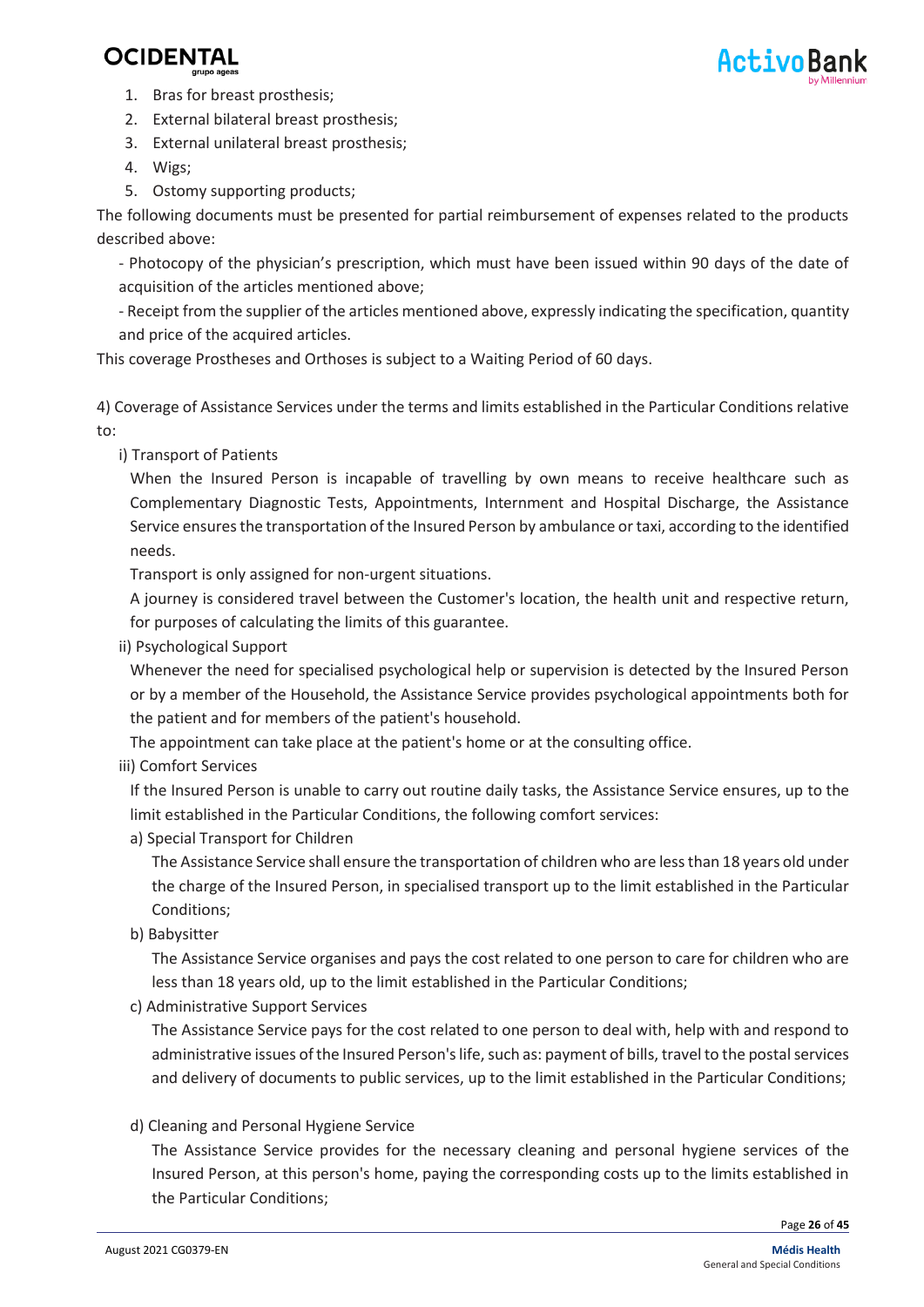1. Bras for breast prosthesis;
2. External bilateral breast prosthesis;
3. External unilateral breast prosthesis;
4. Wigs;
5. Ostomy supporting products;

The following documents must be presented for partial reimbursement of expenses related to the products described above:

- Photocopy of the physician's prescription, which must have been issued within 90 days of the date of acquisition of the articles mentioned above;
- Receipt from the supplier of the articles mentioned above, expressly indicating the specification, quantity and price of the acquired articles.

This coverage Prostheses and Orthoses is subject to a Waiting Period of 60 days.

4) Coverage of Assistance Services under the terms and limits established in the Particular Conditions relative to:

i) Transport of Patients

When the Insured Person is incapable of travelling by own means to receive healthcare such as Complementary Diagnostic Tests, Appointments, Internment and Hospital Discharge, the Assistance Service ensures the transportation of the Insured Person by ambulance or taxi, according to the identified needs.

Transport is only assigned for non-urgent situations.

A journey is considered travel between the Customer's location, the health unit and respective return, for purposes of calculating the limits of this guarantee.

ii) Psychological Support

Whenever the need for specialised psychological help or supervision is detected by the Insured Person or by a member of the Household, the Assistance Service provides psychological appointments both for the patient and for members of the patient's household.

The appointment can take place at the patient's home or at the consulting office.

iii) Comfort Services

If the Insured Person is unable to carry out routine daily tasks, the Assistance Service ensures, up to the limit established in the Particular Conditions, the following comfort services:

a) Special Transport for Children

The Assistance Service shall ensure the transportation of children who are less than 18 years old under the charge of the Insured Person, in specialised transport up to the limit established in the Particular Conditions;

b) Babysitter

The Assistance Service organises and pays the cost related to one person to care for children who are less than 18 years old, up to the limit established in the Particular Conditions;

c) Administrative Support Services

The Assistance Service pays for the cost related to one person to deal with, help with and respond to administrative issues of the Insured Person's life, such as: payment of bills, travel to the postal services and delivery of documents to public services, up to the limit established in the Particular Conditions;

d) Cleaning and Personal Hygiene Service

The Assistance Service provides for the necessary cleaning and personal hygiene services of the Insured Person, at this person's home, paying the corresponding costs up to the limits established in the Particular Conditions;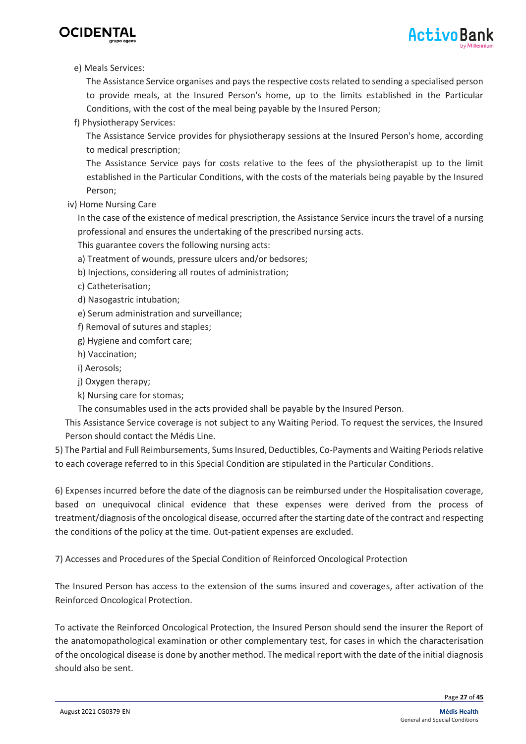e) Meals Services:

The Assistance Service organises and pays the respective costs related to sending a specialised person to provide meals, at the Insured Person's home, up to the limits established in the Particular Conditions, with the cost of the meal being payable by the Insured Person;

f) Physiotherapy Services:

The Assistance Service provides for physiotherapy sessions at the Insured Person's home, according to medical prescription;

The Assistance Service pays for costs relative to the fees of the physiotherapist up to the limit established in the Particular Conditions, with the costs of the materials being payable by the Insured Person;

iv) Home Nursing Care

In the case of the existence of medical prescription, the Assistance Service incurs the travel of a nursing professional and ensures the undertaking of the prescribed nursing acts.

This guarantee covers the following nursing acts:

a) Treatment of wounds, pressure ulcers and/or bedsores;
b) Injections, considering all routes of administration;
c) Catheterisation;
d) Nasogastric intubation;
e) Serum administration and surveillance;
f) Removal of sutures and staples;
g) Hygiene and comfort care;
h) Vaccination;
i) Aerosols;
j) Oxygen therapy;
k) Nursing care for stomas;

The consumables used in the acts provided shall be payable by the Insured Person.

This Assistance Service coverage is not subject to any Waiting Period. To request the services, the Insured Person should contact the Médis Line.

5) The Partial and Full Reimbursements, Sums Insured, Deductibles, Co-Payments and Waiting Periods relative to each coverage referred to in this Special Condition are stipulated in the Particular Conditions.

6) Expenses incurred before the date of the diagnosis can be reimbursed under the Hospitalisation coverage, based on unequivocal clinical evidence that these expenses were derived from the process of treatment/diagnosis of the oncological disease, occurred after the starting date of the contract and respecting the conditions of the policy at the time. Out-patient expenses are excluded.

7) Accesses and Procedures of the Special Condition of Reinforced Oncological Protection

The Insured Person has access to the extension of the sums insured and coverages, after activation of the Reinforced Oncological Protection.

To activate the Reinforced Oncological Protection, the Insured Person should send the insurer the Report of the anatomopathological examination or other complementary test, for cases in which the characterisation of the oncological disease is done by another method. The medical report with the date of the initial diagnosis should also be sent.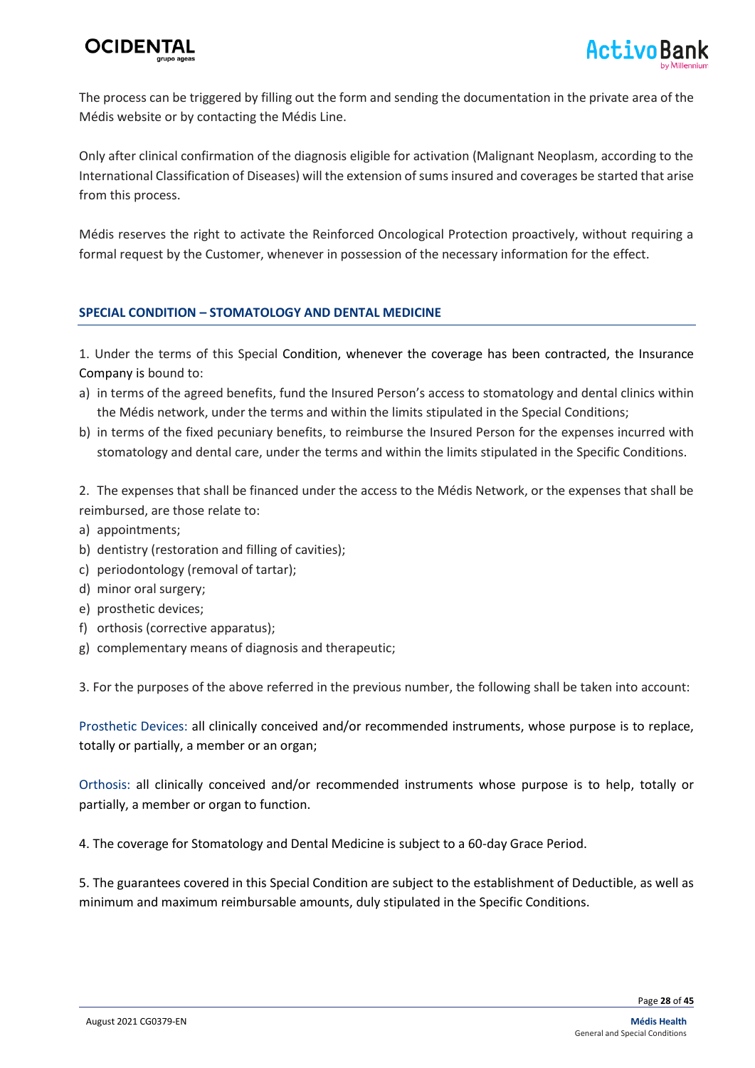The process can be triggered by filling out the form and sending the documentation in the private area of the Médis website or by contacting the Médis Line.

Only after clinical confirmation of the diagnosis eligible for activation (Malignant Neoplasm, according to the International Classification of Diseases) will the extension of sums insured and coverages be started that arise from this process.

Médis reserves the right to activate the Reinforced Oncological Protection proactively, without requiring a formal request by the Customer, whenever in possession of the necessary information for the effect.

## SPECIAL CONDITION – STOMATOLOGY AND DENTAL MEDICINE

1. Under the terms of this Special Condition, whenever the coverage has been contracted, the Insurance Company is bound to:

a) in terms of the agreed benefits, fund the Insured Person's access to stomatology and dental clinics within the Médis network, under the terms and within the limits stipulated in the Special Conditions;
b) in terms of the fixed pecuniary benefits, to reimburse the Insured Person for the expenses incurred with stomatology and dental care, under the terms and within the limits stipulated in the Specific Conditions.

2. The expenses that shall be financed under the access to the Médis Network, or the expenses that shall be reimbursed, are those relate to:

a) appointments;
b) dentistry (restoration and filling of cavities);
c) periodontology (removal of tartar);
d) minor oral surgery;
e) prosthetic devices;
f) orthosis (corrective apparatus);
g) complementary means of diagnosis and therapeutic;

3. For the purposes of the above referred in the previous number, the following shall be taken into account:

Prosthetic Devices: all clinically conceived and/or recommended instruments, whose purpose is to replace, totally or partially, a member or an organ;

Orthosis: all clinically conceived and/or recommended instruments whose purpose is to help, totally or partially, a member or organ to function.

4. The coverage for Stomatology and Dental Medicine is subject to a 60-day Grace Period.

5. The guarantees covered in this Special Condition are subject to the establishment of Deductible, as well as minimum and maximum reimbursable amounts, duly stipulated in the Specific Conditions.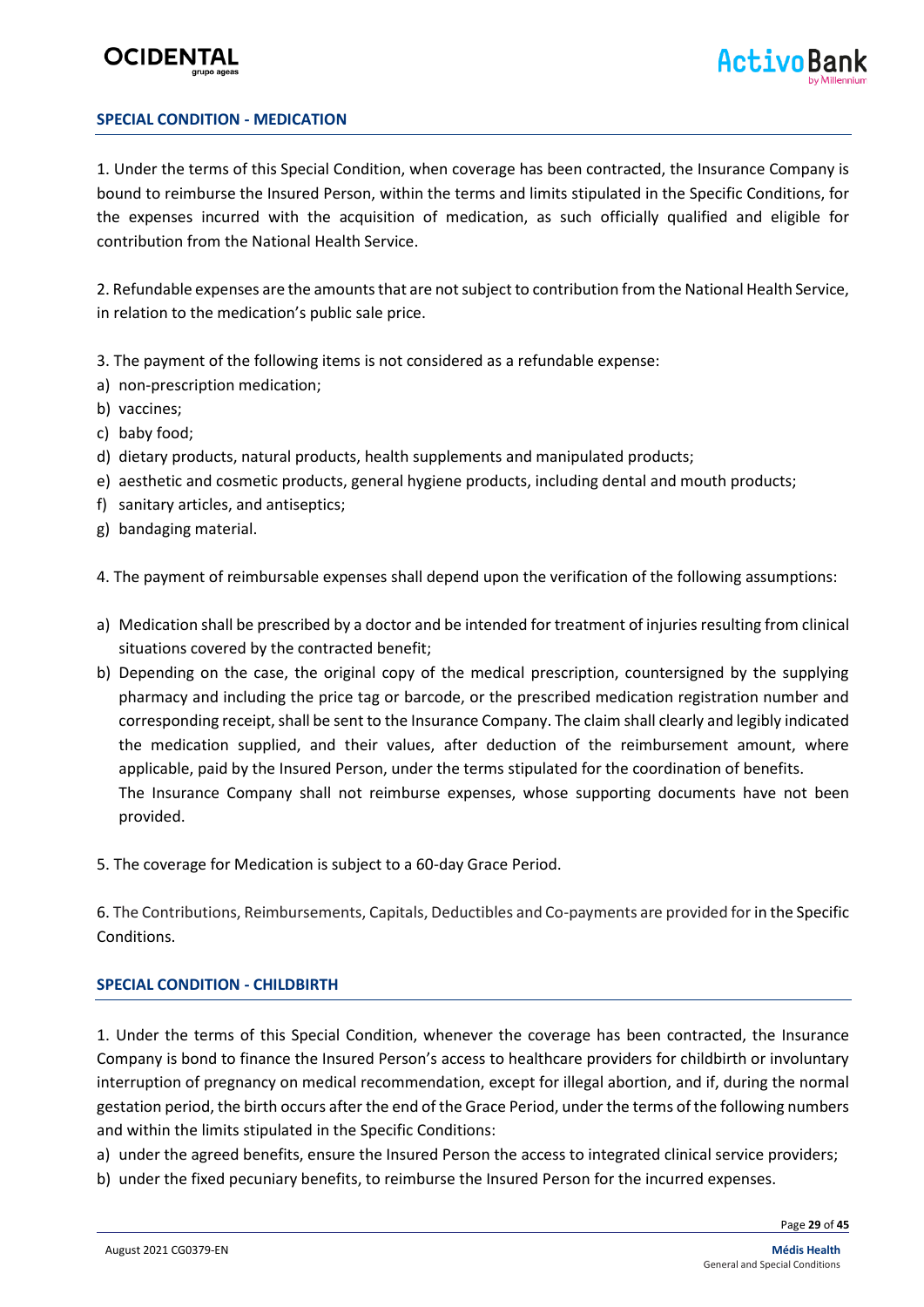## SPECIAL CONDITION - MEDICATION

1. Under the terms of this Special Condition, when coverage has been contracted, the Insurance Company is bound to reimburse the Insured Person, within the terms and limits stipulated in the Specific Conditions, for the expenses incurred with the acquisition of medication, as such officially qualified and eligible for contribution from the National Health Service.

2. Refundable expenses are the amounts that are not subject to contribution from the National Health Service, in relation to the medication's public sale price.

3. The payment of the following items is not considered as a refundable expense:

a) non-prescription medication;
b) vaccines;
c) baby food;
d) dietary products, natural products, health supplements and manipulated products;
e) aesthetic and cosmetic products, general hygiene products, including dental and mouth products;
f) sanitary articles, and antiseptics;
g) bandaging material.

4. The payment of reimbursable expenses shall depend upon the verification of the following assumptions:

a) Medication shall be prescribed by a doctor and be intended for treatment of injuries resulting from clinical situations covered by the contracted benefit;
b) Depending on the case, the original copy of the medical prescription, countersigned by the supplying pharmacy and including the price tag or barcode, or the prescribed medication registration number and corresponding receipt, shall be sent to the Insurance Company. The claim shall clearly and legibly indicated the medication supplied, and their values, after deduction of the reimbursement amount, where applicable, paid by the Insured Person, under the terms stipulated for the coordination of benefits.
The Insurance Company shall not reimburse expenses, whose supporting documents have not been provided.

5. The coverage for Medication is subject to a 60-day Grace Period.

6. The Contributions, Reimbursements, Capitals, Deductibles and Co-payments are provided for in the Specific Conditions.

## SPECIAL CONDITION - CHILDBIRTH

1. Under the terms of this Special Condition, whenever the coverage has been contracted, the Insurance Company is bond to finance the Insured Person's access to healthcare providers for childbirth or involuntary interruption of pregnancy on medical recommendation, except for illegal abortion, and if, during the normal gestation period, the birth occurs after the end of the Grace Period, under the terms of the following numbers and within the limits stipulated in the Specific Conditions:

a) under the agreed benefits, ensure the Insured Person the access to integrated clinical service providers;
b) under the fixed pecuniary benefits, to reimburse the Insured Person for the incurred expenses.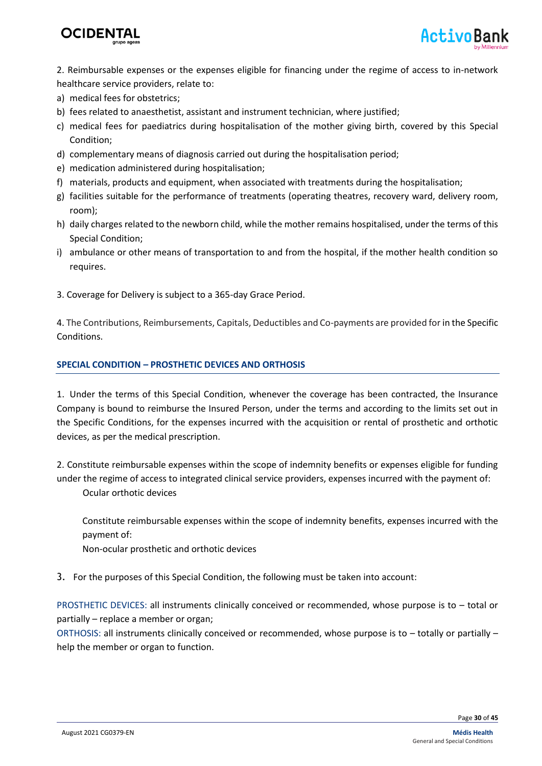2. Reimbursable expenses or the expenses eligible for financing under the regime of access to in-network healthcare service providers, relate to:

a) medical fees for obstetrics;
b) fees related to anaesthetist, assistant and instrument technician, where justified;
c) medical fees for paediatrics during hospitalisation of the mother giving birth, covered by this Special Condition;
d) complementary means of diagnosis carried out during the hospitalisation period;
e) medication administered during hospitalisation;
f) materials, products and equipment, when associated with treatments during the hospitalisation;
g) facilities suitable for the performance of treatments (operating theatres, recovery ward, delivery room, room);
h) daily charges related to the newborn child, while the mother remains hospitalised, under the terms of this Special Condition;
i) ambulance or other means of transportation to and from the hospital, if the mother health condition so requires.

3. Coverage for Delivery is subject to a 365-day Grace Period.

4. The Contributions, Reimbursements, Capitals, Deductibles and Co-payments are provided for in the Specific Conditions.

## SPECIAL CONDITION – PROSTHETIC DEVICES AND ORTHOSIS

1. Under the terms of this Special Condition, whenever the coverage has been contracted, the Insurance Company is bound to reimburse the Insured Person, under the terms and according to the limits set out in the Specific Conditions, for the expenses incurred with the acquisition or rental of prosthetic and orthotic devices, as per the medical prescription.

2. Constitute reimbursable expenses within the scope of indemnity benefits or expenses eligible for funding under the regime of access to integrated clinical service providers, expenses incurred with the payment of:
   Ocular orthotic devices

   Constitute reimbursable expenses within the scope of indemnity benefits, expenses incurred with the payment of:
   Non-ocular prosthetic and orthotic devices

3. For the purposes of this Special Condition, the following must be taken into account:

PROSTHETIC DEVICES: all instruments clinically conceived or recommended, whose purpose is to – total or partially – replace a member or organ;

ORTHOSIS: all instruments clinically conceived or recommended, whose purpose is to – totally or partially – help the member or organ to function.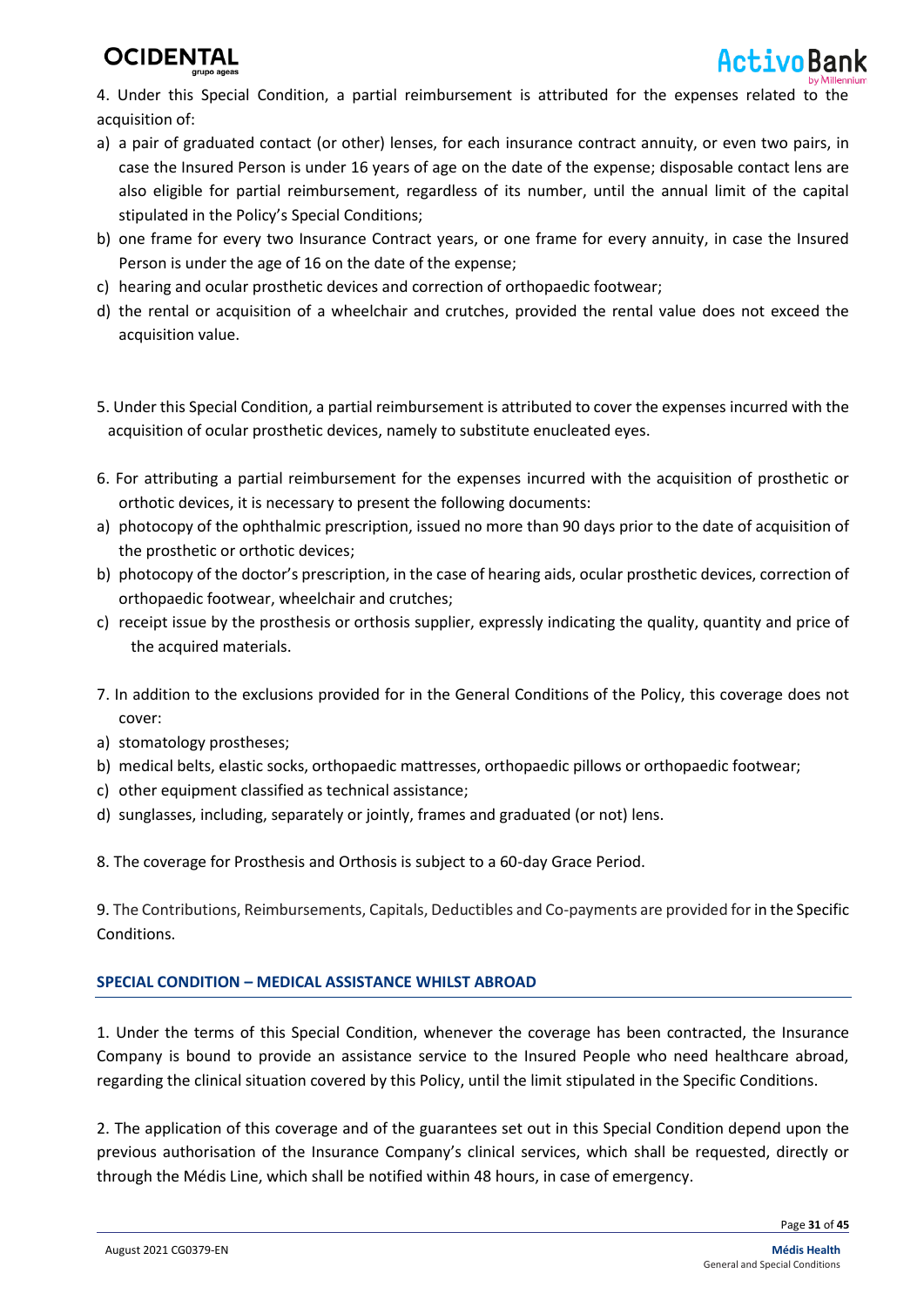4. Under this Special Condition, a partial reimbursement is attributed for the expenses related to the acquisition of:

a) a pair of graduated contact (or other) lenses, for each insurance contract annuity, or even two pairs, in case the Insured Person is under 16 years of age on the date of the expense; disposable contact lens are also eligible for partial reimbursement, regardless of its number, until the annual limit of the capital stipulated in the Policy's Special Conditions;
b) one frame for every two Insurance Contract years, or one frame for every annuity, in case the Insured Person is under the age of 16 on the date of the expense;
c) hearing and ocular prosthetic devices and correction of orthopaedic footwear;
d) the rental or acquisition of a wheelchair and crutches, provided the rental value does not exceed the acquisition value.

5. Under this Special Condition, a partial reimbursement is attributed to cover the expenses incurred with the acquisition of ocular prosthetic devices, namely to substitute enucleated eyes.

6. For attributing a partial reimbursement for the expenses incurred with the acquisition of prosthetic or orthotic devices, it is necessary to present the following documents:

a) photocopy of the ophthalmic prescription, issued no more than 90 days prior to the date of acquisition of the prosthetic or orthotic devices;
b) photocopy of the doctor's prescription, in the case of hearing aids, ocular prosthetic devices, correction of orthopaedic footwear, wheelchair and crutches;
c) receipt issue by the prosthesis or orthosis supplier, expressly indicating the quality, quantity and price of the acquired materials.

7. In addition to the exclusions provided for in the General Conditions of the Policy, this coverage does not cover:

a) stomatology prostheses;
b) medical belts, elastic socks, orthopaedic mattresses, orthopaedic pillows or orthopaedic footwear;
c) other equipment classified as technical assistance;
d) sunglasses, including, separately or jointly, frames and graduated (or not) lens.

8. The coverage for Prosthesis and Orthosis is subject to a 60-day Grace Period.

9. The Contributions, Reimbursements, Capitals, Deductibles and Co-payments are provided for in the Specific Conditions.

## SPECIAL CONDITION – MEDICAL ASSISTANCE WHILST ABROAD

1. Under the terms of this Special Condition, whenever the coverage has been contracted, the Insurance Company is bound to provide an assistance service to the Insured People who need healthcare abroad, regarding the clinical situation covered by this Policy, until the limit stipulated in the Specific Conditions.

2. The application of this coverage and of the guarantees set out in this Special Condition depend upon the previous authorisation of the Insurance Company's clinical services, which shall be requested, directly or through the Médis Line, which shall be notified within 48 hours, in case of emergency.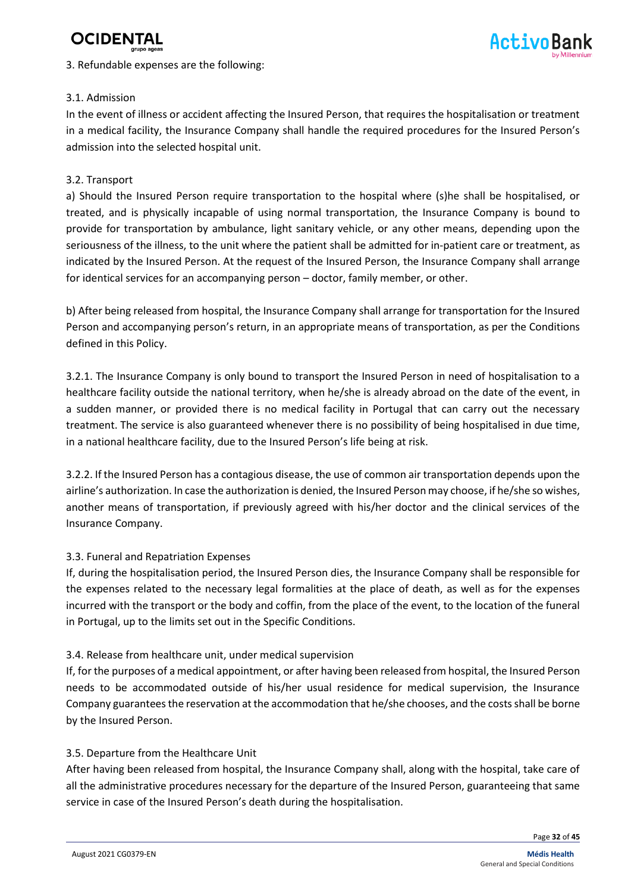3. Refundable expenses are the following:

3.1. Admission

In the event of illness or accident affecting the Insured Person, that requires the hospitalisation or treatment in a medical facility, the Insurance Company shall handle the required procedures for the Insured Person's admission into the selected hospital unit.

3.2. Transport

a) Should the Insured Person require transportation to the hospital where (s)he shall be hospitalised, or treated, and is physically incapable of using normal transportation, the Insurance Company is bound to provide for transportation by ambulance, light sanitary vehicle, or any other means, depending upon the seriousness of the illness, to the unit where the patient shall be admitted for in-patient care or treatment, as indicated by the Insured Person. At the request of the Insured Person, the Insurance Company shall arrange for identical services for an accompanying person – doctor, family member, or other.

b) After being released from hospital, the Insurance Company shall arrange for transportation for the Insured Person and accompanying person's return, in an appropriate means of transportation, as per the Conditions defined in this Policy.

3.2.1. The Insurance Company is only bound to transport the Insured Person in need of hospitalisation to a healthcare facility outside the national territory, when he/she is already abroad on the date of the event, in a sudden manner, or provided there is no medical facility in Portugal that can carry out the necessary treatment. The service is also guaranteed whenever there is no possibility of being hospitalised in due time, in a national healthcare facility, due to the Insured Person's life being at risk.

3.2.2. If the Insured Person has a contagious disease, the use of common air transportation depends upon the airline's authorization. In case the authorization is denied, the Insured Person may choose, if he/she so wishes, another means of transportation, if previously agreed with his/her doctor and the clinical services of the Insurance Company.

3.3. Funeral and Repatriation Expenses

If, during the hospitalisation period, the Insured Person dies, the Insurance Company shall be responsible for the expenses related to the necessary legal formalities at the place of death, as well as for the expenses incurred with the transport or the body and coffin, from the place of the event, to the location of the funeral in Portugal, up to the limits set out in the Specific Conditions.

3.4. Release from healthcare unit, under medical supervision

If, for the purposes of a medical appointment, or after having been released from hospital, the Insured Person needs to be accommodated outside of his/her usual residence for medical supervision, the Insurance Company guarantees the reservation at the accommodation that he/she chooses, and the costs shall be borne by the Insured Person.

3.5. Departure from the Healthcare Unit

After having been released from hospital, the Insurance Company shall, along with the hospital, take care of all the administrative procedures necessary for the departure of the Insured Person, guaranteeing that same service in case of the Insured Person's death during the hospitalisation.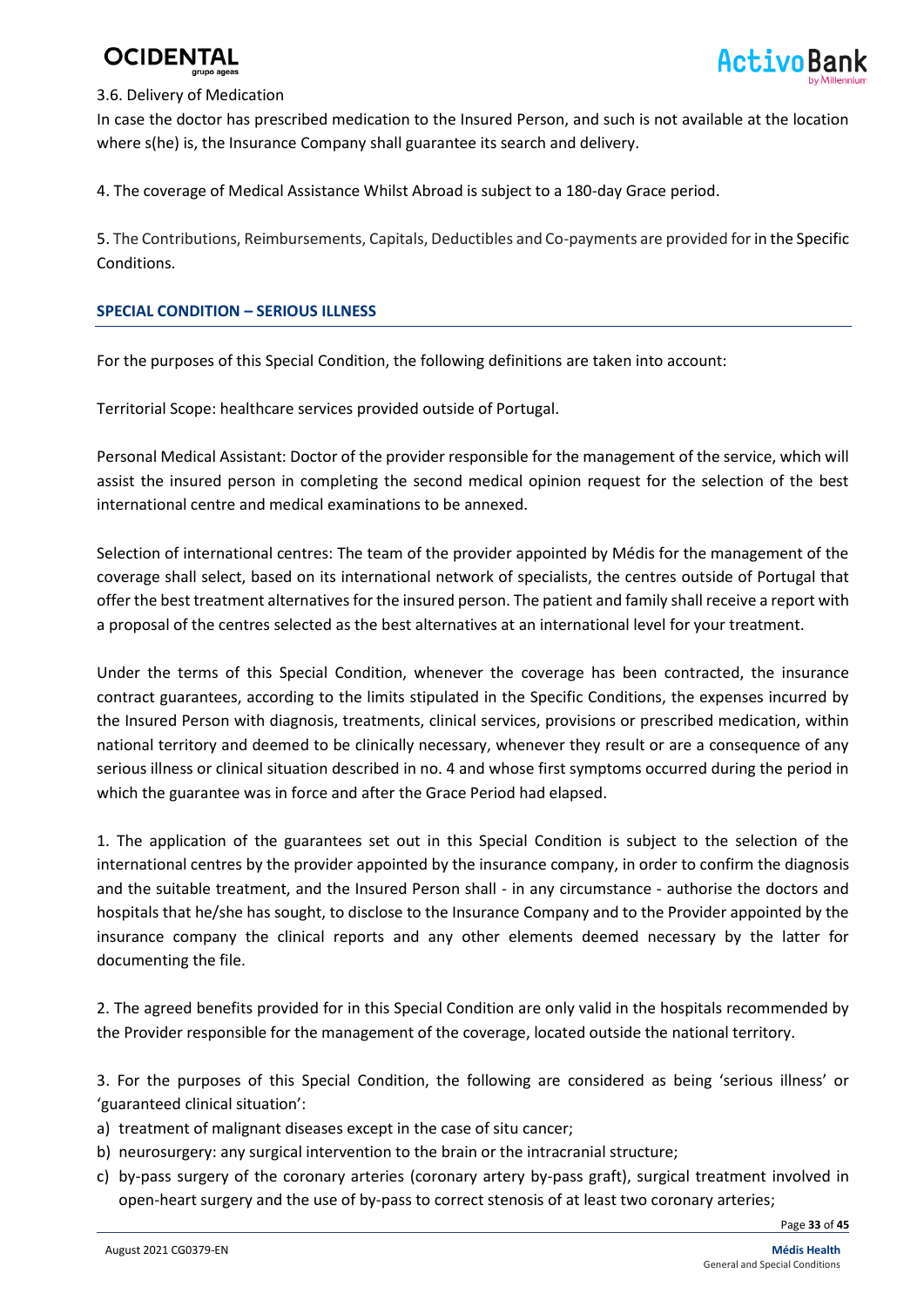3.6. Delivery of Medication

In case the doctor has prescribed medication to the Insured Person, and such is not available at the location where s(he) is, the Insurance Company shall guarantee its search and delivery.

4. The coverage of Medical Assistance Whilst Abroad is subject to a 180-day Grace period.

5. The Contributions, Reimbursements, Capitals, Deductibles and Co-payments are provided for in the Specific Conditions.

## SPECIAL CONDITION – SERIOUS ILLNESS

For the purposes of this Special Condition, the following definitions are taken into account:

Territorial Scope: healthcare services provided outside of Portugal.

Personal Medical Assistant: Doctor of the provider responsible for the management of the service, which will assist the insured person in completing the second medical opinion request for the selection of the best international centre and medical examinations to be annexed.

Selection of international centres: The team of the provider appointed by Médis for the management of the coverage shall select, based on its international network of specialists, the centres outside of Portugal that offer the best treatment alternatives for the insured person. The patient and family shall receive a report with a proposal of the centres selected as the best alternatives at an international level for your treatment.

Under the terms of this Special Condition, whenever the coverage has been contracted, the insurance contract guarantees, according to the limits stipulated in the Specific Conditions, the expenses incurred by the Insured Person with diagnosis, treatments, clinical services, provisions or prescribed medication, within national territory and deemed to be clinically necessary, whenever they result or are a consequence of any serious illness or clinical situation described in no. 4 and whose first symptoms occurred during the period in which the guarantee was in force and after the Grace Period had elapsed.

1. The application of the guarantees set out in this Special Condition is subject to the selection of the international centres by the provider appointed by the insurance company, in order to confirm the diagnosis and the suitable treatment, and the Insured Person shall - in any circumstance - authorise the doctors and hospitals that he/she has sought, to disclose to the Insurance Company and to the Provider appointed by the insurance company the clinical reports and any other elements deemed necessary by the latter for documenting the file.

2. The agreed benefits provided for in this Special Condition are only valid in the hospitals recommended by the Provider responsible for the management of the coverage, located outside the national territory.

3. For the purposes of this Special Condition, the following are considered as being 'serious illness' or 'guaranteed clinical situation':

a) treatment of malignant diseases except in the case of situ cancer;
b) neurosurgery: any surgical intervention to the brain or the intracranial structure;
c) by-pass surgery of the coronary arteries (coronary artery by-pass graft), surgical treatment involved in open-heart surgery and the use of by-pass to correct stenosis of at least two coronary arteries;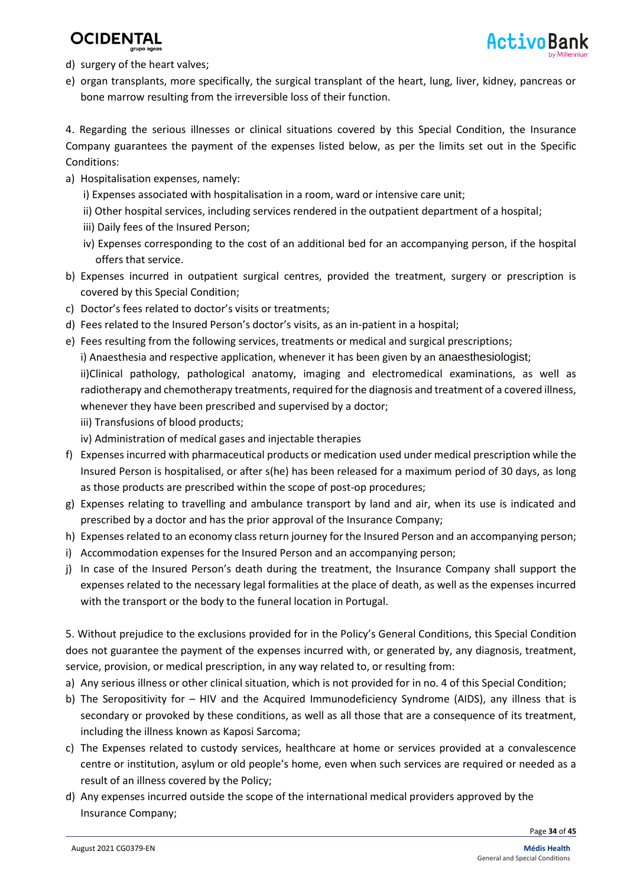d) surgery of the heart valves;
e) organ transplants, more specifically, the surgical transplant of the heart, lung, liver, kidney, pancreas or bone marrow resulting from the irreversible loss of their function.

4. Regarding the serious illnesses or clinical situations covered by this Special Condition, the Insurance Company guarantees the payment of the expenses listed below, as per the limits set out in the Specific Conditions:

a) Hospitalisation expenses, namely:
   i) Expenses associated with hospitalisation in a room, ward or intensive care unit;
   ii) Other hospital services, including services rendered in the outpatient department of a hospital;
   iii) Daily fees of the Insured Person;
   iv) Expenses corresponding to the cost of an additional bed for an accompanying person, if the hospital offers that service.
b) Expenses incurred in outpatient surgical centres, provided the treatment, surgery or prescription is covered by this Special Condition;
c) Doctor's fees related to doctor's visits or treatments;
d) Fees related to the Insured Person's doctor's visits, as an in-patient in a hospital;
e) Fees resulting from the following services, treatments or medical and surgical prescriptions;
   i) Anaesthesia and respective application, whenever it has been given by an anaesthesiologist;
   ii)Clinical pathology, pathological anatomy, imaging and electromedical examinations, as well as radiotherapy and chemotherapy treatments, required for the diagnosis and treatment of a covered illness, whenever they have been prescribed and supervised by a doctor;
   iii) Transfusions of blood products;
   iv) Administration of medical gases and injectable therapies
f) Expenses incurred with pharmaceutical products or medication used under medical prescription while the Insured Person is hospitalised, or after s(he) has been released for a maximum period of 30 days, as long as those products are prescribed within the scope of post-op procedures;
g) Expenses relating to travelling and ambulance transport by land and air, when its use is indicated and prescribed by a doctor and has the prior approval of the Insurance Company;
h) Expenses related to an economy class return journey for the Insured Person and an accompanying person;
i) Accommodation expenses for the Insured Person and an accompanying person;
j) In case of the Insured Person's death during the treatment, the Insurance Company shall support the expenses related to the necessary legal formalities at the place of death, as well as the expenses incurred with the transport or the body to the funeral location in Portugal.

5. Without prejudice to the exclusions provided for in the Policy's General Conditions, this Special Condition does not guarantee the payment of the expenses incurred with, or generated by, any diagnosis, treatment, service, provision, or medical prescription, in any way related to, or resulting from:

a) Any serious illness or other clinical situation, which is not provided for in no. 4 of this Special Condition;
b) The Seropositivity for – HIV and the Acquired Immunodeficiency Syndrome (AIDS), any illness that is secondary or provoked by these conditions, as well as all those that are a consequence of its treatment, including the illness known as Kaposi Sarcoma;
c) The Expenses related to custody services, healthcare at home or services provided at a convalescence centre or institution, asylum or old people's home, even when such services are required or needed as a result of an illness covered by the Policy;
d) Any expenses incurred outside the scope of the international medical providers approved by the Insurance Company;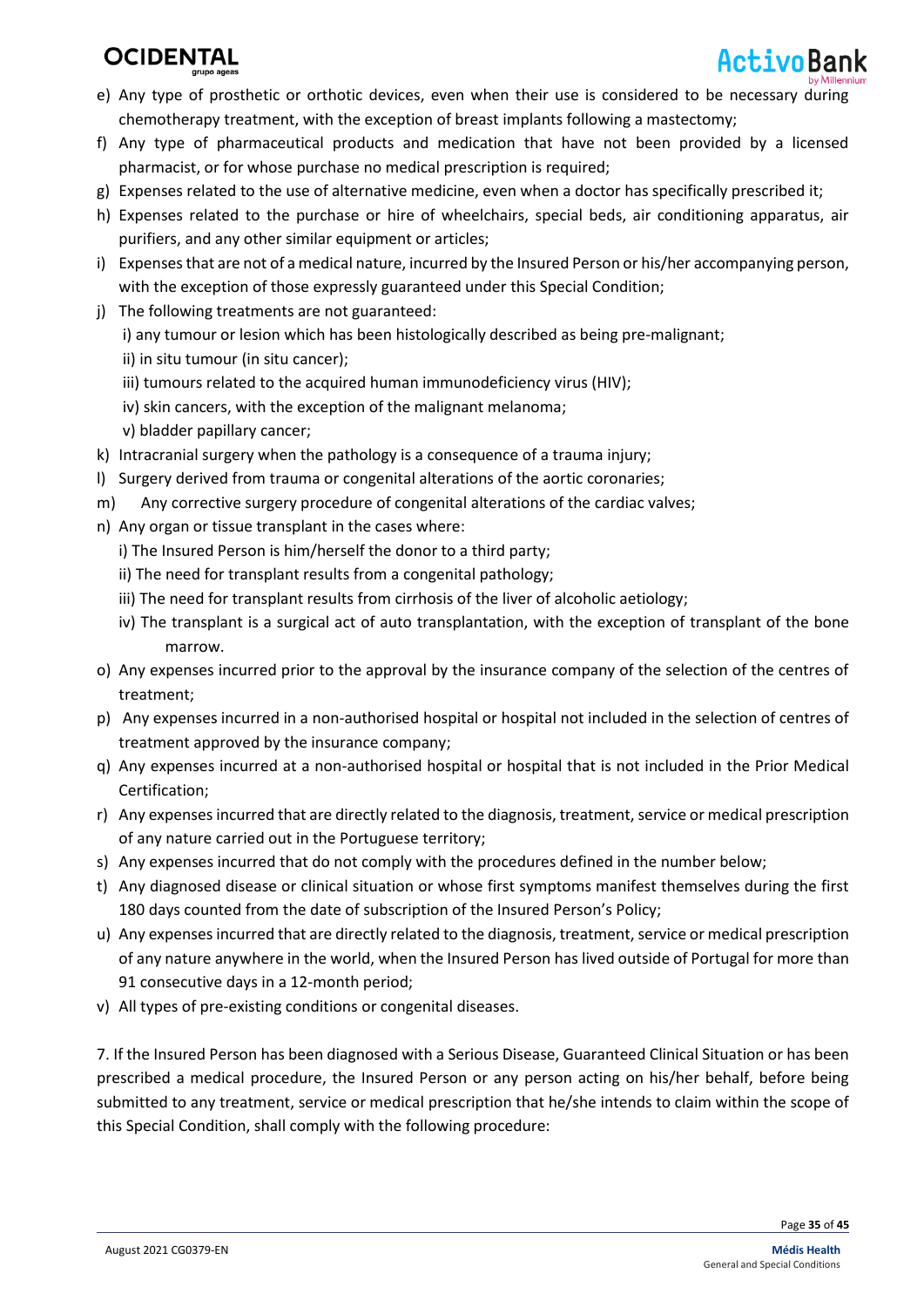e) Any type of prosthetic or orthotic devices, even when their use is considered to be necessary during chemotherapy treatment, with the exception of breast implants following a mastectomy;

f) Any type of pharmaceutical products and medication that have not been provided by a licensed pharmacist, or for whose purchase no medical prescription is required;

g) Expenses related to the use of alternative medicine, even when a doctor has specifically prescribed it;

h) Expenses related to the purchase or hire of wheelchairs, special beds, air conditioning apparatus, air purifiers, and any other similar equipment or articles;

i) Expenses that are not of a medical nature, incurred by the Insured Person or his/her accompanying person, with the exception of those expressly guaranteed under this Special Condition;

j) The following treatments are not guaranteed:
   i) any tumour or lesion which has been histologically described as being pre-malignant;
   ii) in situ tumour (in situ cancer);
   iii) tumours related to the acquired human immunodeficiency virus (HIV);
   iv) skin cancers, with the exception of the malignant melanoma;
   v) bladder papillary cancer;

k) Intracranial surgery when the pathology is a consequence of a trauma injury;

l) Surgery derived from trauma or congenital alterations of the aortic coronaries;

m) Any corrective surgery procedure of congenital alterations of the cardiac valves;

n) Any organ or tissue transplant in the cases where:
   i) The Insured Person is him/herself the donor to a third party;
   ii) The need for transplant results from a congenital pathology;
   iii) The need for transplant results from cirrhosis of the liver of alcoholic aetiology;
   iv) The transplant is a surgical act of auto transplantation, with the exception of transplant of the bone marrow.

o) Any expenses incurred prior to the approval by the insurance company of the selection of the centres of treatment;

p) Any expenses incurred in a non-authorised hospital or hospital not included in the selection of centres of treatment approved by the insurance company;

q) Any expenses incurred at a non-authorised hospital or hospital that is not included in the Prior Medical Certification;

r) Any expenses incurred that are directly related to the diagnosis, treatment, service or medical prescription of any nature carried out in the Portuguese territory;

s) Any expenses incurred that do not comply with the procedures defined in the number below;

t) Any diagnosed disease or clinical situation or whose first symptoms manifest themselves during the first 180 days counted from the date of subscription of the Insured Person's Policy;

u) Any expenses incurred that are directly related to the diagnosis, treatment, service or medical prescription of any nature anywhere in the world, when the Insured Person has lived outside of Portugal for more than 91 consecutive days in a 12-month period;

v) All types of pre-existing conditions or congenital diseases.

7. If the Insured Person has been diagnosed with a Serious Disease, Guaranteed Clinical Situation or has been prescribed a medical procedure, the Insured Person or any person acting on his/her behalf, before being submitted to any treatment, service or medical prescription that he/she intends to claim within the scope of this Special Condition, shall comply with the following procedure: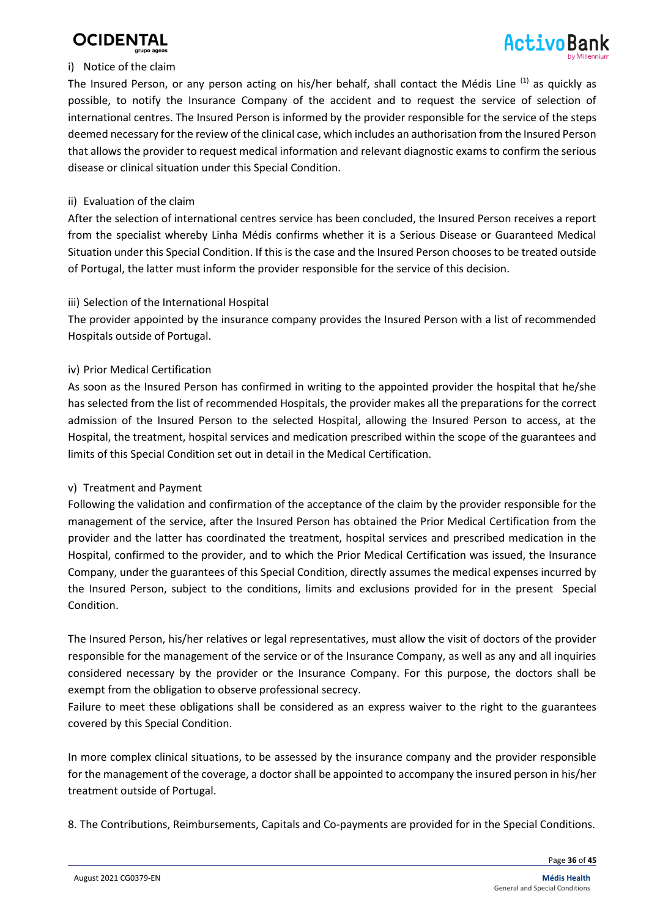i) Notice of the claim

The Insured Person, or any person acting on his/her behalf, shall contact the Médis Line [1] as quickly as possible, to notify the Insurance Company of the accident and to request the service of selection of international centres. The Insured Person is informed by the provider responsible for the service of the steps deemed necessary for the review of the clinical case, which includes an authorisation from the Insured Person that allows the provider to request medical information and relevant diagnostic exams to confirm the serious disease or clinical situation under this Special Condition.

ii) Evaluation of the claim

After the selection of international centres service has been concluded, the Insured Person receives a report from the specialist whereby Linha Médis confirms whether it is a Serious Disease or Guaranteed Medical Situation under this Special Condition. If this is the case and the Insured Person chooses to be treated outside of Portugal, the latter must inform the provider responsible for the service of this decision.

iii) Selection of the International Hospital

The provider appointed by the insurance company provides the Insured Person with a list of recommended Hospitals outside of Portugal.

iv) Prior Medical Certification

As soon as the Insured Person has confirmed in writing to the appointed provider the hospital that he/she has selected from the list of recommended Hospitals, the provider makes all the preparations for the correct admission of the Insured Person to the selected Hospital, allowing the Insured Person to access, at the Hospital, the treatment, hospital services and medication prescribed within the scope of the guarantees and limits of this Special Condition set out in detail in the Medical Certification.

v) Treatment and Payment

Following the validation and confirmation of the acceptance of the claim by the provider responsible for the management of the service, after the Insured Person has obtained the Prior Medical Certification from the provider and the latter has coordinated the treatment, hospital services and prescribed medication in the Hospital, confirmed to the provider, and to which the Prior Medical Certification was issued, the Insurance Company, under the guarantees of this Special Condition, directly assumes the medical expenses incurred by the Insured Person, subject to the conditions, limits and exclusions provided for in the present Special Condition.

The Insured Person, his/her relatives or legal representatives, must allow the visit of doctors of the provider responsible for the management of the service or of the Insurance Company, as well as any and all inquiries considered necessary by the provider or the Insurance Company. For this purpose, the doctors shall be exempt from the obligation to observe professional secrecy.

Failure to meet these obligations shall be considered as an express waiver to the right to the guarantees covered by this Special Condition.

In more complex clinical situations, to be assessed by the insurance company and the provider responsible for the management of the coverage, a doctor shall be appointed to accompany the insured person in his/her treatment outside of Portugal.

8. The Contributions, Reimbursements, Capitals and Co-payments are provided for in the Special Conditions.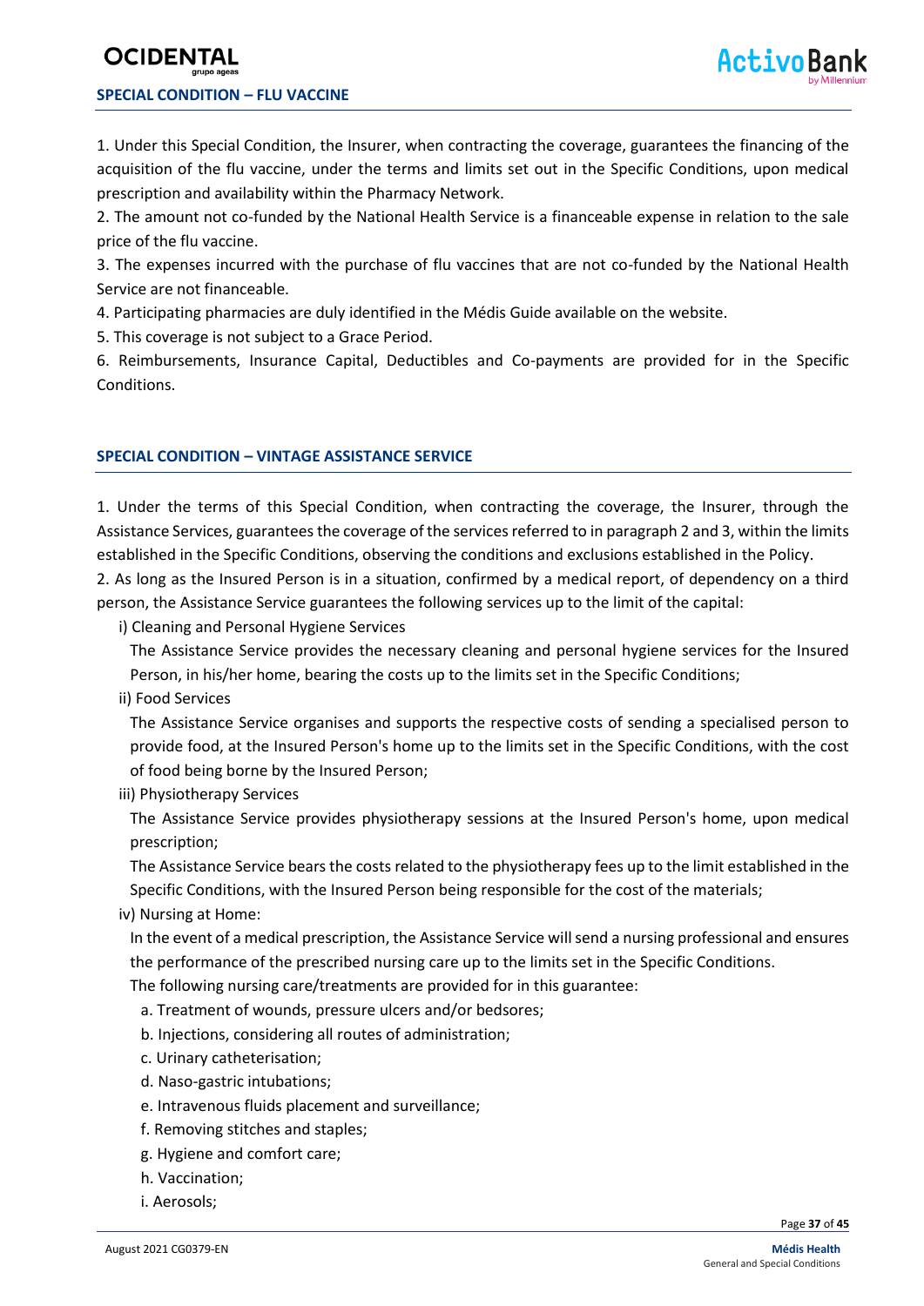## SPECIAL CONDITION – FLU VACCINE

1. Under this Special Condition, the Insurer, when contracting the coverage, guarantees the financing of the acquisition of the flu vaccine, under the terms and limits set out in the Specific Conditions, upon medical prescription and availability within the Pharmacy Network.
2. The amount not co-funded by the National Health Service is a financeable expense in relation to the sale price of the flu vaccine.
3. The expenses incurred with the purchase of flu vaccines that are not co-funded by the National Health Service are not financeable.
4. Participating pharmacies are duly identified in the Médis Guide available on the website.
5. This coverage is not subject to a Grace Period.
6. Reimbursements, Insurance Capital, Deductibles and Co-payments are provided for in the Specific Conditions.

## SPECIAL CONDITION – VINTAGE ASSISTANCE SERVICE

1. Under the terms of this Special Condition, when contracting the coverage, the Insurer, through the Assistance Services, guarantees the coverage of the services referred to in paragraph 2 and 3, within the limits established in the Specific Conditions, observing the conditions and exclusions established in the Policy.
2. As long as the Insured Person is in a situation, confirmed by a medical report, of dependency on a third person, the Assistance Service guarantees the following services up to the limit of the capital:
   i) Cleaning and Personal Hygiene Services

      The Assistance Service provides the necessary cleaning and personal hygiene services for the Insured Person, in his/her home, bearing the costs up to the limits set in the Specific Conditions;

   ii) Food Services

      The Assistance Service organises and supports the respective costs of sending a specialised person to provide food, at the Insured Person's home up to the limits set in the Specific Conditions, with the cost of food being borne by the Insured Person;

   iii) Physiotherapy Services

      The Assistance Service provides physiotherapy sessions at the Insured Person's home, upon medical prescription;

      The Assistance Service bears the costs related to the physiotherapy fees up to the limit established in the Specific Conditions, with the Insured Person being responsible for the cost of the materials;

   iv) Nursing at Home:

      In the event of a medical prescription, the Assistance Service will send a nursing professional and ensures the performance of the prescribed nursing care up to the limits set in the Specific Conditions.

      The following nursing care/treatments are provided for in this guarantee:

      a. Treatment of wounds, pressure ulcers and/or bedsores;
      b. Injections, considering all routes of administration;
      c. Urinary catheterisation;
      d. Naso-gastric intubations;
      e. Intravenous fluids placement and surveillance;
      f. Removing stitches and staples;
      g. Hygiene and comfort care;
      h. Vaccination;
      i. Aerosols;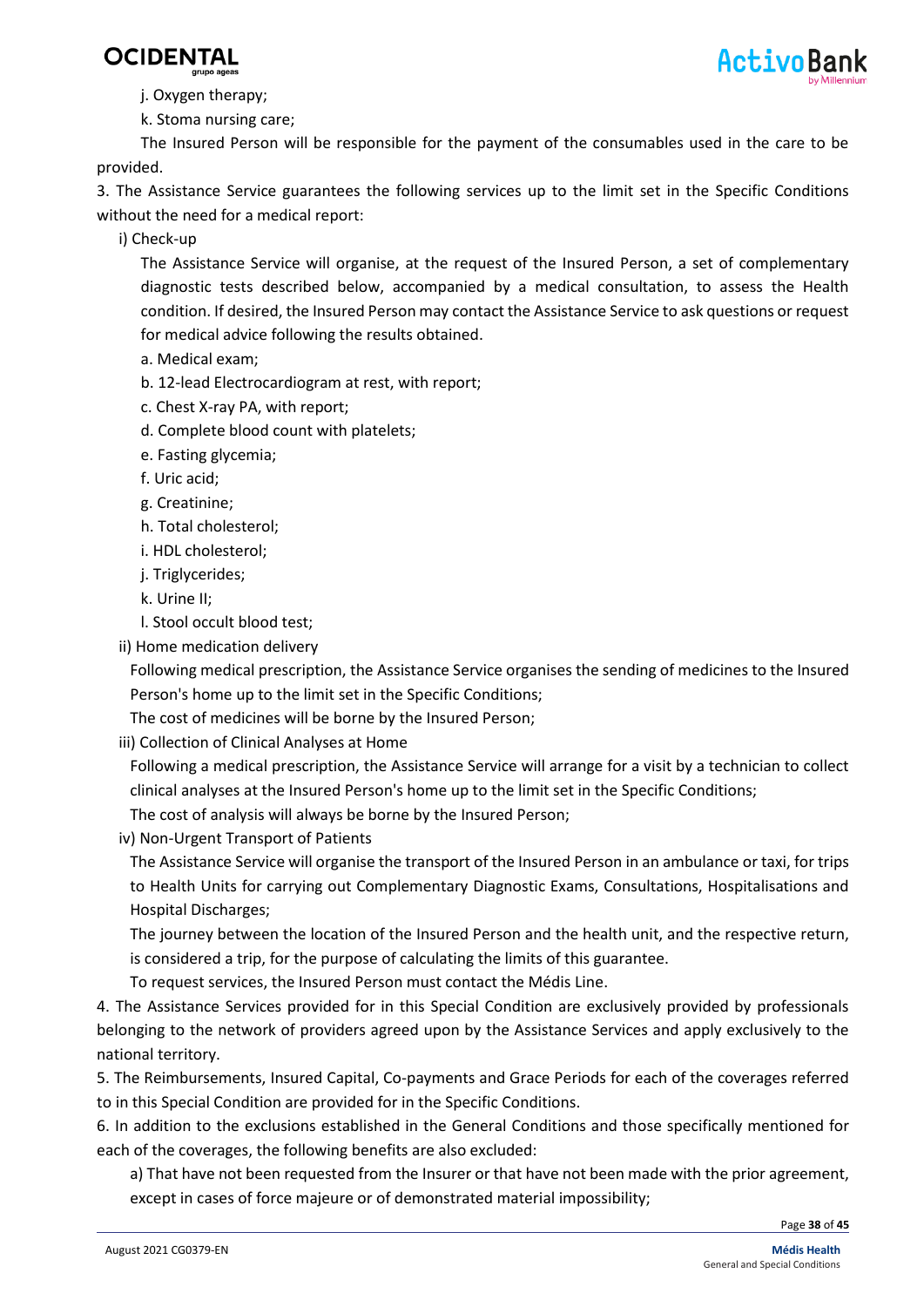j. Oxygen therapy;

k. Stoma nursing care;

The Insured Person will be responsible for the payment of the consumables used in the care to be provided.

3. The Assistance Service guarantees the following services up to the limit set in the Specific Conditions without the need for a medical report:

i) Check-up

The Assistance Service will organise, at the request of the Insured Person, a set of complementary diagnostic tests described below, accompanied by a medical consultation, to assess the Health condition. If desired, the Insured Person may contact the Assistance Service to ask questions or request for medical advice following the results obtained.

a. Medical exam;

b. 12-lead Electrocardiogram at rest, with report;

c. Chest X-ray PA, with report;

d. Complete blood count with platelets;

e. Fasting glycemia;

f. Uric acid;

g. Creatinine;

h. Total cholesterol;

i. HDL cholesterol;

j. Triglycerides;

k. Urine II;

l. Stool occult blood test;

ii) Home medication delivery

Following medical prescription, the Assistance Service organises the sending of medicines to the Insured Person's home up to the limit set in the Specific Conditions;

The cost of medicines will be borne by the Insured Person;

iii) Collection of Clinical Analyses at Home

Following a medical prescription, the Assistance Service will arrange for a visit by a technician to collect clinical analyses at the Insured Person's home up to the limit set in the Specific Conditions;

The cost of analysis will always be borne by the Insured Person;

iv) Non-Urgent Transport of Patients

The Assistance Service will organise the transport of the Insured Person in an ambulance or taxi, for trips to Health Units for carrying out Complementary Diagnostic Exams, Consultations, Hospitalisations and Hospital Discharges;

The journey between the location of the Insured Person and the health unit, and the respective return, is considered a trip, for the purpose of calculating the limits of this guarantee.

To request services, the Insured Person must contact the Médis Line.

4. The Assistance Services provided for in this Special Condition are exclusively provided by professionals belonging to the network of providers agreed upon by the Assistance Services and apply exclusively to the national territory.

5. The Reimbursements, Insured Capital, Co-payments and Grace Periods for each of the coverages referred to in this Special Condition are provided for in the Specific Conditions.

6. In addition to the exclusions established in the General Conditions and those specifically mentioned for each of the coverages, the following benefits are also excluded:

a) That have not been requested from the Insurer or that have not been made with the prior agreement, except in cases of force majeure or of demonstrated material impossibility;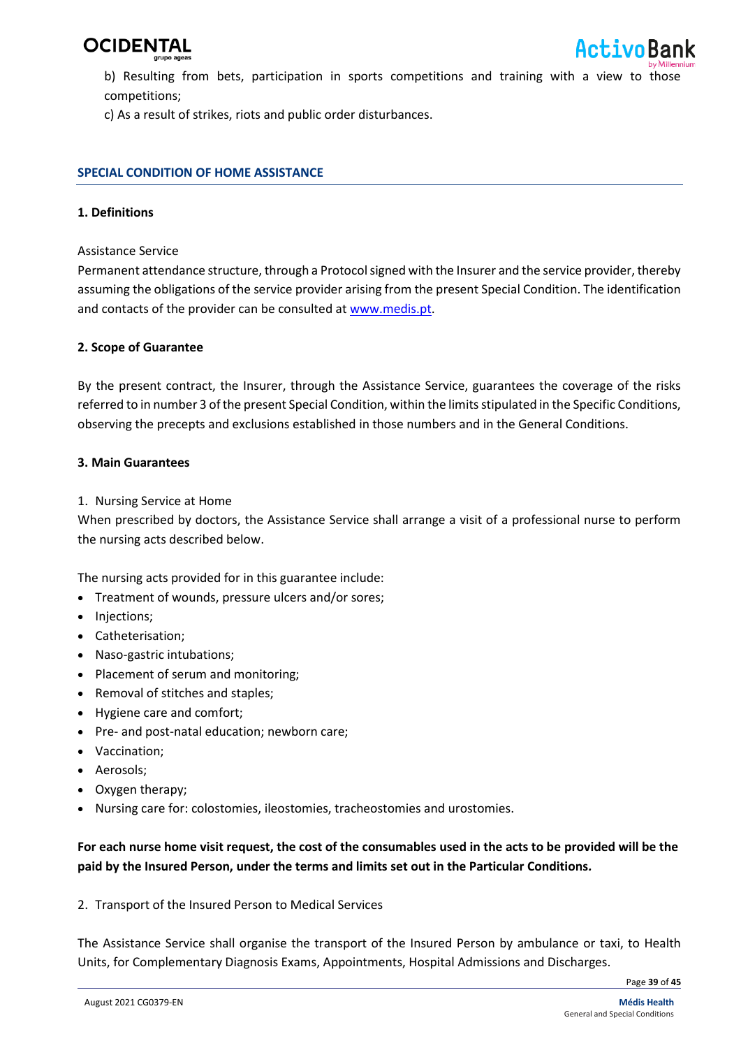b) Resulting from bets, participation in sports competitions and training with a view to those competitions;

c) As a result of strikes, riots and public order disturbances.

## SPECIAL CONDITION OF HOME ASSISTANCE

### 1. Definitions

Assistance Service

Permanent attendance structure, through a Protocol signed with the Insurer and the service provider, thereby assuming the obligations of the service provider arising from the present Special Condition. The identification and contacts of the provider can be consulted at www.medis.pt.

### 2. Scope of Guarantee

By the present contract, the Insurer, through the Assistance Service, guarantees the coverage of the risks referred to in number 3 of the present Special Condition, within the limits stipulated in the Specific Conditions, observing the precepts and exclusions established in those numbers and in the General Conditions.

### 3. Main Guarantees

1. Nursing Service at Home

When prescribed by doctors, the Assistance Service shall arrange a visit of a professional nurse to perform the nursing acts described below.

The nursing acts provided for in this guarantee include:

- Treatment of wounds, pressure ulcers and/or sores;
- Injections;
- Catheterisation;
- Naso-gastric intubations;
- Placement of serum and monitoring;
- Removal of stitches and staples;
- Hygiene care and comfort;
- Pre- and post-natal education; newborn care;
- Vaccination;
- Aerosols;
- Oxygen therapy;
- Nursing care for: colostomies, ileostomies, tracheostomies and urostomies.

**For each nurse home visit request, the cost of the consumables used in the acts to be provided will be the paid by the Insured Person, under the terms and limits set out in the Particular Conditions.**

2. Transport of the Insured Person to Medical Services

The Assistance Service shall organise the transport of the Insured Person by ambulance or taxi, to Health Units, for Complementary Diagnosis Exams, Appointments, Hospital Admissions and Discharges.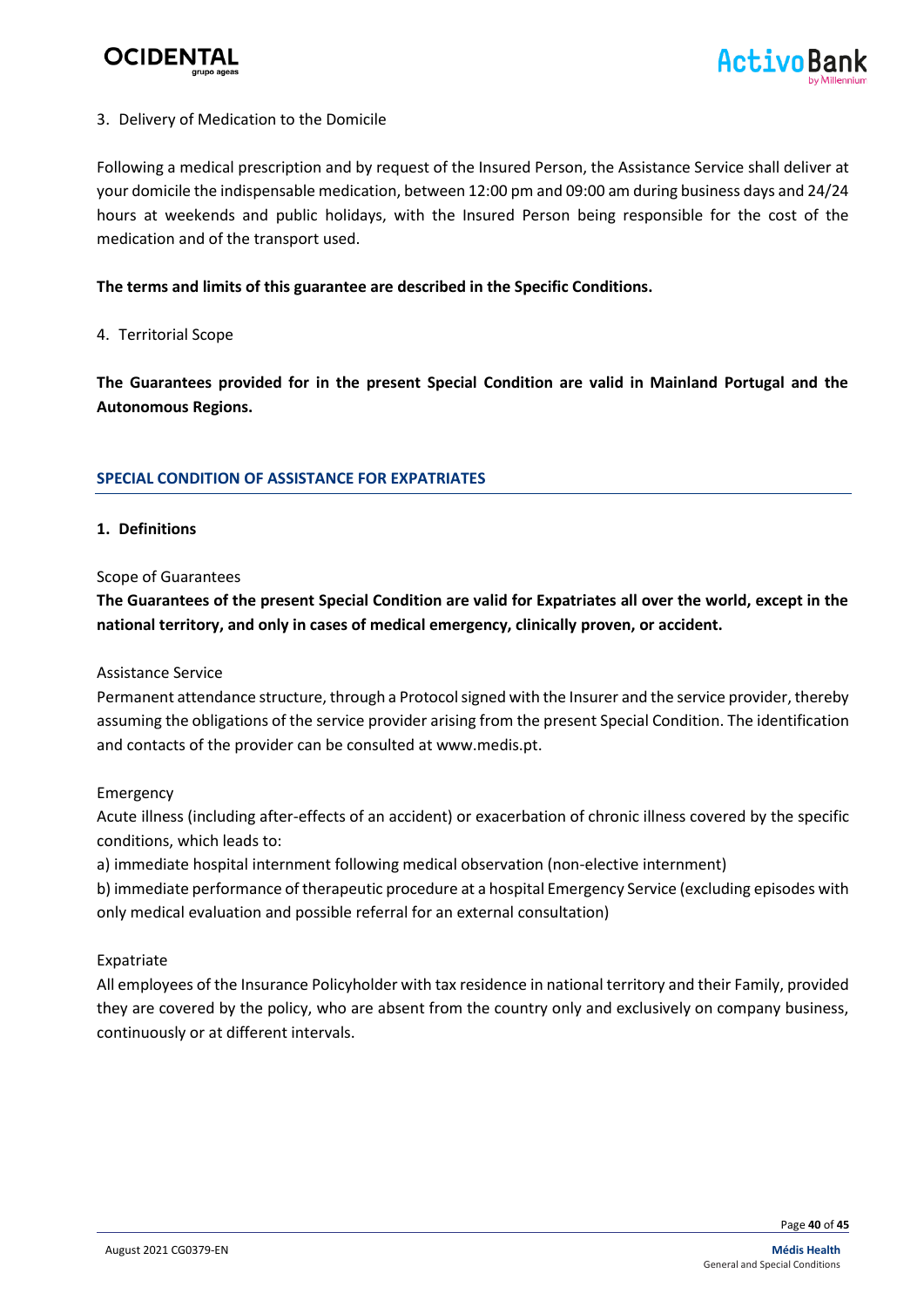3. Delivery of Medication to the Domicile

Following a medical prescription and by request of the Insured Person, the Assistance Service shall deliver at your domicile the indispensable medication, between 12:00 pm and 09:00 am during business days and 24/24 hours at weekends and public holidays, with the Insured Person being responsible for the cost of the medication and of the transport used.

**The terms and limits of this guarantee are described in the Specific Conditions.**

4. Territorial Scope

**The Guarantees provided for in the present Special Condition are valid in Mainland Portugal and the Autonomous Regions.**

## SPECIAL CONDITION OF ASSISTANCE FOR EXPATRIATES

**1. Definitions**

Scope of Guarantees

**The Guarantees of the present Special Condition are valid for Expatriates all over the world, except in the national territory, and only in cases of medical emergency, clinically proven, or accident.**

Assistance Service

Permanent attendance structure, through a Protocol signed with the Insurer and the service provider, thereby assuming the obligations of the service provider arising from the present Special Condition. The identification and contacts of the provider can be consulted at www.medis.pt.

Emergency

Acute illness (including after-effects of an accident) or exacerbation of chronic illness covered by the specific conditions, which leads to:

a) immediate hospital internment following medical observation (non-elective internment)

b) immediate performance of therapeutic procedure at a hospital Emergency Service (excluding episodes with only medical evaluation and possible referral for an external consultation)

Expatriate

All employees of the Insurance Policyholder with tax residence in national territory and their Family, provided they are covered by the policy, who are absent from the country only and exclusively on company business, continuously or at different intervals.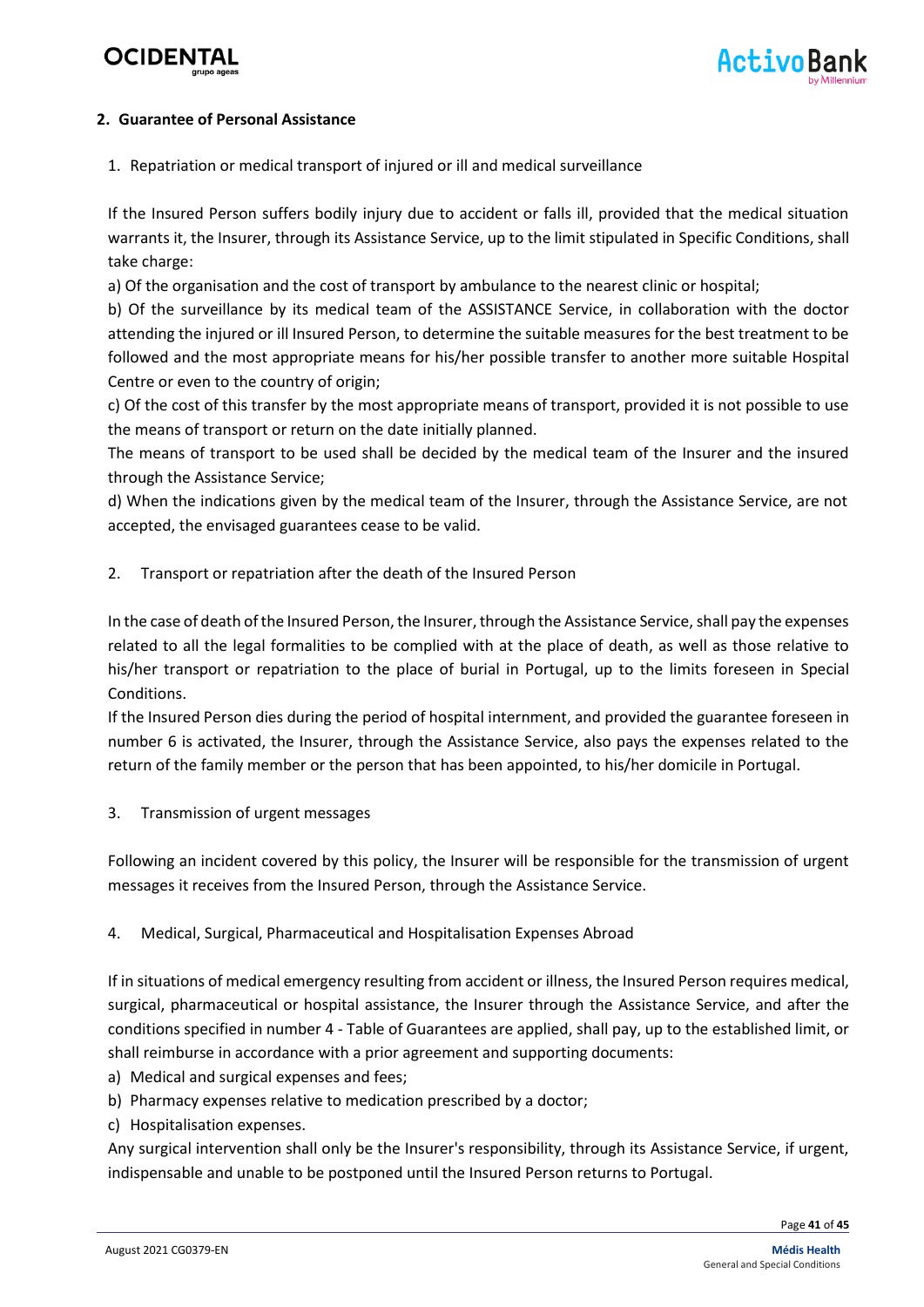## 2. Guarantee of Personal Assistance

1. Repatriation or medical transport of injured or ill and medical surveillance

If the Insured Person suffers bodily injury due to accident or falls ill, provided that the medical situation warrants it, the Insurer, through its Assistance Service, up to the limit stipulated in Specific Conditions, shall take charge:

a) Of the organisation and the cost of transport by ambulance to the nearest clinic or hospital;

b) Of the surveillance by its medical team of the ASSISTANCE Service, in collaboration with the doctor attending the injured or ill Insured Person, to determine the suitable measures for the best treatment to be followed and the most appropriate means for his/her possible transfer to another more suitable Hospital Centre or even to the country of origin;

c) Of the cost of this transfer by the most appropriate means of transport, provided it is not possible to use the means of transport or return on the date initially planned.

The means of transport to be used shall be decided by the medical team of the Insurer and the insured through the Assistance Service;

d) When the indications given by the medical team of the Insurer, through the Assistance Service, are not accepted, the envisaged guarantees cease to be valid.

2. Transport or repatriation after the death of the Insured Person

In the case of death of the Insured Person, the Insurer, through the Assistance Service, shall pay the expenses related to all the legal formalities to be complied with at the place of death, as well as those relative to his/her transport or repatriation to the place of burial in Portugal, up to the limits foreseen in Special Conditions.

If the Insured Person dies during the period of hospital internment, and provided the guarantee foreseen in number 6 is activated, the Insurer, through the Assistance Service, also pays the expenses related to the return of the family member or the person that has been appointed, to his/her domicile in Portugal.

3. Transmission of urgent messages

Following an incident covered by this policy, the Insurer will be responsible for the transmission of urgent messages it receives from the Insured Person, through the Assistance Service.

4. Medical, Surgical, Pharmaceutical and Hospitalisation Expenses Abroad

If in situations of medical emergency resulting from accident or illness, the Insured Person requires medical, surgical, pharmaceutical or hospital assistance, the Insurer through the Assistance Service, and after the conditions specified in number 4 - Table of Guarantees are applied, shall pay, up to the established limit, or shall reimburse in accordance with a prior agreement and supporting documents:

a) Medical and surgical expenses and fees;

b) Pharmacy expenses relative to medication prescribed by a doctor;

c) Hospitalisation expenses.

Any surgical intervention shall only be the Insurer's responsibility, through its Assistance Service, if urgent, indispensable and unable to be postponed until the Insured Person returns to Portugal.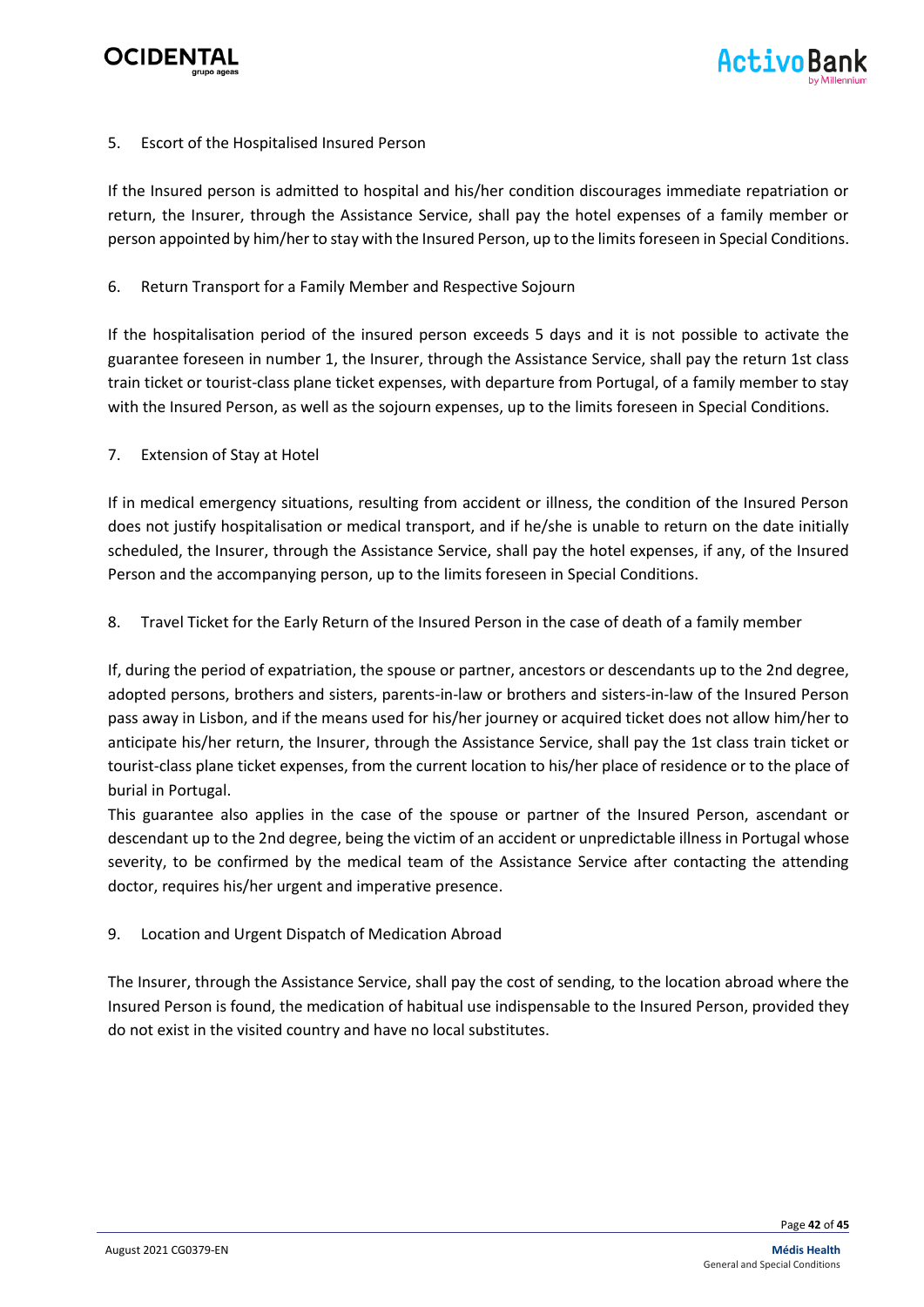5. Escort of the Hospitalised Insured Person

If the Insured person is admitted to hospital and his/her condition discourages immediate repatriation or return, the Insurer, through the Assistance Service, shall pay the hotel expenses of a family member or person appointed by him/her to stay with the Insured Person, up to the limits foreseen in Special Conditions.

6. Return Transport for a Family Member and Respective Sojourn

If the hospitalisation period of the insured person exceeds 5 days and it is not possible to activate the guarantee foreseen in number 1, the Insurer, through the Assistance Service, shall pay the return 1st class train ticket or tourist-class plane ticket expenses, with departure from Portugal, of a family member to stay with the Insured Person, as well as the sojourn expenses, up to the limits foreseen in Special Conditions.

7. Extension of Stay at Hotel

If in medical emergency situations, resulting from accident or illness, the condition of the Insured Person does not justify hospitalisation or medical transport, and if he/she is unable to return on the date initially scheduled, the Insurer, through the Assistance Service, shall pay the hotel expenses, if any, of the Insured Person and the accompanying person, up to the limits foreseen in Special Conditions.

8. Travel Ticket for the Early Return of the Insured Person in the case of death of a family member

If, during the period of expatriation, the spouse or partner, ancestors or descendants up to the 2nd degree, adopted persons, brothers and sisters, parents-in-law or brothers and sisters-in-law of the Insured Person pass away in Lisbon, and if the means used for his/her journey or acquired ticket does not allow him/her to anticipate his/her return, the Insurer, through the Assistance Service, shall pay the 1st class train ticket or tourist-class plane ticket expenses, from the current location to his/her place of residence or to the place of burial in Portugal.

This guarantee also applies in the case of the spouse or partner of the Insured Person, ascendant or descendant up to the 2nd degree, being the victim of an accident or unpredictable illness in Portugal whose severity, to be confirmed by the medical team of the Assistance Service after contacting the attending doctor, requires his/her urgent and imperative presence.

9. Location and Urgent Dispatch of Medication Abroad

The Insurer, through the Assistance Service, shall pay the cost of sending, to the location abroad where the Insured Person is found, the medication of habitual use indispensable to the Insured Person, provided they do not exist in the visited country and have no local substitutes.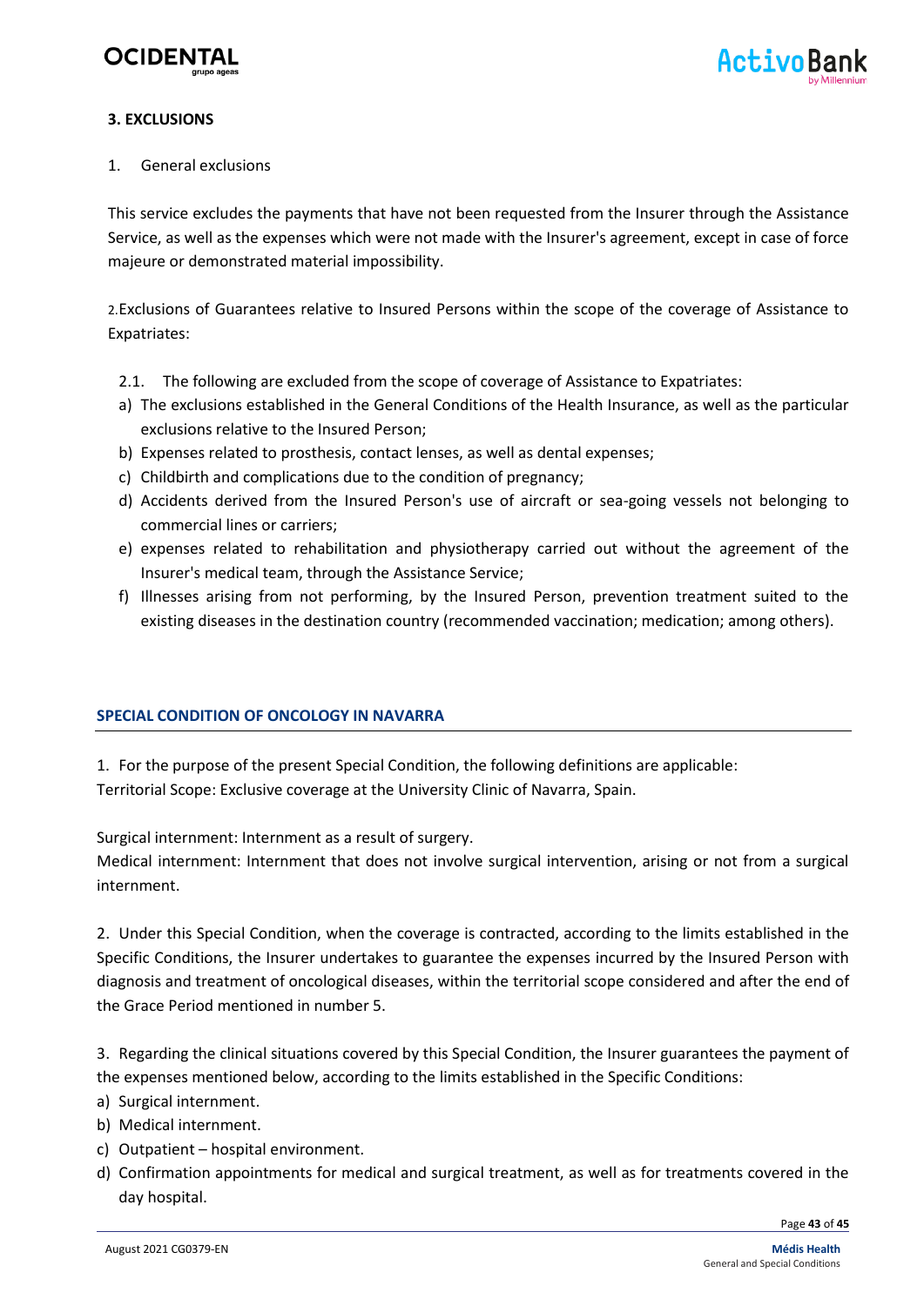### 3. EXCLUSIONS

1. General exclusions

This service excludes the payments that have not been requested from the Insurer through the Assistance Service, as well as the expenses which were not made with the Insurer's agreement, except in case of force majeure or demonstrated material impossibility.

2. Exclusions of Guarantees relative to Insured Persons within the scope of the coverage of Assistance to Expatriates:

2.1. The following are excluded from the scope of coverage of Assistance to Expatriates:

a) The exclusions established in the General Conditions of the Health Insurance, as well as the particular exclusions relative to the Insured Person;
b) Expenses related to prosthesis, contact lenses, as well as dental expenses;
c) Childbirth and complications due to the condition of pregnancy;
d) Accidents derived from the Insured Person's use of aircraft or sea-going vessels not belonging to commercial lines or carriers;
e) expenses related to rehabilitation and physiotherapy carried out without the agreement of the Insurer's medical team, through the Assistance Service;
f) Illnesses arising from not performing, by the Insured Person, prevention treatment suited to the existing diseases in the destination country (recommended vaccination; medication; among others).

## SPECIAL CONDITION OF ONCOLOGY IN NAVARRA

1. For the purpose of the present Special Condition, the following definitions are applicable:
Territorial Scope: Exclusive coverage at the University Clinic of Navarra, Spain.

Surgical internment: Internment as a result of surgery.
Medical internment: Internment that does not involve surgical intervention, arising or not from a surgical internment.

2. Under this Special Condition, when the coverage is contracted, according to the limits established in the Specific Conditions, the Insurer undertakes to guarantee the expenses incurred by the Insured Person with diagnosis and treatment of oncological diseases, within the territorial scope considered and after the end of the Grace Period mentioned in number 5.

3. Regarding the clinical situations covered by this Special Condition, the Insurer guarantees the payment of the expenses mentioned below, according to the limits established in the Specific Conditions:

a) Surgical internment.
b) Medical internment.
c) Outpatient – hospital environment.
d) Confirmation appointments for medical and surgical treatment, as well as for treatments covered in the day hospital.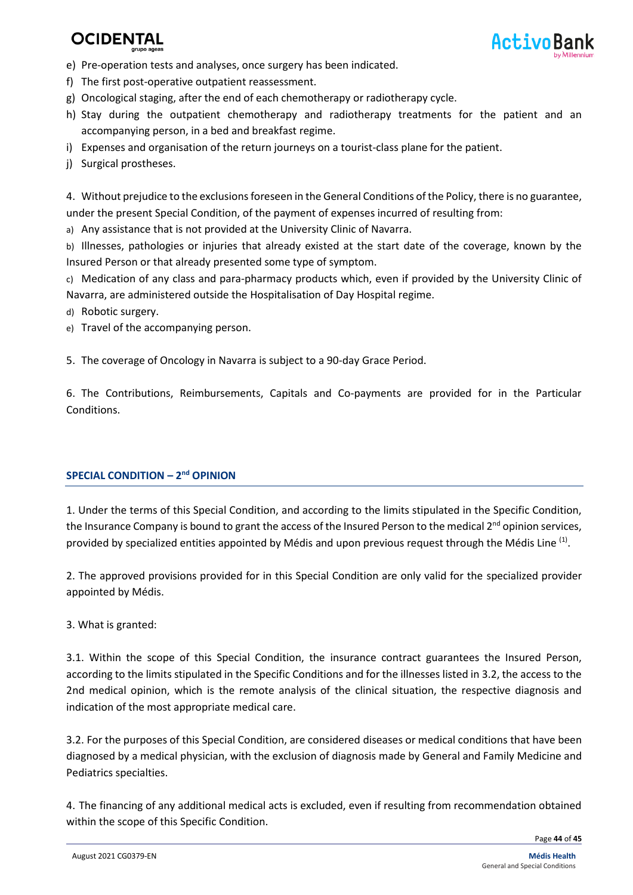e) Pre-operation tests and analyses, once surgery has been indicated.
f) The first post-operative outpatient reassessment.
g) Oncological staging, after the end of each chemotherapy or radiotherapy cycle.
h) Stay during the outpatient chemotherapy and radiotherapy treatments for the patient and an accompanying person, in a bed and breakfast regime.
i) Expenses and organisation of the return journeys on a tourist-class plane for the patient.
j) Surgical prostheses.

4. Without prejudice to the exclusions foreseen in the General Conditions of the Policy, there is no guarantee, under the present Special Condition, of the payment of expenses incurred of resulting from:

a) Any assistance that is not provided at the University Clinic of Navarra.

b) Illnesses, pathologies or injuries that already existed at the start date of the coverage, known by the Insured Person or that already presented some type of symptom.

c) Medication of any class and para-pharmacy products which, even if provided by the University Clinic of Navarra, are administered outside the Hospitalisation of Day Hospital regime.

d) Robotic surgery.

e) Travel of the accompanying person.

5. The coverage of Oncology in Navarra is subject to a 90-day Grace Period.

6. The Contributions, Reimbursements, Capitals and Co-payments are provided for in the Particular Conditions.

## SPECIAL CONDITION – 2nd OPINION

1. Under the terms of this Special Condition, and according to the limits stipulated in the Specific Condition, the Insurance Company is bound to grant the access of the Insured Person to the medical 2nd opinion services, provided by specialized entities appointed by Médis and upon previous request through the Médis Line [(1)].

2. The approved provisions provided for in this Special Condition are only valid for the specialized provider appointed by Médis.

3. What is granted:

3.1. Within the scope of this Special Condition, the insurance contract guarantees the Insured Person, according to the limits stipulated in the Specific Conditions and for the illnesses listed in 3.2, the access to the 2nd medical opinion, which is the remote analysis of the clinical situation, the respective diagnosis and indication of the most appropriate medical care.

3.2. For the purposes of this Special Condition, are considered diseases or medical conditions that have been diagnosed by a medical physician, with the exclusion of diagnosis made by General and Family Medicine and Pediatrics specialties.

4. The financing of any additional medical acts is excluded, even if resulting from recommendation obtained within the scope of this Specific Condition.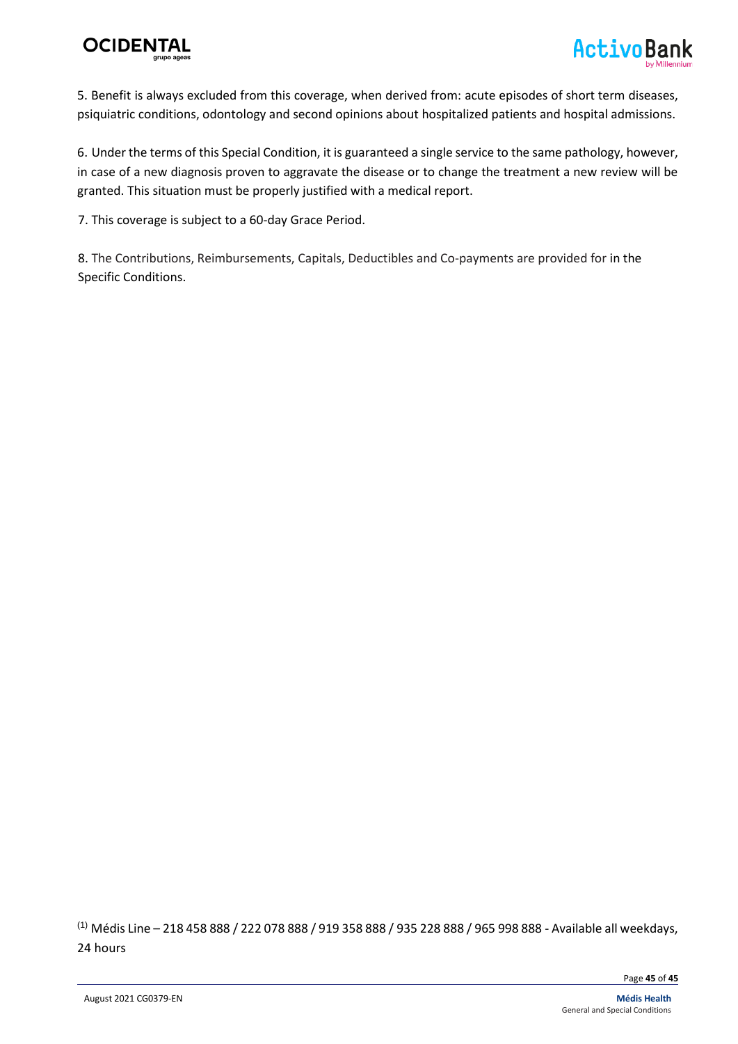5. Benefit is always excluded from this coverage, when derived from: acute episodes of short term diseases, psiquiatric conditions, odontology and second opinions about hospitalized patients and hospital admissions.

6. Under the terms of this Special Condition, it is guaranteed a single service to the same pathology, however, in case of a new diagnosis proven to aggravate the disease or to change the treatment a new review will be granted. This situation must be properly justified with a medical report.

7. This coverage is subject to a 60-day Grace Period.

8. The Contributions, Reimbursements, Capitals, Deductibles and Co-payments are provided for in the Specific Conditions.

[1] Médis Line – 218 458 888 / 222 078 888 / 919 358 888 / 935 228 888 / 965 998 888 - Available all weekdays, 24 hours